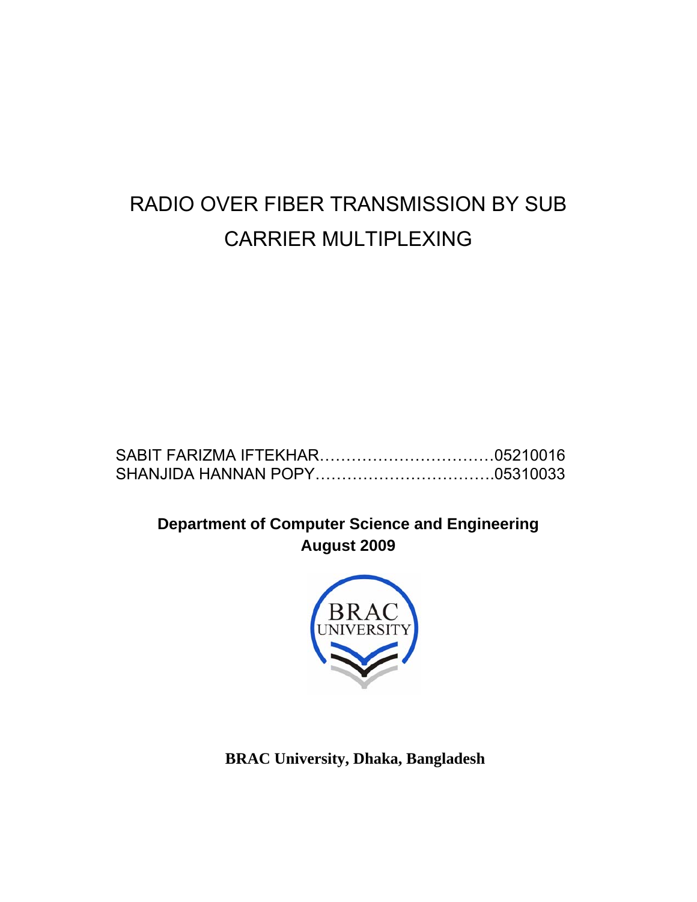# RADIO OVER FIBER TRANSMISSION BY SUB CARRIER MULTIPLEXING

SABIT FARIZMA IFTEKHAR……………………………05210016
SHANJIDA HANNAN POPY…………………………….05310033

**Department of Computer Science and Engineering**
**August 2009**

**BRAC University, Dhaka, Bangladesh**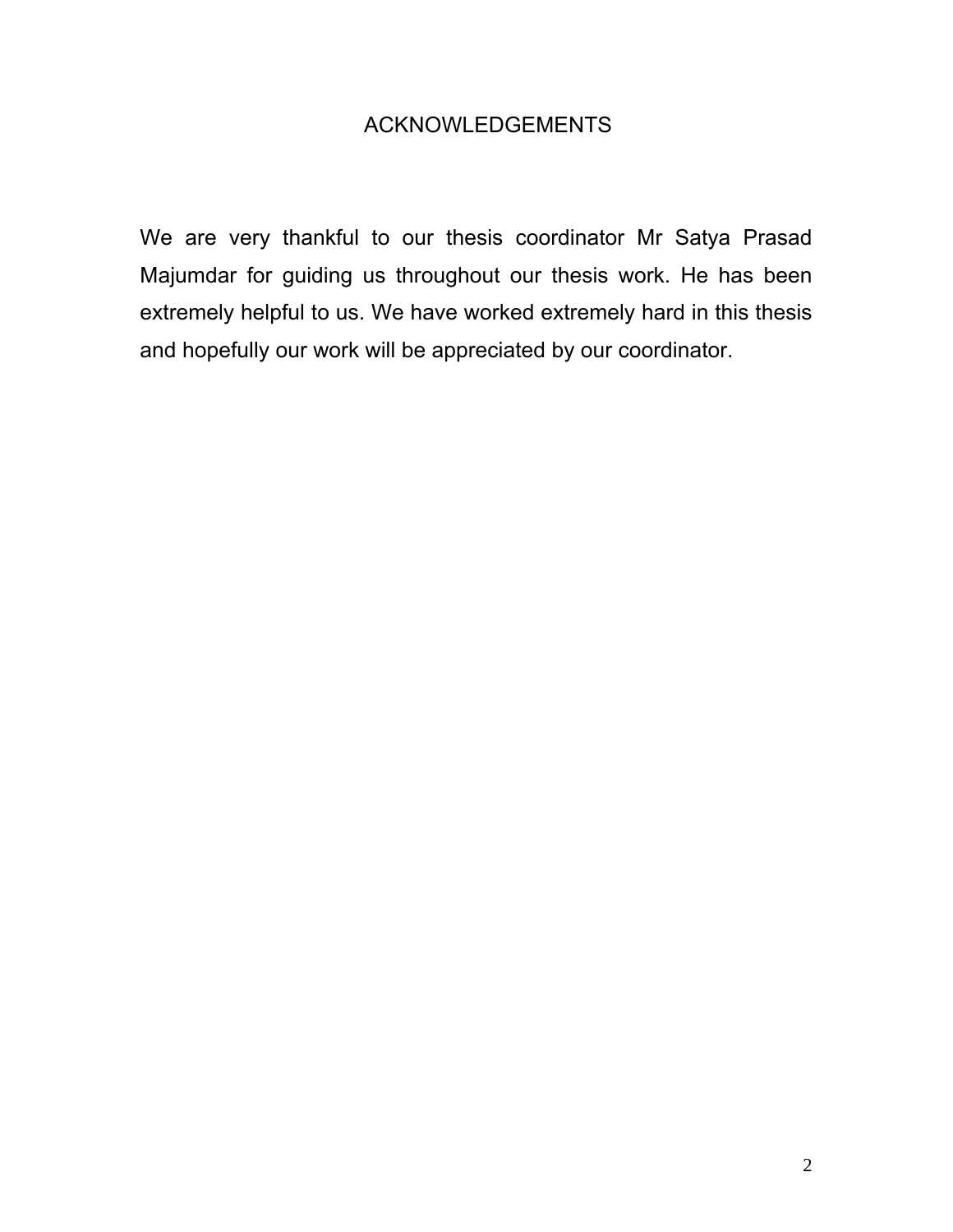# ACKNOWLEDGEMENTS

We are very thankful to our thesis coordinator Mr Satya Prasad Majumdar for guiding us throughout our thesis work. He has been extremely helpful to us. We have worked extremely hard in this thesis and hopefully our work will be appreciated by our coordinator.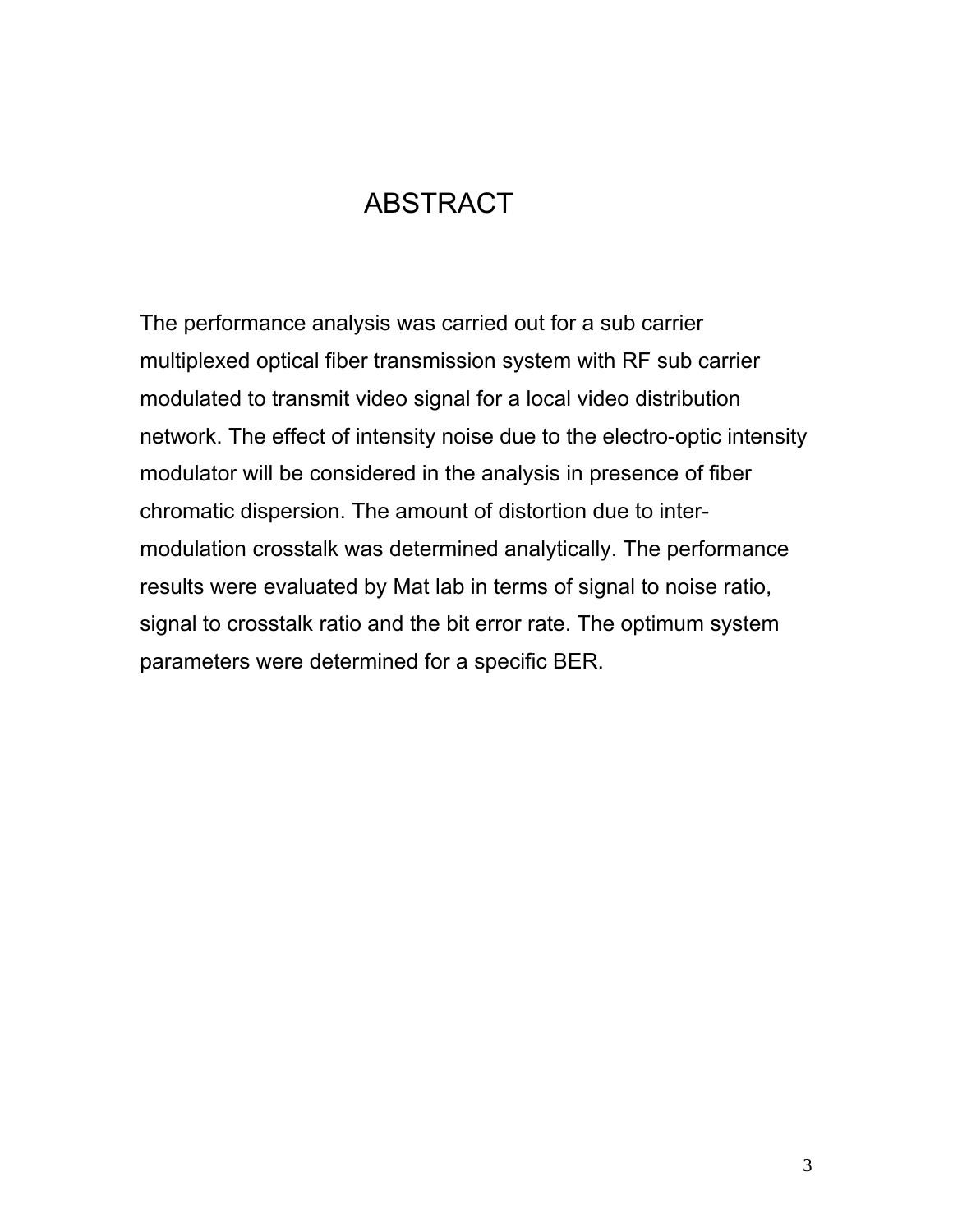# ABSTRACT

The performance analysis was carried out for a sub carrier multiplexed optical fiber transmission system with RF sub carrier modulated to transmit video signal for a local video distribution network. The effect of intensity noise due to the electro-optic intensity modulator will be considered in the analysis in presence of fiber chromatic dispersion. The amount of distortion due to inter-modulation crosstalk was determined analytically. The performance results were evaluated by Mat lab in terms of signal to noise ratio, signal to crosstalk ratio and the bit error rate. The optimum system parameters were determined for a specific BER.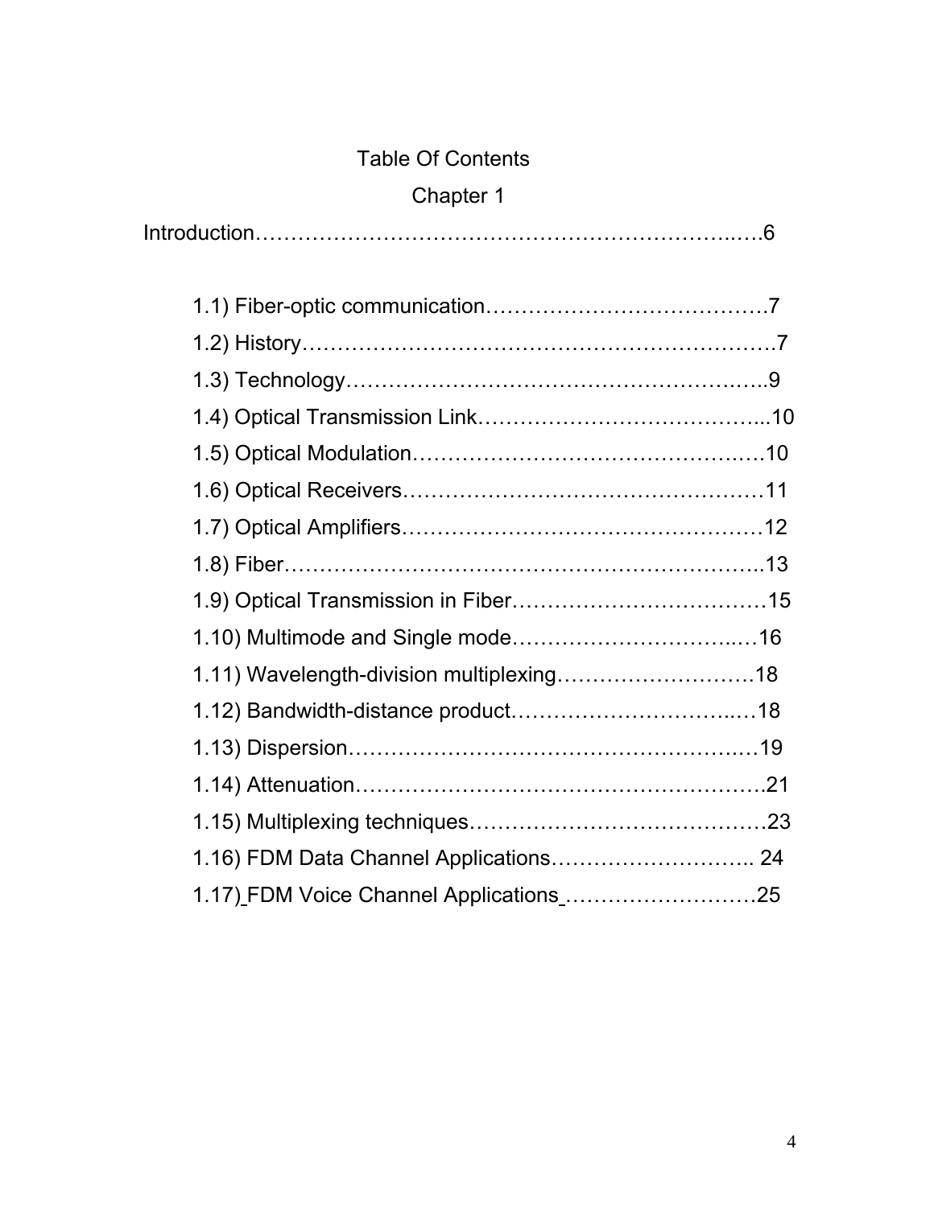# Table Of Contents

## Chapter 1

Introduction……………………………………………………………..….6

- 1.1) Fiber-optic communication………………………………….7
- 1.2) History……………………………………………………….7
- 1.3) Technology………………………………………………..…..9
- 1.4) Optical Transmission Link…………………………………...10
- 1.5) Optical Modulation………………………………………..….10
- 1.6) Optical Receivers……………………………………………11
- 1.7) Optical Amplifiers……………………………………………12
- 1.8) Fiber……………………………………………………….…..13
- 1.9) Optical Transmission in Fiber………………………………15
- 1.10) Multimode and Single mode……………………………..…16
- 1.11) Wavelength-division multiplexing……………………….18
- 1.12) Bandwidth-distance product……………………………..…18
- 1.13) Dispersion…………………………………………………..…19
- 1.14) Attenuation…………………………………………………..21
- 1.15) Multiplexing techniques……………………………………23
- 1.16) FDM Data Channel Applications……………………….. 24
- 1.17) FDM Voice Channel Applications………………………25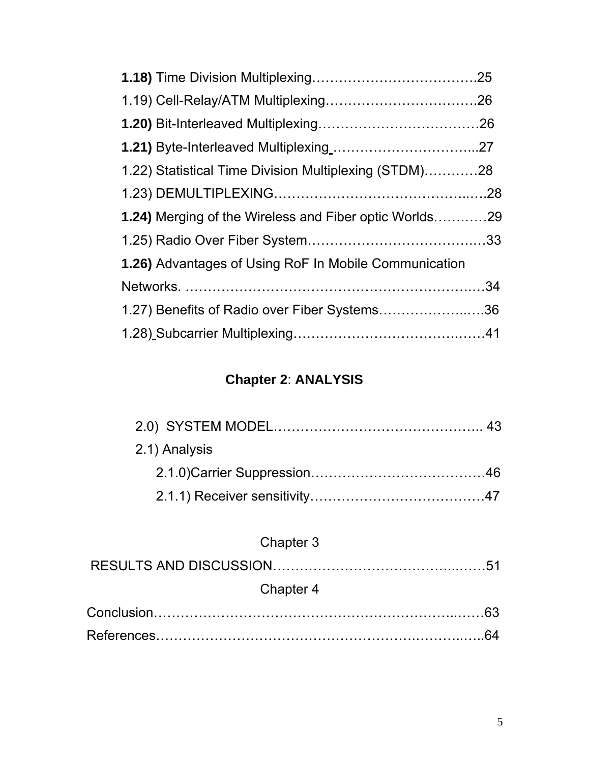**1.18)** Time Division Multiplexing……………………………….25

1.19) Cell-Relay/ATM Multiplexing…………………………….26

**1.20)** Bit-Interleaved Multiplexing………………………………26

**1.21)** Byte-Interleaved Multiplexing …………………………...27

1.22) Statistical Time Division Multiplexing (STDM)…………28

1.23) DEMULTIPLEXING…………………………………..….28

**1.24)** Merging of the Wireless and Fiber optic Worlds…………29

1.25) Radio Over Fiber System…………………………….…33

**1.26)** Advantages of Using RoF In Mobile Communication Networks. ……………………………………………………….…34

1.27) Benefits of Radio over Fiber Systems…………….….36

1.28) Subcarrier Multiplexing……………………………….……41

## Chapter 2: ANALYSIS

2.0) SYSTEM MODEL……………………………………….. 43

2.1) Analysis

- 2.1.0)Carrier Suppression…………………………………46
- 2.1.1) Receiver sensitivity…………………………………47

## Chapter 3

RESULTS AND DISCUSSION…………………………….……51

## Chapter 4

Conclusion…………………………………………………..……63

References…………………………………………….………..…..64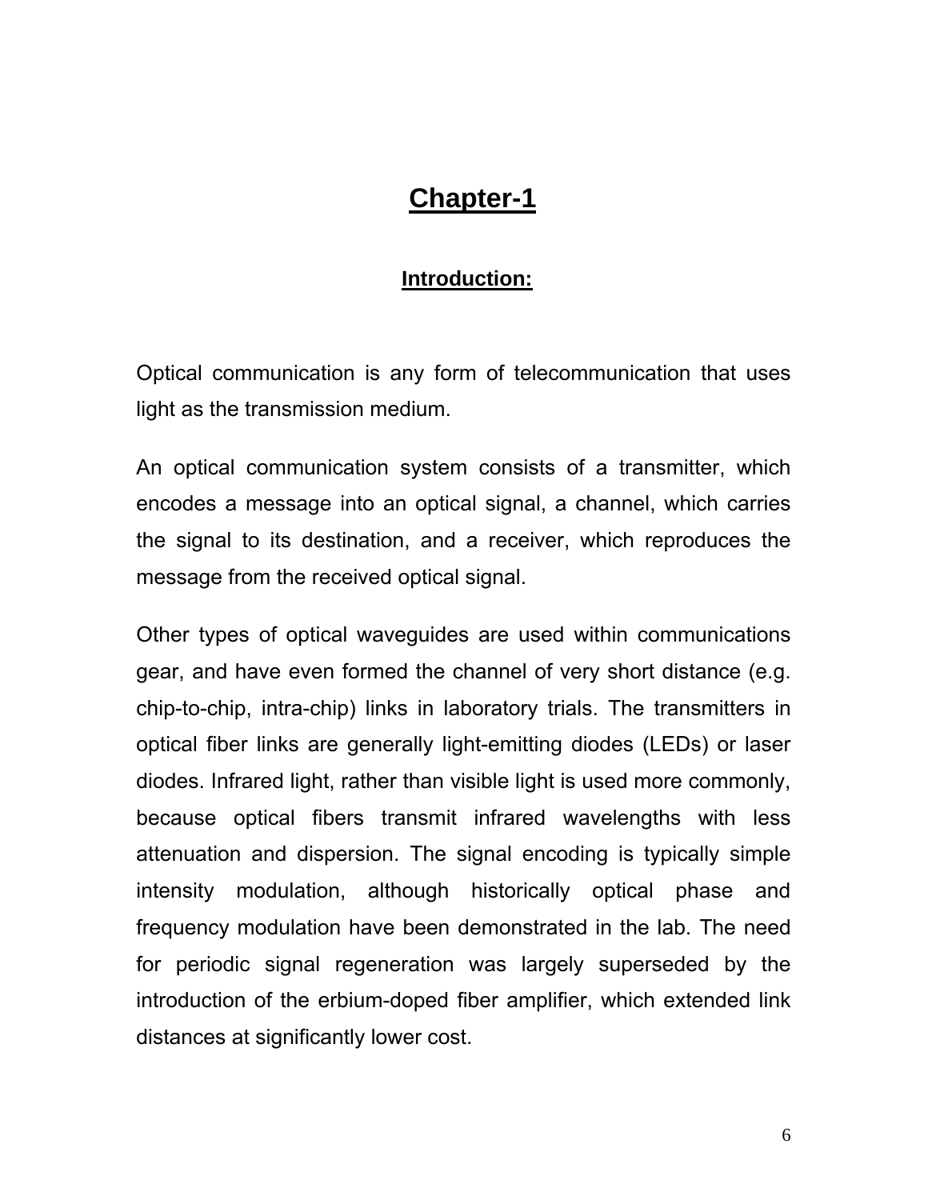# Chapter-1

## Introduction:

Optical communication is any form of telecommunication that uses light as the transmission medium.

An optical communication system consists of a transmitter, which encodes a message into an optical signal, a channel, which carries the signal to its destination, and a receiver, which reproduces the message from the received optical signal.

Other types of optical waveguides are used within communications gear, and have even formed the channel of very short distance (e.g. chip-to-chip, intra-chip) links in laboratory trials. The transmitters in optical fiber links are generally light-emitting diodes (LEDs) or laser diodes. Infrared light, rather than visible light is used more commonly, because optical fibers transmit infrared wavelengths with less attenuation and dispersion. The signal encoding is typically simple intensity modulation, although historically optical phase and frequency modulation have been demonstrated in the lab. The need for periodic signal regeneration was largely superseded by the introduction of the erbium-doped fiber amplifier, which extended link distances at significantly lower cost.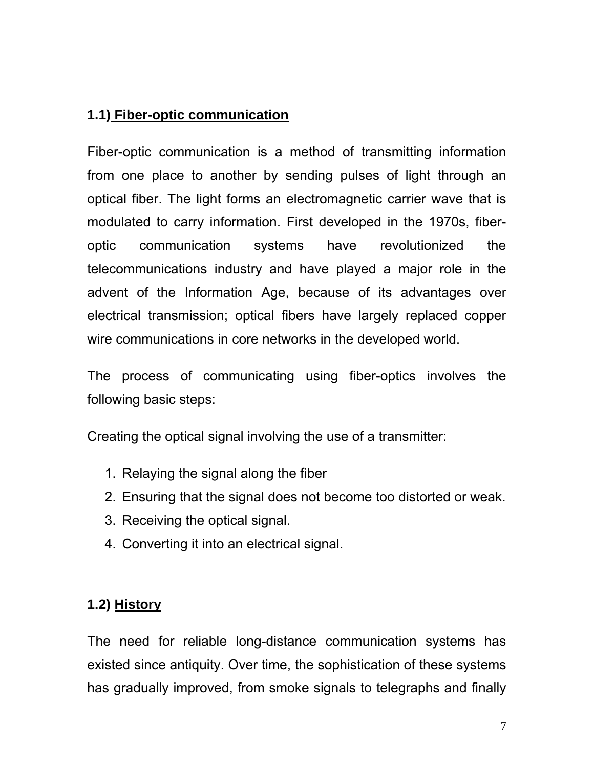## 1.1) Fiber-optic communication

Fiber-optic communication is a method of transmitting information from one place to another by sending pulses of light through an optical fiber. The light forms an electromagnetic carrier wave that is modulated to carry information. First developed in the 1970s, fiber-optic communication systems have revolutionized the telecommunications industry and have played a major role in the advent of the Information Age, because of its advantages over electrical transmission; optical fibers have largely replaced copper wire communications in core networks in the developed world.

The process of communicating using fiber-optics involves the following basic steps:

Creating the optical signal involving the use of a transmitter:

1. Relaying the signal along the fiber
2. Ensuring that the signal does not become too distorted or weak.
3. Receiving the optical signal.
4. Converting it into an electrical signal.

## 1.2) History

The need for reliable long-distance communication systems has existed since antiquity. Over time, the sophistication of these systems has gradually improved, from smoke signals to telegraphs and finally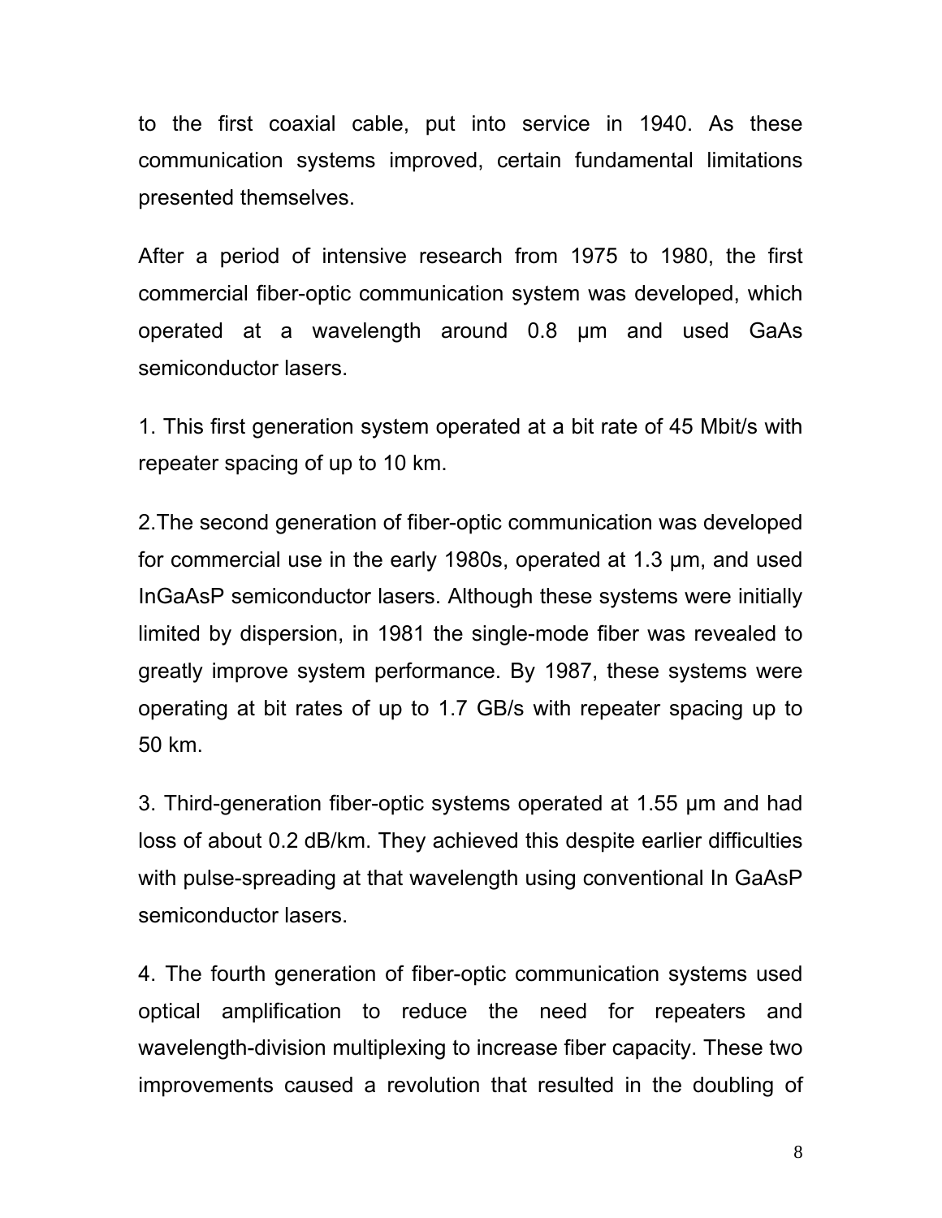to the first coaxial cable, put into service in 1940. As these communication systems improved, certain fundamental limitations presented themselves.

After a period of intensive research from 1975 to 1980, the first commercial fiber-optic communication system was developed, which operated at a wavelength around 0.8 μm and used GaAs semiconductor lasers.

1. This first generation system operated at a bit rate of 45 Mbit/s with repeater spacing of up to 10 km.

2.The second generation of fiber-optic communication was developed for commercial use in the early 1980s, operated at 1.3 μm, and used InGaAsP semiconductor lasers. Although these systems were initially limited by dispersion, in 1981 the single-mode fiber was revealed to greatly improve system performance. By 1987, these systems were operating at bit rates of up to 1.7 GB/s with repeater spacing up to 50 km.

3. Third-generation fiber-optic systems operated at 1.55 μm and had loss of about 0.2 dB/km. They achieved this despite earlier difficulties with pulse-spreading at that wavelength using conventional In GaAsP semiconductor lasers.

4. The fourth generation of fiber-optic communication systems used optical amplification to reduce the need for repeaters and wavelength-division multiplexing to increase fiber capacity. These two improvements caused a revolution that resulted in the doubling of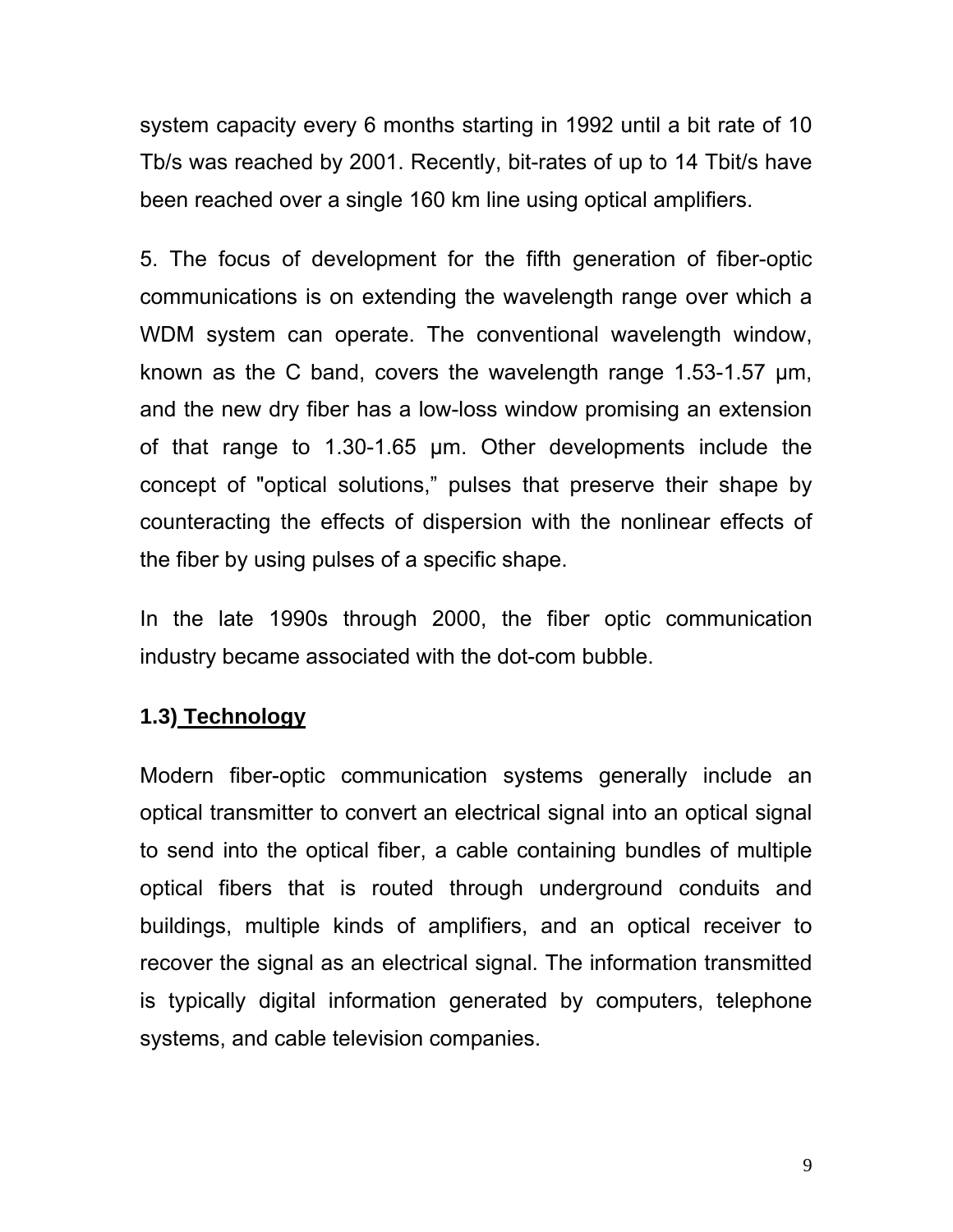system capacity every 6 months starting in 1992 until a bit rate of 10 Tb/s was reached by 2001. Recently, bit-rates of up to 14 Tbit/s have been reached over a single 160 km line using optical amplifiers.

5. The focus of development for the fifth generation of fiber-optic communications is on extending the wavelength range over which a WDM system can operate. The conventional wavelength window, known as the C band, covers the wavelength range 1.53-1.57 µm, and the new dry fiber has a low-loss window promising an extension of that range to 1.30-1.65 µm. Other developments include the concept of "optical solutions," pulses that preserve their shape by counteracting the effects of dispersion with the nonlinear effects of the fiber by using pulses of a specific shape.

In the late 1990s through 2000, the fiber optic communication industry became associated with the dot-com bubble.

### 1.3) Technology

Modern fiber-optic communication systems generally include an optical transmitter to convert an electrical signal into an optical signal to send into the optical fiber, a cable containing bundles of multiple optical fibers that is routed through underground conduits and buildings, multiple kinds of amplifiers, and an optical receiver to recover the signal as an electrical signal. The information transmitted is typically digital information generated by computers, telephone systems, and cable television companies.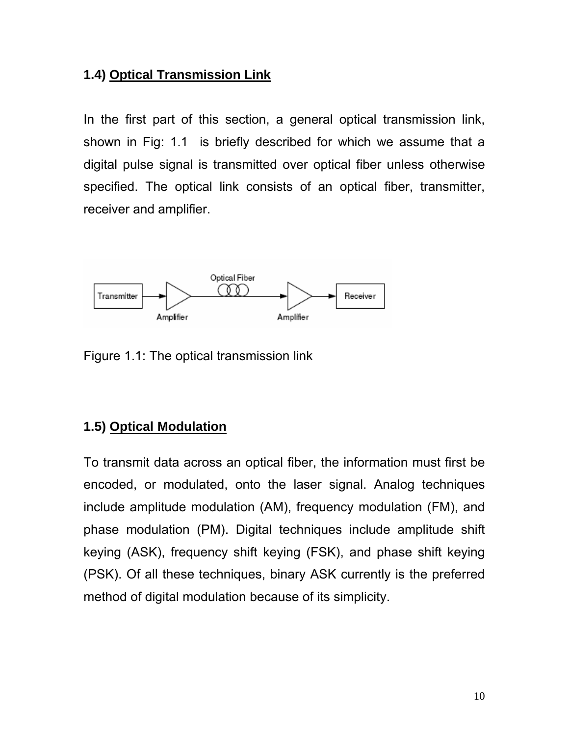## 1.4) Optical Transmission Link

In the first part of this section, a general optical transmission link, shown in Fig: 1.1 is briefly described for which we assume that a digital pulse signal is transmitted over optical fiber unless otherwise specified. The optical link consists of an optical fiber, transmitter, receiver and amplifier.

Figure 1.1: The optical transmission link

## 1.5) Optical Modulation

To transmit data across an optical fiber, the information must first be encoded, or modulated, onto the laser signal. Analog techniques include amplitude modulation (AM), frequency modulation (FM), and phase modulation (PM). Digital techniques include amplitude shift keying (ASK), frequency shift keying (FSK), and phase shift keying (PSK). Of all these techniques, binary ASK currently is the preferred method of digital modulation because of its simplicity.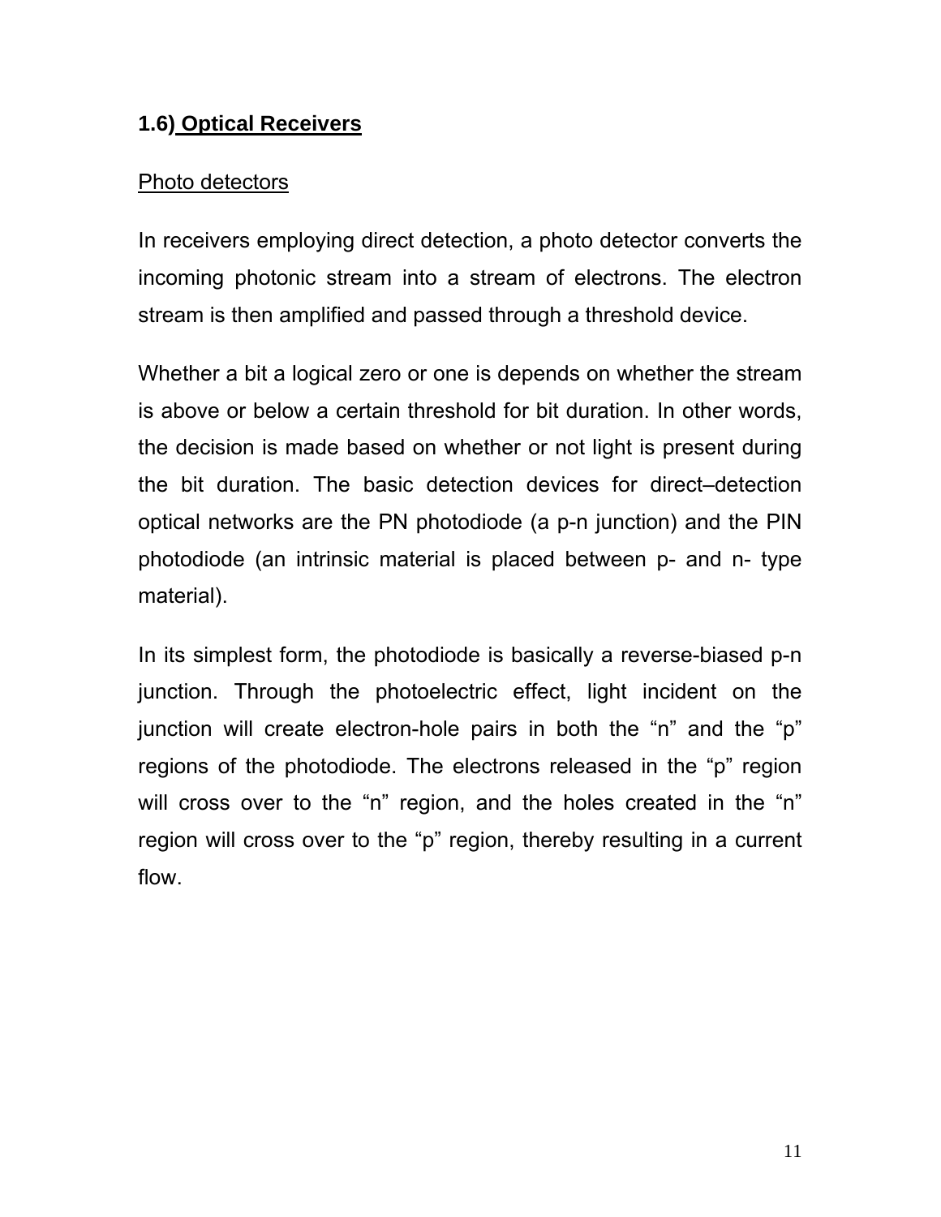## 1.6) Optical Receivers

Photo detectors

In receivers employing direct detection, a photo detector converts the incoming photonic stream into a stream of electrons. The electron stream is then amplified and passed through a threshold device.

Whether a bit a logical zero or one is depends on whether the stream is above or below a certain threshold for bit duration. In other words, the decision is made based on whether or not light is present during the bit duration. The basic detection devices for direct–detection optical networks are the PN photodiode (a p-n junction) and the PIN photodiode (an intrinsic material is placed between p- and n- type material).

In its simplest form, the photodiode is basically a reverse-biased p-n junction. Through the photoelectric effect, light incident on the junction will create electron-hole pairs in both the “n” and the “p” regions of the photodiode. The electrons released in the “p” region will cross over to the “n” region, and the holes created in the “n” region will cross over to the “p” region, thereby resulting in a current flow.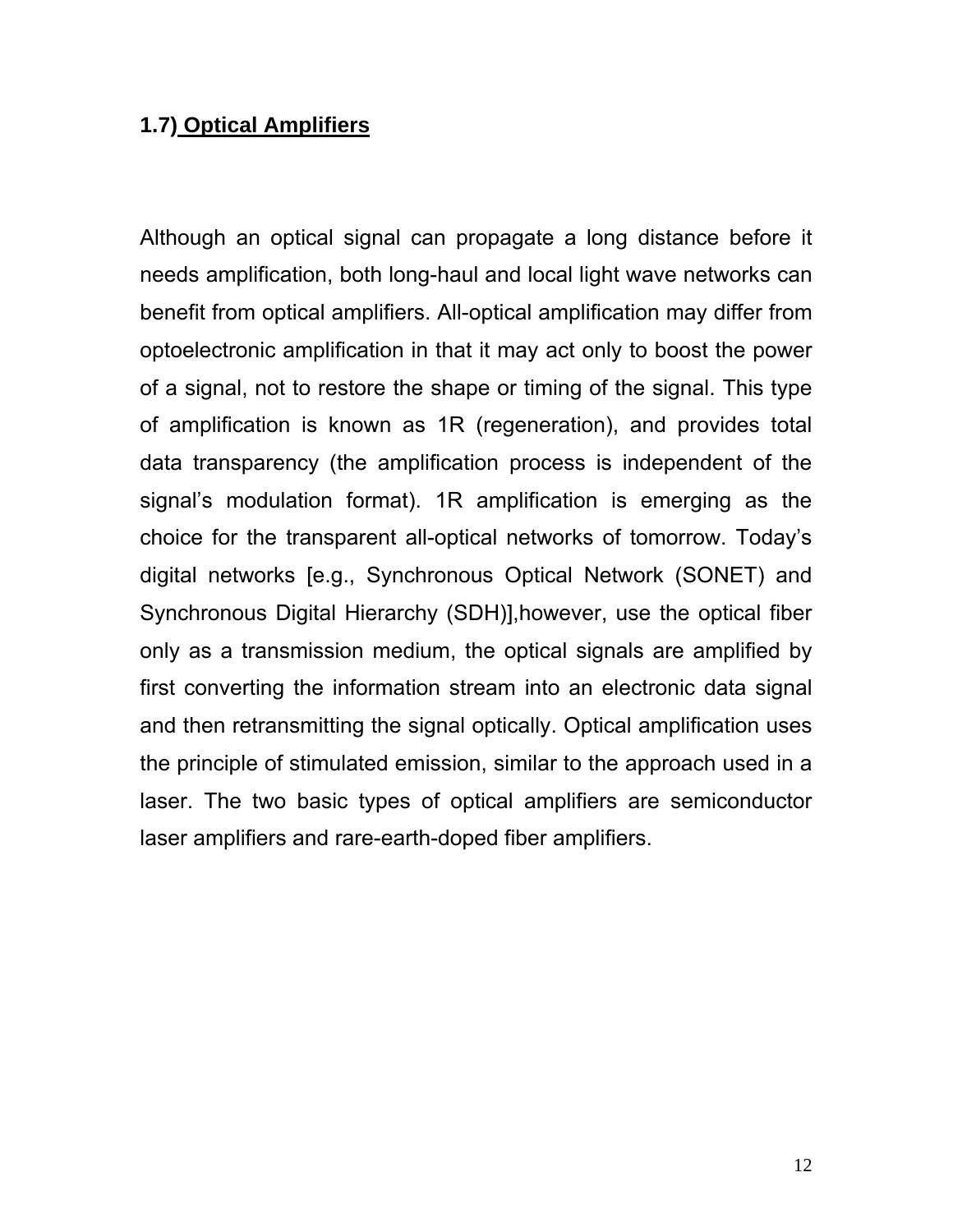## 1.7) Optical Amplifiers

Although an optical signal can propagate a long distance before it needs amplification, both long-haul and local light wave networks can benefit from optical amplifiers. All-optical amplification may differ from optoelectronic amplification in that it may act only to boost the power of a signal, not to restore the shape or timing of the signal. This type of amplification is known as 1R (regeneration), and provides total data transparency (the amplification process is independent of the signal's modulation format). 1R amplification is emerging as the choice for the transparent all-optical networks of tomorrow. Today's digital networks [e.g., Synchronous Optical Network (SONET) and Synchronous Digital Hierarchy (SDH)],however, use the optical fiber only as a transmission medium, the optical signals are amplified by first converting the information stream into an electronic data signal and then retransmitting the signal optically. Optical amplification uses the principle of stimulated emission, similar to the approach used in a laser. The two basic types of optical amplifiers are semiconductor laser amplifiers and rare-earth-doped fiber amplifiers.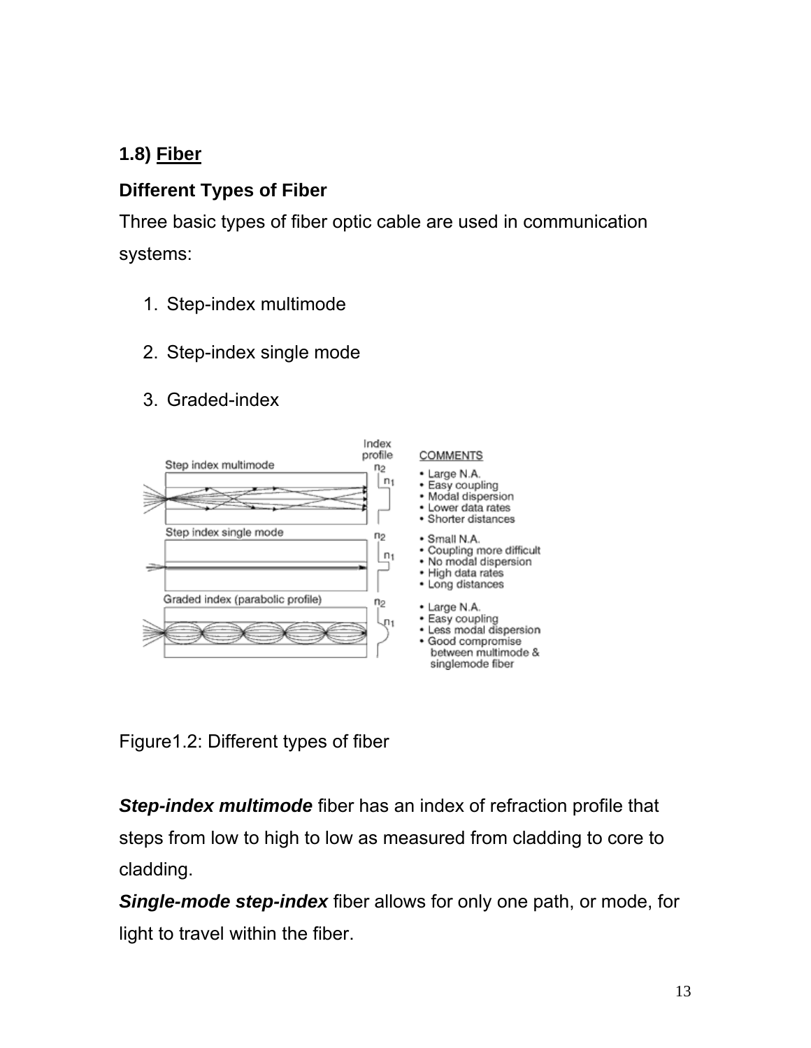## 1.8) Fiber

### Different Types of Fiber

Three basic types of fiber optic cable are used in communication systems:

1. Step-index multimode
2. Step-index single mode
3. Graded-index

Figure1.2: Different types of fiber

***Step-index multimode*** fiber has an index of refraction profile that steps from low to high to low as measured from cladding to core to cladding.

***Single-mode step-index*** fiber allows for only one path, or mode, for light to travel within the fiber.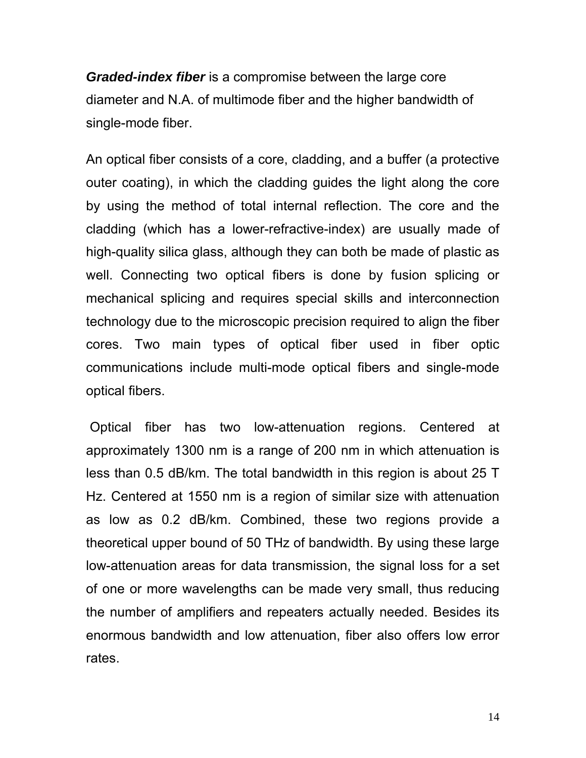***Graded-index fiber*** is a compromise between the large core diameter and N.A. of multimode fiber and the higher bandwidth of single-mode fiber.

An optical fiber consists of a core, cladding, and a buffer (a protective outer coating), in which the cladding guides the light along the core by using the method of total internal reflection. The core and the cladding (which has a lower-refractive-index) are usually made of high-quality silica glass, although they can both be made of plastic as well. Connecting two optical fibers is done by fusion splicing or mechanical splicing and requires special skills and interconnection technology due to the microscopic precision required to align the fiber cores. Two main types of optical fiber used in fiber optic communications include multi-mode optical fibers and single-mode optical fibers.

Optical fiber has two low-attenuation regions. Centered at approximately 1300 nm is a range of 200 nm in which attenuation is less than 0.5 dB/km. The total bandwidth in this region is about 25 T Hz. Centered at 1550 nm is a region of similar size with attenuation as low as 0.2 dB/km. Combined, these two regions provide a theoretical upper bound of 50 THz of bandwidth. By using these large low-attenuation areas for data transmission, the signal loss for a set of one or more wavelengths can be made very small, thus reducing the number of amplifiers and repeaters actually needed. Besides its enormous bandwidth and low attenuation, fiber also offers low error rates.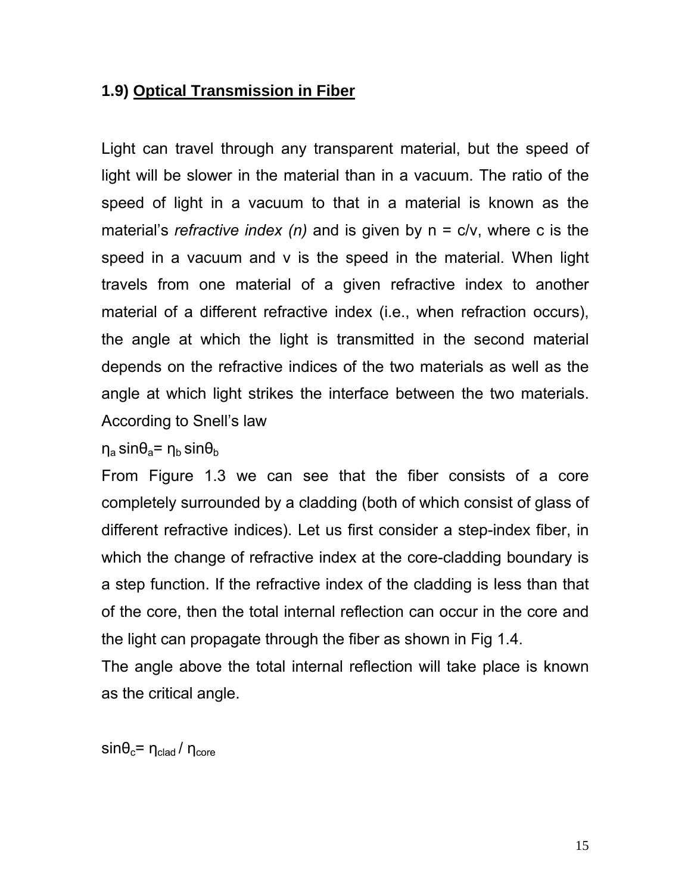### 1.9) <u>Optical Transmission in Fiber</u>

Light can travel through any transparent material, but the speed of light will be slower in the material than in a vacuum. The ratio of the speed of light in a vacuum to that in a material is known as the material's *refractive index (n)* and is given by n = c/v, where c is the speed in a vacuum and v is the speed in the material. When light travels from one material of a given refractive index to another material of a different refractive index (i.e., when refraction occurs), the angle at which the light is transmitted in the second material depends on the refractive indices of the two materials as well as the angle at which light strikes the interface between the two materials. According to Snell's law

$\eta_a \sin\theta_a = \eta_b \sin\theta_b$

From Figure 1.3 we can see that the fiber consists of a core completely surrounded by a cladding (both of which consist of glass of different refractive indices). Let us first consider a step-index fiber, in which the change of refractive index at the core-cladding boundary is a step function. If the refractive index of the cladding is less than that of the core, then the total internal reflection can occur in the core and the light can propagate through the fiber as shown in Fig 1.4.

The angle above the total internal reflection will take place is known as the critical angle.

$\sin\theta_c = \eta_{clad} / \eta_{core}$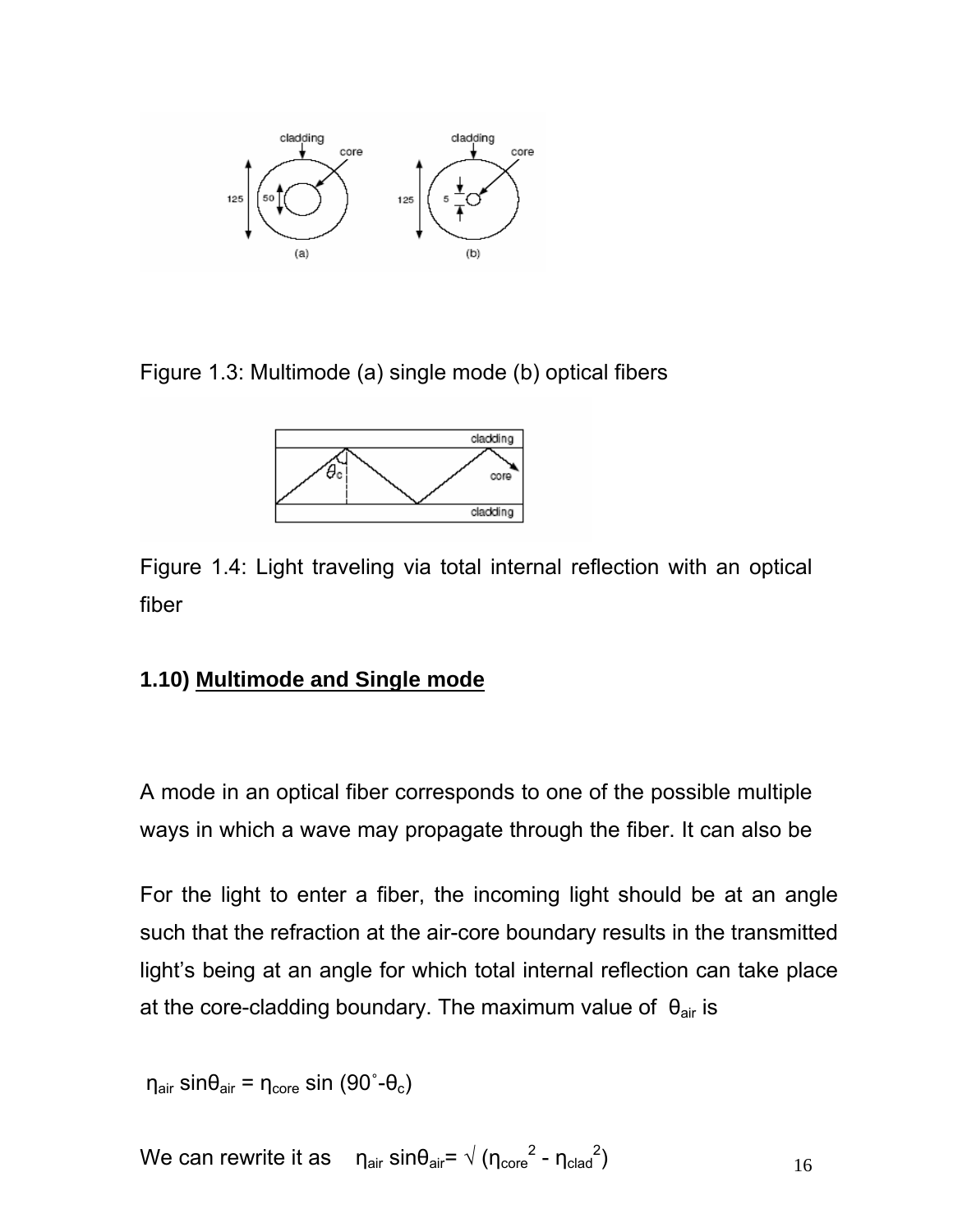Figure 1.3: Multimode (a) single mode (b) optical fibers

Figure 1.4: Light traveling via total internal reflection with an optical fiber

### 1.10) **Multimode and Single mode**

A mode in an optical fiber corresponds to one of the possible multiple ways in which a wave may propagate through the fiber. It can also be

For the light to enter a fiber, the incoming light should be at an angle such that the refraction at the air-core boundary results in the transmitted light's being at an angle for which total internal reflection can take place at the core-cladding boundary. The maximum value of $\theta_{air}$ is

$$\eta_{air} \sin\theta_{air} = \eta_{core} \sin(90^\circ - \theta_c)$$

We can rewrite it as $\eta_{air} \sin\theta_{air} = \sqrt{(\eta_{core}^2 - \eta_{clad}^2)}$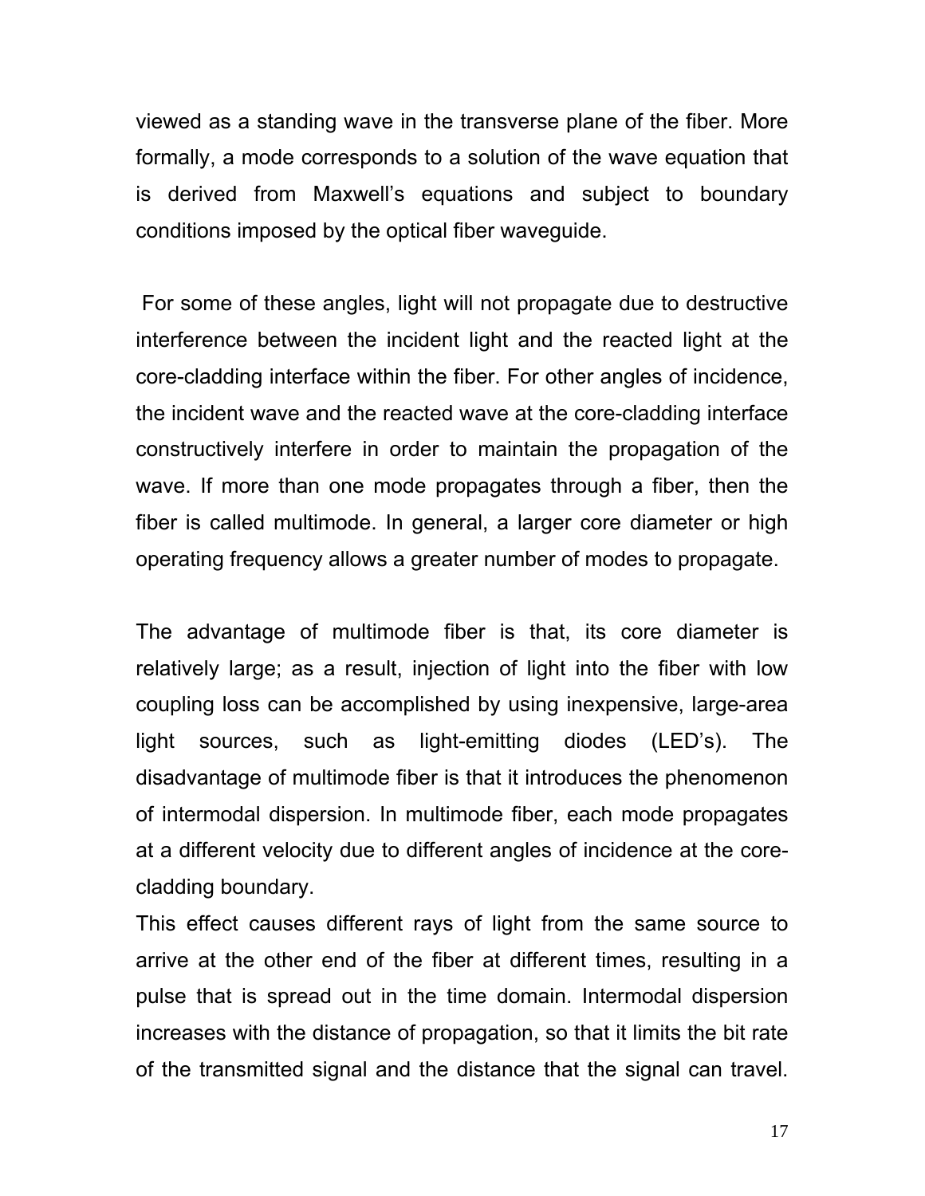viewed as a standing wave in the transverse plane of the fiber. More formally, a mode corresponds to a solution of the wave equation that is derived from Maxwell's equations and subject to boundary conditions imposed by the optical fiber waveguide.

For some of these angles, light will not propagate due to destructive interference between the incident light and the reacted light at the core-cladding interface within the fiber. For other angles of incidence, the incident wave and the reacted wave at the core-cladding interface constructively interfere in order to maintain the propagation of the wave. If more than one mode propagates through a fiber, then the fiber is called multimode. In general, a larger core diameter or high operating frequency allows a greater number of modes to propagate.

The advantage of multimode fiber is that, its core diameter is relatively large; as a result, injection of light into the fiber with low coupling loss can be accomplished by using inexpensive, large-area light sources, such as light-emitting diodes (LED's). The disadvantage of multimode fiber is that it introduces the phenomenon of intermodal dispersion. In multimode fiber, each mode propagates at a different velocity due to different angles of incidence at the core-cladding boundary.

This effect causes different rays of light from the same source to arrive at the other end of the fiber at different times, resulting in a pulse that is spread out in the time domain. Intermodal dispersion increases with the distance of propagation, so that it limits the bit rate of the transmitted signal and the distance that the signal can travel.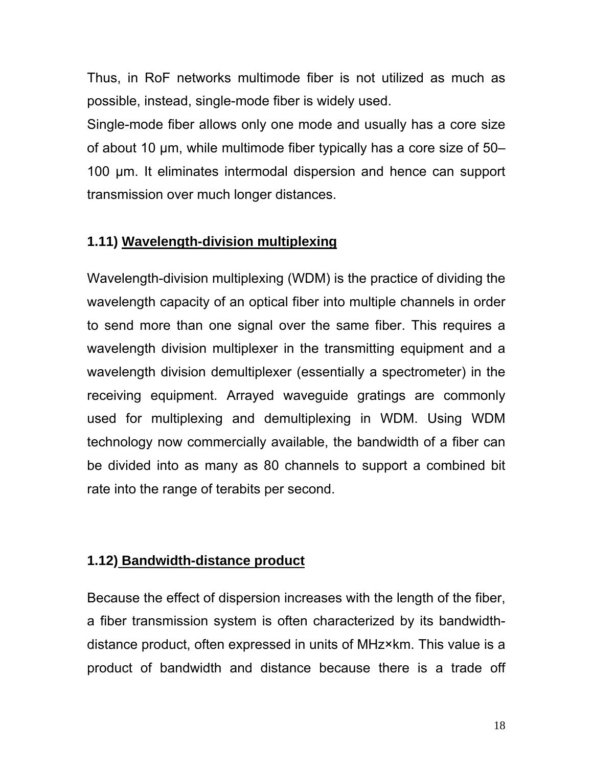Thus, in RoF networks multimode fiber is not utilized as much as possible, instead, single-mode fiber is widely used.

Single-mode fiber allows only one mode and usually has a core size of about 10 μm, while multimode fiber typically has a core size of 50–100 μm. It eliminates intermodal dispersion and hence can support transmission over much longer distances.

### 1.11) Wavelength-division multiplexing

Wavelength-division multiplexing (WDM) is the practice of dividing the wavelength capacity of an optical fiber into multiple channels in order to send more than one signal over the same fiber. This requires a wavelength division multiplexer in the transmitting equipment and a wavelength division demultiplexer (essentially a spectrometer) in the receiving equipment. Arrayed waveguide gratings are commonly used for multiplexing and demultiplexing in WDM. Using WDM technology now commercially available, the bandwidth of a fiber can be divided into as many as 80 channels to support a combined bit rate into the range of terabits per second.

### 1.12) Bandwidth-distance product

Because the effect of dispersion increases with the length of the fiber, a fiber transmission system is often characterized by its bandwidth-distance product, often expressed in units of MHz×km. This value is a product of bandwidth and distance because there is a trade off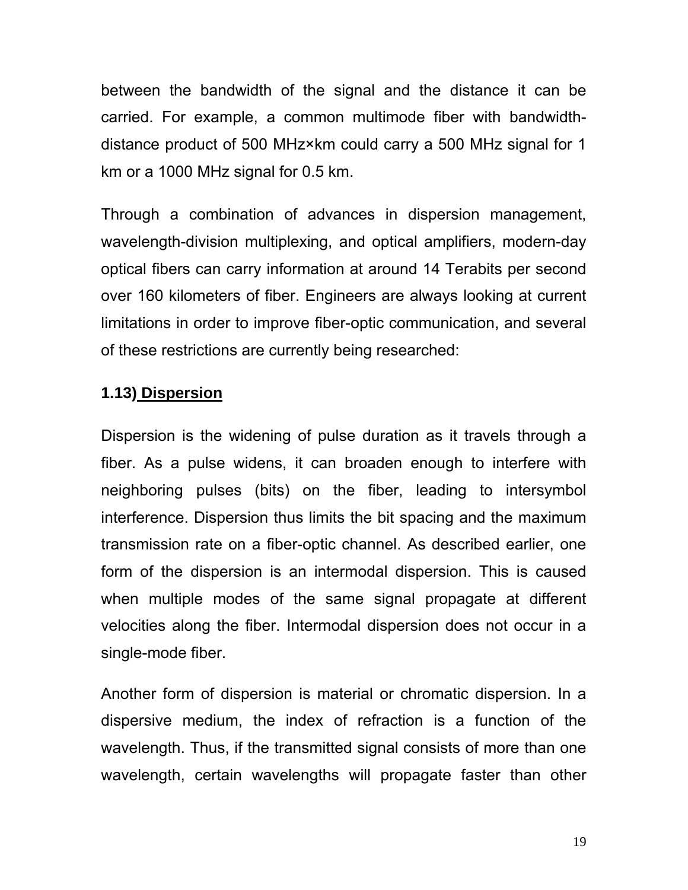between the bandwidth of the signal and the distance it can be carried. For example, a common multimode fiber with bandwidth-distance product of 500 MHz×km could carry a 500 MHz signal for 1 km or a 1000 MHz signal for 0.5 km.

Through a combination of advances in dispersion management, wavelength-division multiplexing, and optical amplifiers, modern-day optical fibers can carry information at around 14 Terabits per second over 160 kilometers of fiber. Engineers are always looking at current limitations in order to improve fiber-optic communication, and several of these restrictions are currently being researched:

### 1.13) Dispersion

Dispersion is the widening of pulse duration as it travels through a fiber. As a pulse widens, it can broaden enough to interfere with neighboring pulses (bits) on the fiber, leading to intersymbol interference. Dispersion thus limits the bit spacing and the maximum transmission rate on a fiber-optic channel. As described earlier, one form of the dispersion is an intermodal dispersion. This is caused when multiple modes of the same signal propagate at different velocities along the fiber. Intermodal dispersion does not occur in a single-mode fiber.

Another form of dispersion is material or chromatic dispersion. In a dispersive medium, the index of refraction is a function of the wavelength. Thus, if the transmitted signal consists of more than one wavelength, certain wavelengths will propagate faster than other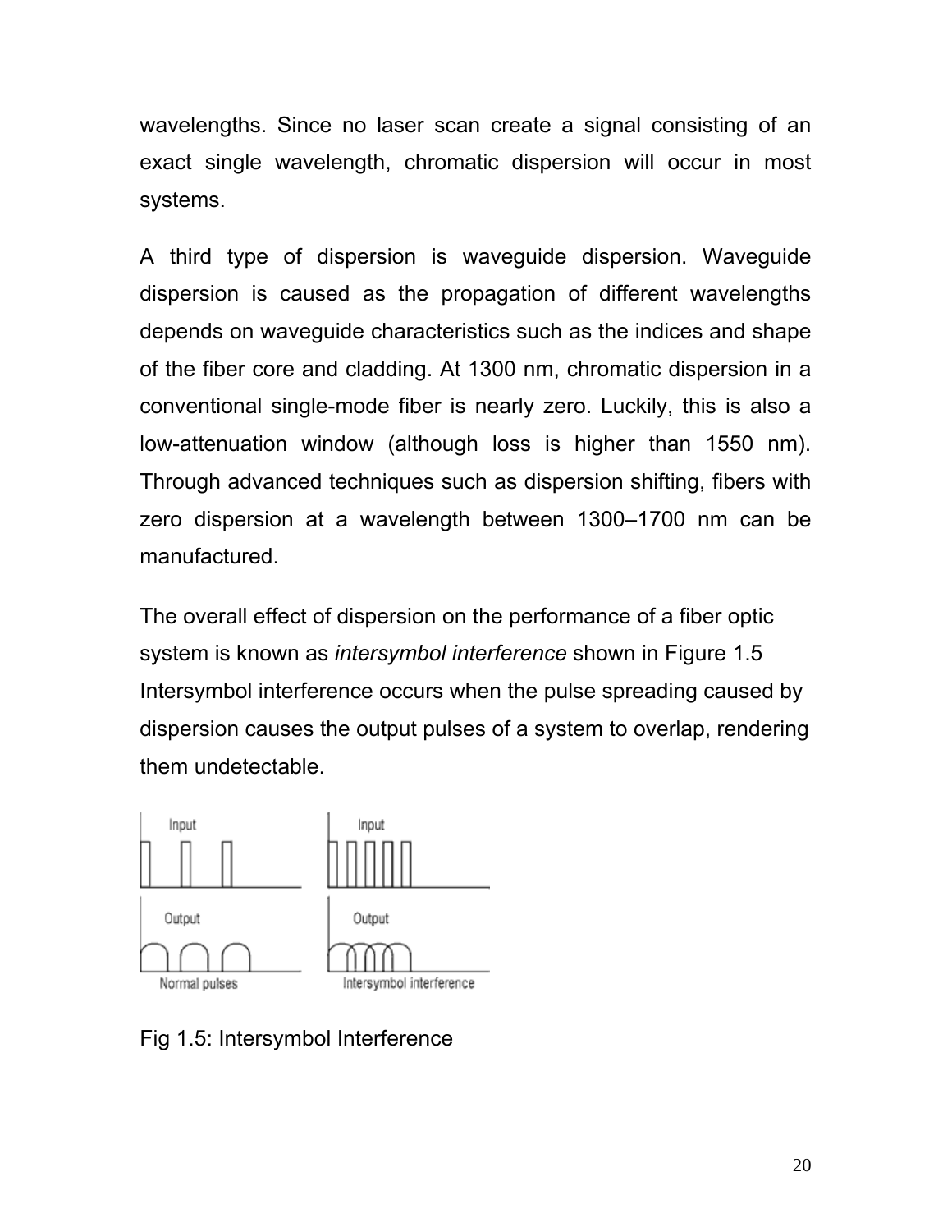wavelengths. Since no laser scan create a signal consisting of an exact single wavelength, chromatic dispersion will occur in most systems.

A third type of dispersion is waveguide dispersion. Waveguide dispersion is caused as the propagation of different wavelengths depends on waveguide characteristics such as the indices and shape of the fiber core and cladding. At 1300 nm, chromatic dispersion in a conventional single-mode fiber is nearly zero. Luckily, this is also a low-attenuation window (although loss is higher than 1550 nm). Through advanced techniques such as dispersion shifting, fibers with zero dispersion at a wavelength between 1300–1700 nm can be manufactured.

The overall effect of dispersion on the performance of a fiber optic system is known as *intersymbol interference* shown in Figure 1.5 Intersymbol interference occurs when the pulse spreading caused by dispersion causes the output pulses of a system to overlap, rendering them undetectable.

Fig 1.5: Intersymbol Interference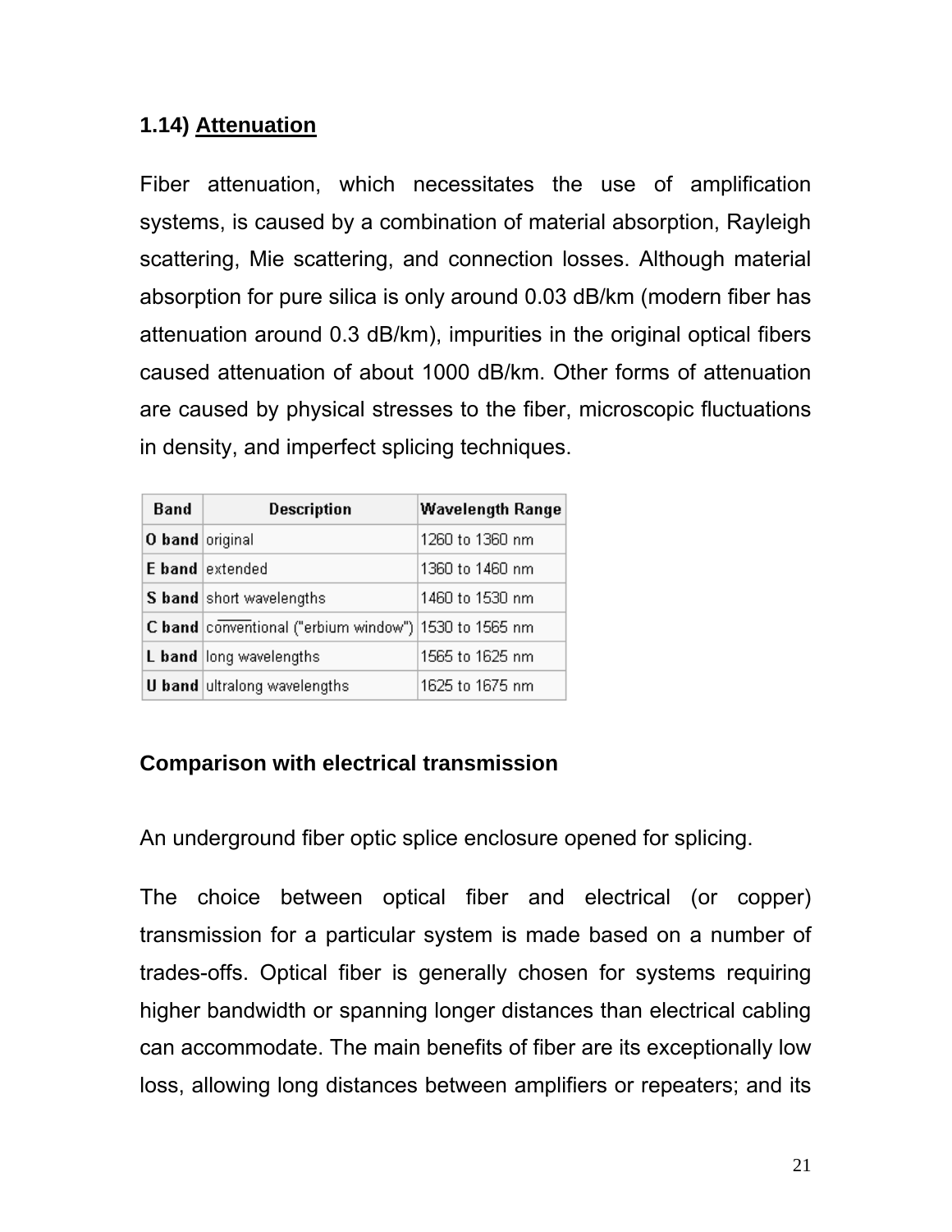## 1.14) Attenuation

Fiber attenuation, which necessitates the use of amplification systems, is caused by a combination of material absorption, Rayleigh scattering, Mie scattering, and connection losses. Although material absorption for pure silica is only around 0.03 dB/km (modern fiber has attenuation around 0.3 dB/km), impurities in the original optical fibers caused attenuation of about 1000 dB/km. Other forms of attenuation are caused by physical stresses to the fiber, microscopic fluctuations in density, and imperfect splicing techniques.

| Band | Description | Wavelength Range |
|---|---|---|
| **O band** | original | 1260 to 1360 nm |
| **E band** | extended | 1360 to 1460 nm |
| **S band** | short wavelengths | 1460 to 1530 nm |
| **C band** | conventional ("erbium window") | 1530 to 1565 nm |
| **L band** | long wavelengths | 1565 to 1625 nm |
| **U band** | ultralong wavelengths | 1625 to 1675 nm |

### Comparison with electrical transmission

An underground fiber optic splice enclosure opened for splicing.

The choice between optical fiber and electrical (or copper) transmission for a particular system is made based on a number of trades-offs. Optical fiber is generally chosen for systems requiring higher bandwidth or spanning longer distances than electrical cabling can accommodate. The main benefits of fiber are its exceptionally low loss, allowing long distances between amplifiers or repeaters; and its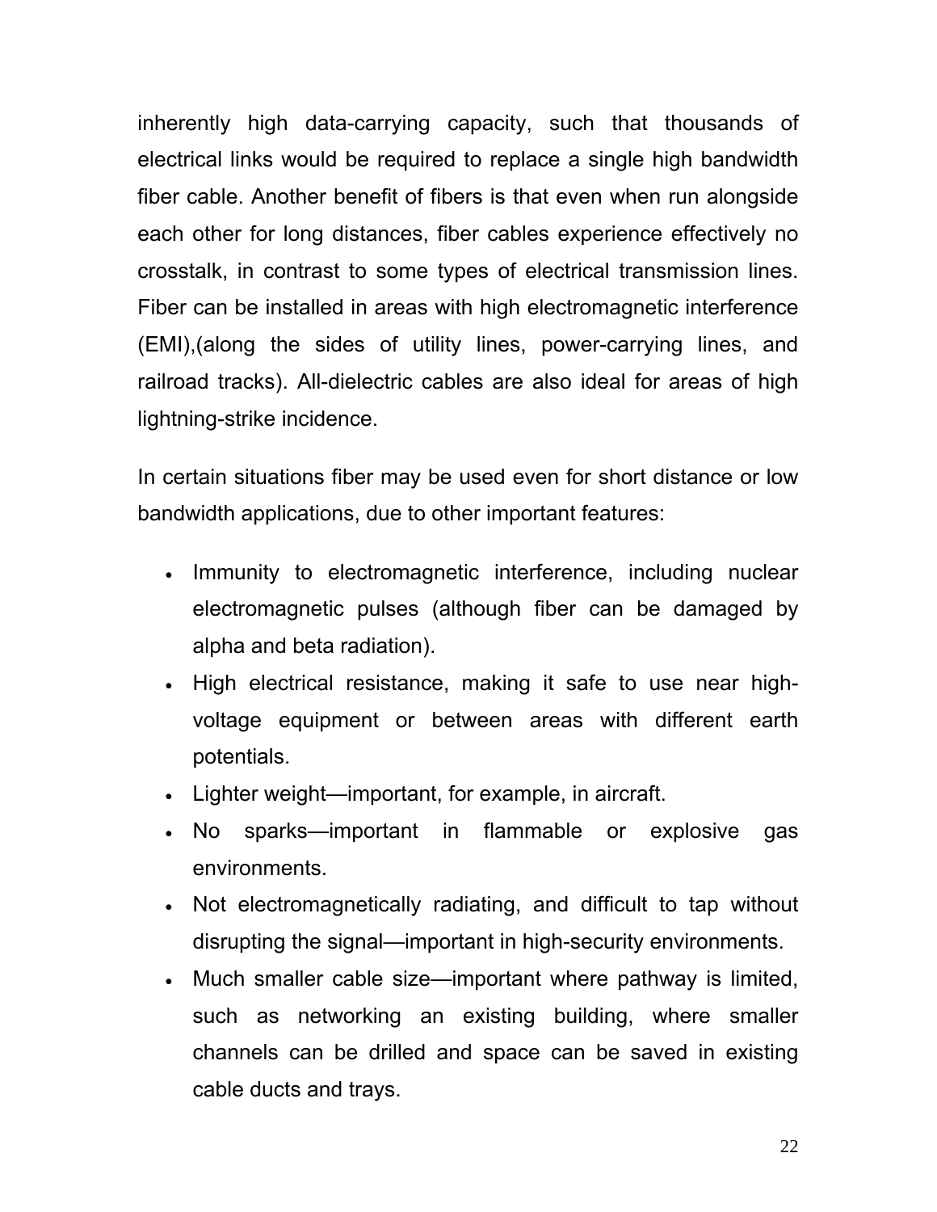inherently high data-carrying capacity, such that thousands of electrical links would be required to replace a single high bandwidth fiber cable. Another benefit of fibers is that even when run alongside each other for long distances, fiber cables experience effectively no crosstalk, in contrast to some types of electrical transmission lines. Fiber can be installed in areas with high electromagnetic interference (EMI),(along the sides of utility lines, power-carrying lines, and railroad tracks). All-dielectric cables are also ideal for areas of high lightning-strike incidence.

In certain situations fiber may be used even for short distance or low bandwidth applications, due to other important features:

- Immunity to electromagnetic interference, including nuclear electromagnetic pulses (although fiber can be damaged by alpha and beta radiation).
- High electrical resistance, making it safe to use near high-voltage equipment or between areas with different earth potentials.
- Lighter weight—important, for example, in aircraft.
- No sparks—important in flammable or explosive gas environments.
- Not electromagnetically radiating, and difficult to tap without disrupting the signal—important in high-security environments.
- Much smaller cable size—important where pathway is limited, such as networking an existing building, where smaller channels can be drilled and space can be saved in existing cable ducts and trays.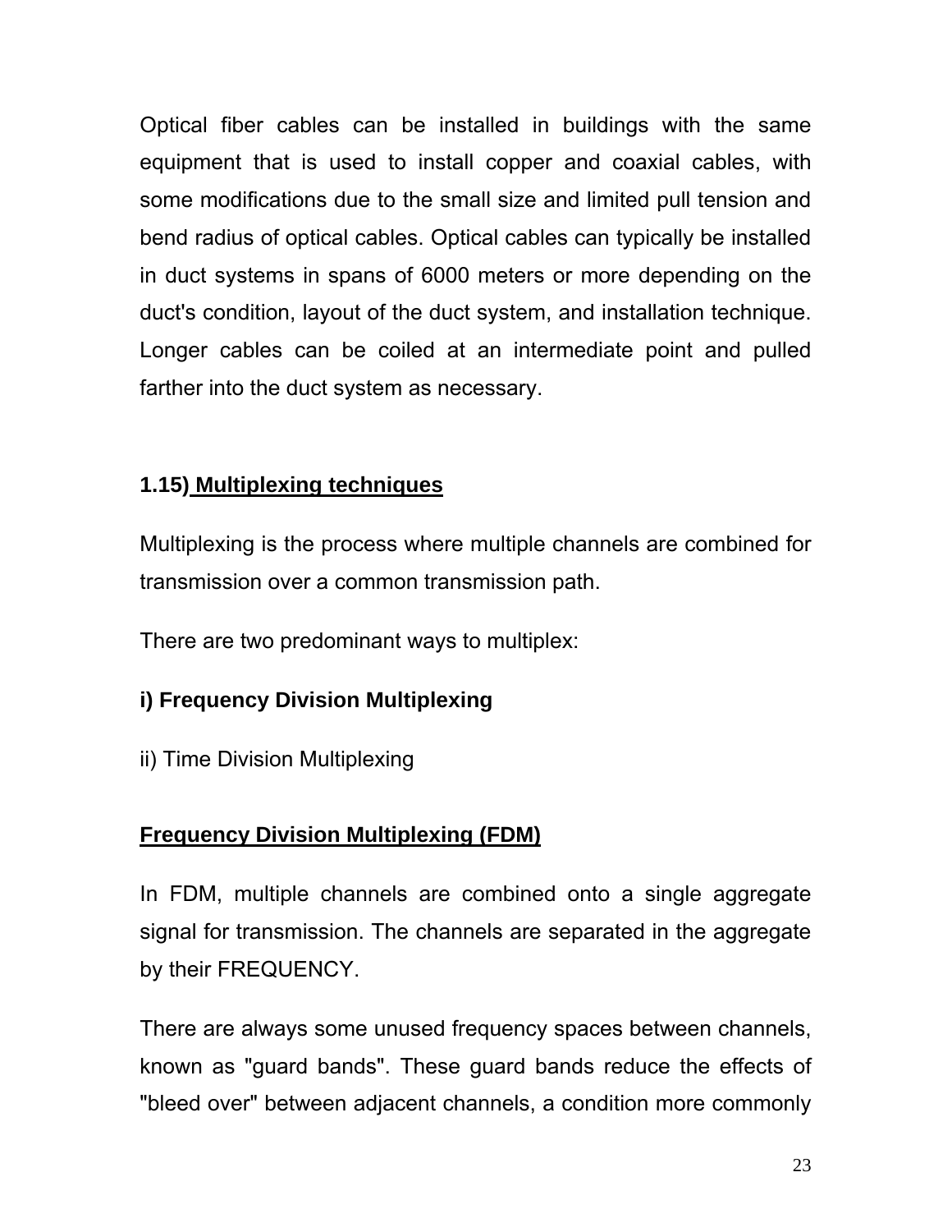Optical fiber cables can be installed in buildings with the same equipment that is used to install copper and coaxial cables, with some modifications due to the small size and limited pull tension and bend radius of optical cables. Optical cables can typically be installed in duct systems in spans of 6000 meters or more depending on the duct's condition, layout of the duct system, and installation technique. Longer cables can be coiled at an intermediate point and pulled farther into the duct system as necessary.

## 1.15) Multiplexing techniques

Multiplexing is the process where multiple channels are combined for transmission over a common transmission path.

There are two predominant ways to multiplex:

**i) Frequency Division Multiplexing**

ii) Time Division Multiplexing

### Frequency Division Multiplexing (FDM)

In FDM, multiple channels are combined onto a single aggregate signal for transmission. The channels are separated in the aggregate by their FREQUENCY.

There are always some unused frequency spaces between channels, known as "guard bands". These guard bands reduce the effects of "bleed over" between adjacent channels, a condition more commonly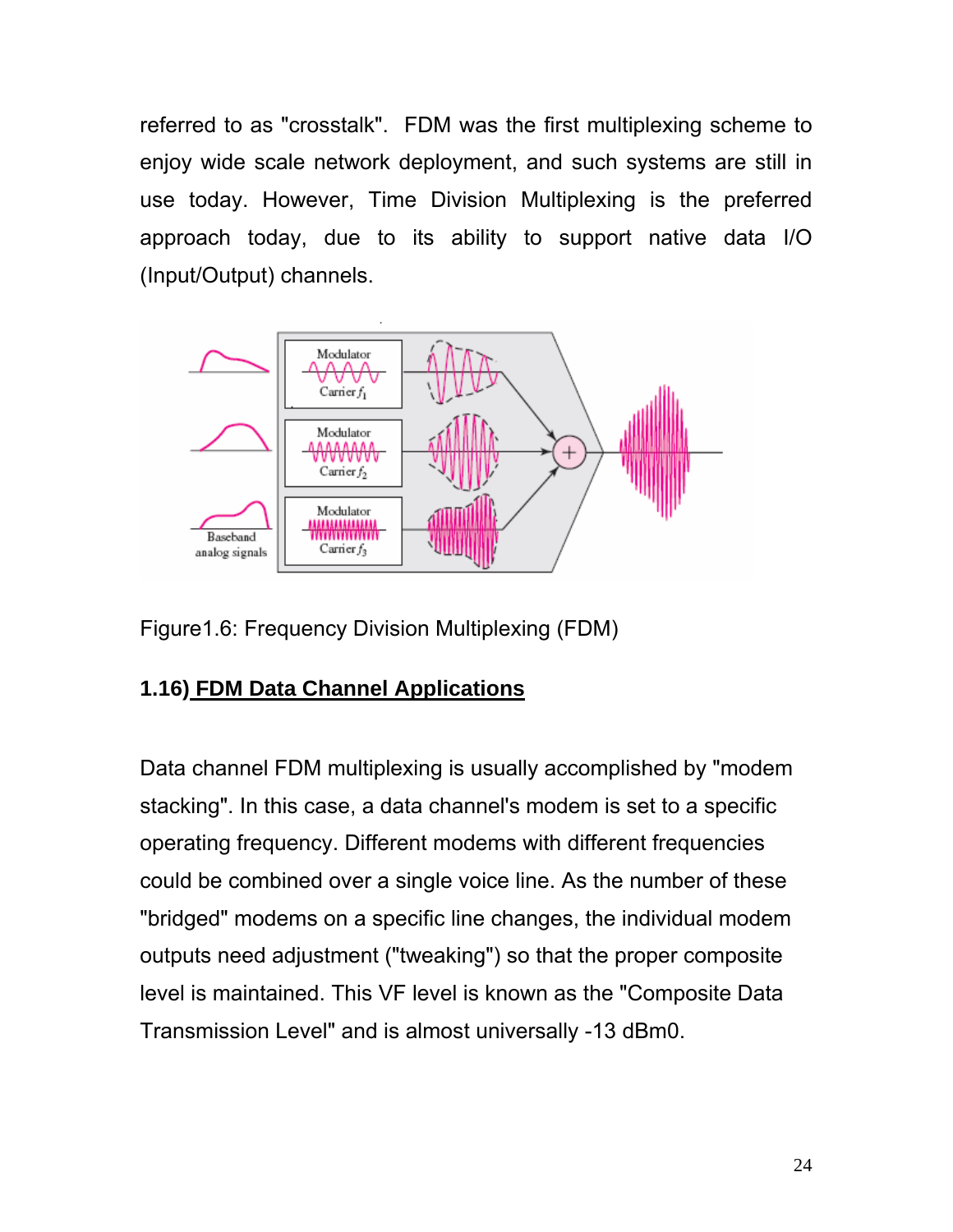referred to as "crosstalk". FDM was the first multiplexing scheme to enjoy wide scale network deployment, and such systems are still in use today. However, Time Division Multiplexing is the preferred approach today, due to its ability to support native data I/O (Input/Output) channels.

Figure1.6: Frequency Division Multiplexing (FDM)

## 1.16) FDM Data Channel Applications

Data channel FDM multiplexing is usually accomplished by "modem stacking". In this case, a data channel's modem is set to a specific operating frequency. Different modems with different frequencies could be combined over a single voice line. As the number of these "bridged" modems on a specific line changes, the individual modem outputs need adjustment ("tweaking") so that the proper composite level is maintained. This VF level is known as the "Composite Data Transmission Level" and is almost universally -13 dBm0.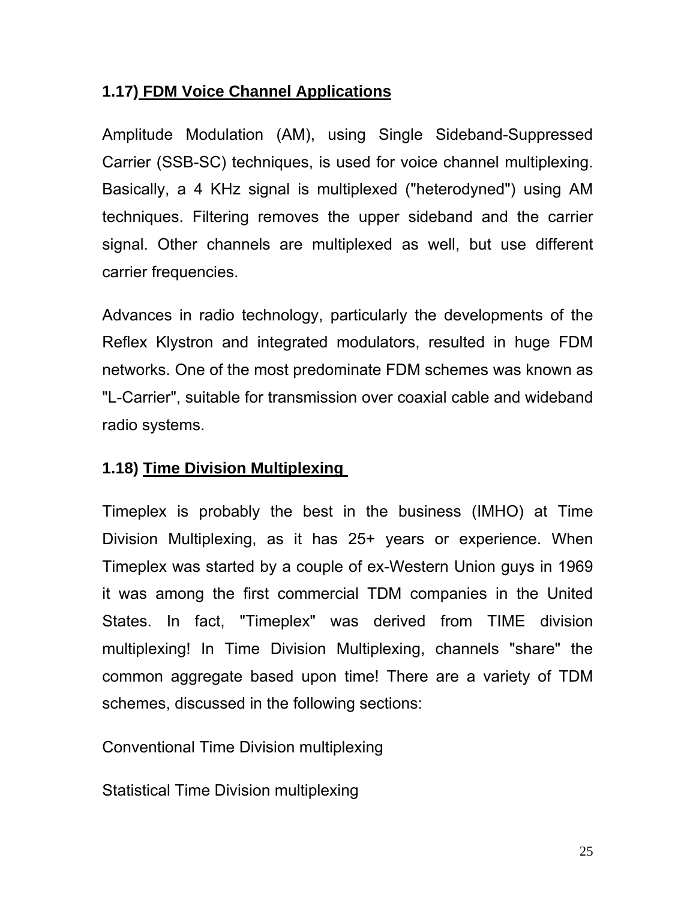## 1.17) FDM Voice Channel Applications

Amplitude Modulation (AM), using Single Sideband-Suppressed Carrier (SSB-SC) techniques, is used for voice channel multiplexing. Basically, a 4 KHz signal is multiplexed ("heterodyned") using AM techniques. Filtering removes the upper sideband and the carrier signal. Other channels are multiplexed as well, but use different carrier frequencies.

Advances in radio technology, particularly the developments of the Reflex Klystron and integrated modulators, resulted in huge FDM networks. One of the most predominate FDM schemes was known as "L-Carrier", suitable for transmission over coaxial cable and wideband radio systems.

## 1.18) Time Division Multiplexing

Timeplex is probably the best in the business (IMHO) at Time Division Multiplexing, as it has 25+ years or experience. When Timeplex was started by a couple of ex-Western Union guys in 1969 it was among the first commercial TDM companies in the United States. In fact, "Timeplex" was derived from TIME division multiplexing! In Time Division Multiplexing, channels "share" the common aggregate based upon time! There are a variety of TDM schemes, discussed in the following sections:

Conventional Time Division multiplexing

Statistical Time Division multiplexing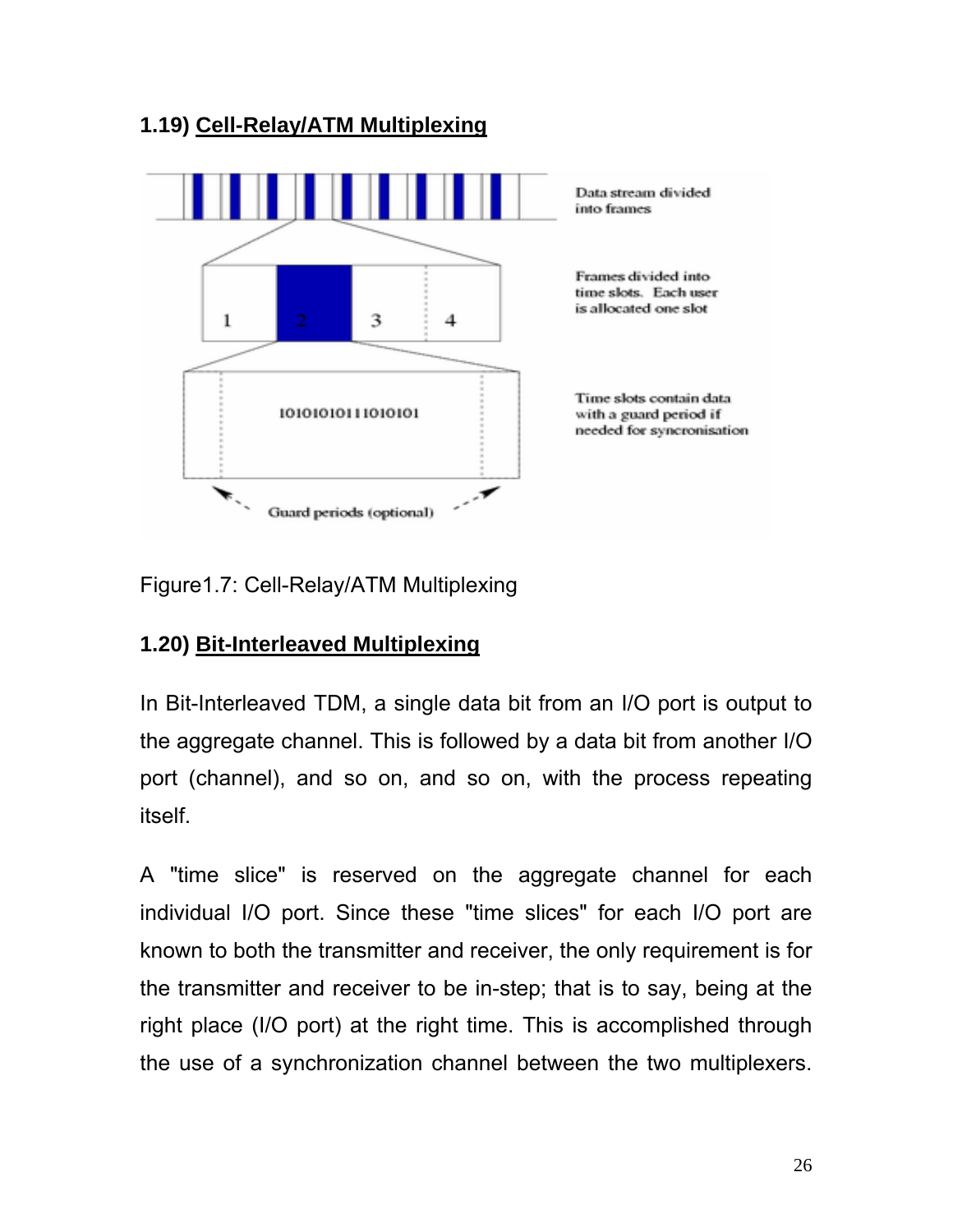### 1.19) Cell-Relay/ATM Multiplexing

Figure1.7: Cell-Relay/ATM Multiplexing

### 1.20) Bit-Interleaved Multiplexing

In Bit-Interleaved TDM, a single data bit from an I/O port is output to the aggregate channel. This is followed by a data bit from another I/O port (channel), and so on, and so on, with the process repeating itself.

A "time slice" is reserved on the aggregate channel for each individual I/O port. Since these "time slices" for each I/O port are known to both the transmitter and receiver, the only requirement is for the transmitter and receiver to be in-step; that is to say, being at the right place (I/O port) at the right time. This is accomplished through the use of a synchronization channel between the two multiplexers.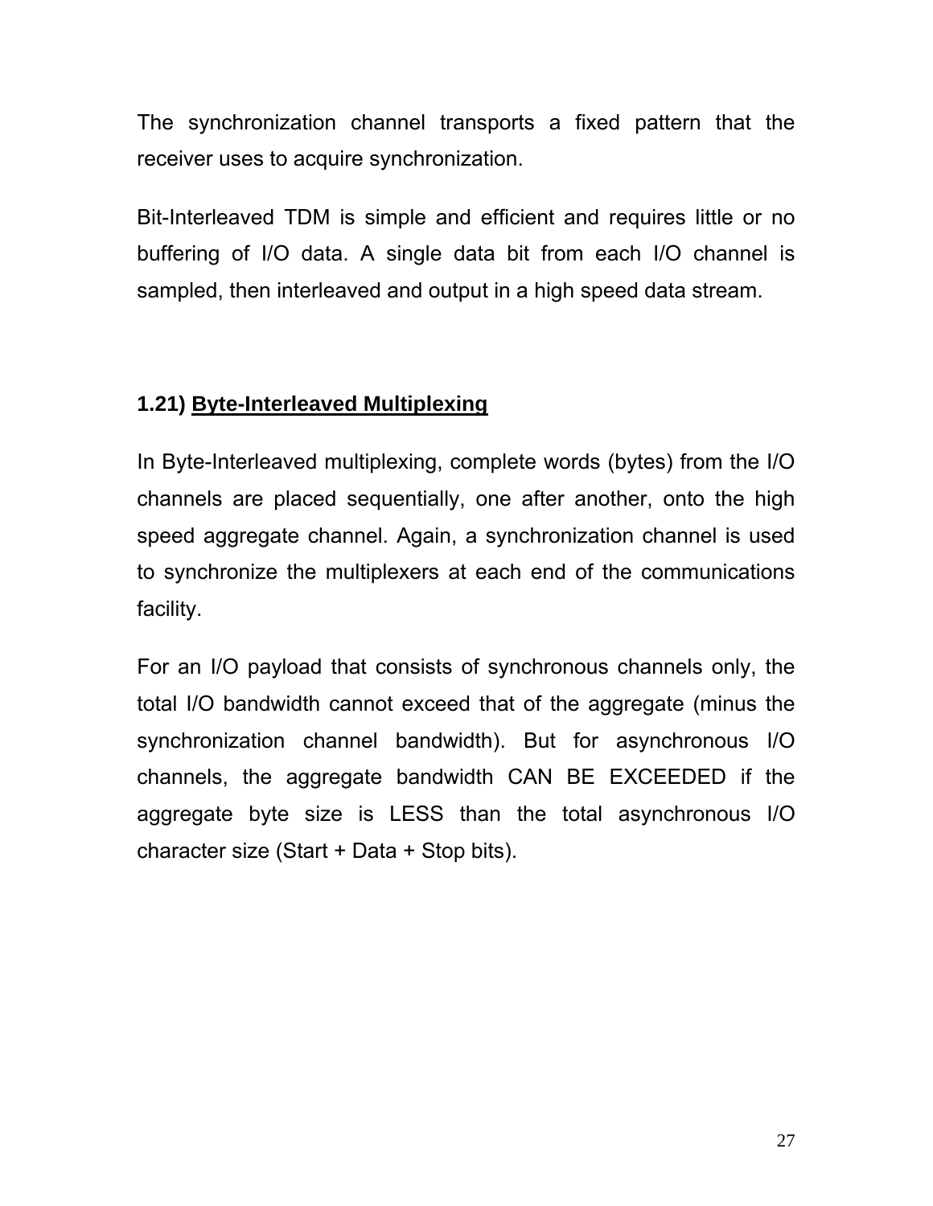The synchronization channel transports a fixed pattern that the receiver uses to acquire synchronization.

Bit-Interleaved TDM is simple and efficient and requires little or no buffering of I/O data. A single data bit from each I/O channel is sampled, then interleaved and output in a high speed data stream.

### 1.21) <u>Byte-Interleaved Multiplexing</u>

In Byte-Interleaved multiplexing, complete words (bytes) from the I/O channels are placed sequentially, one after another, onto the high speed aggregate channel. Again, a synchronization channel is used to synchronize the multiplexers at each end of the communications facility.

For an I/O payload that consists of synchronous channels only, the total I/O bandwidth cannot exceed that of the aggregate (minus the synchronization channel bandwidth). But for asynchronous I/O channels, the aggregate bandwidth CAN BE EXCEEDED if the aggregate byte size is LESS than the total asynchronous I/O character size (Start + Data + Stop bits).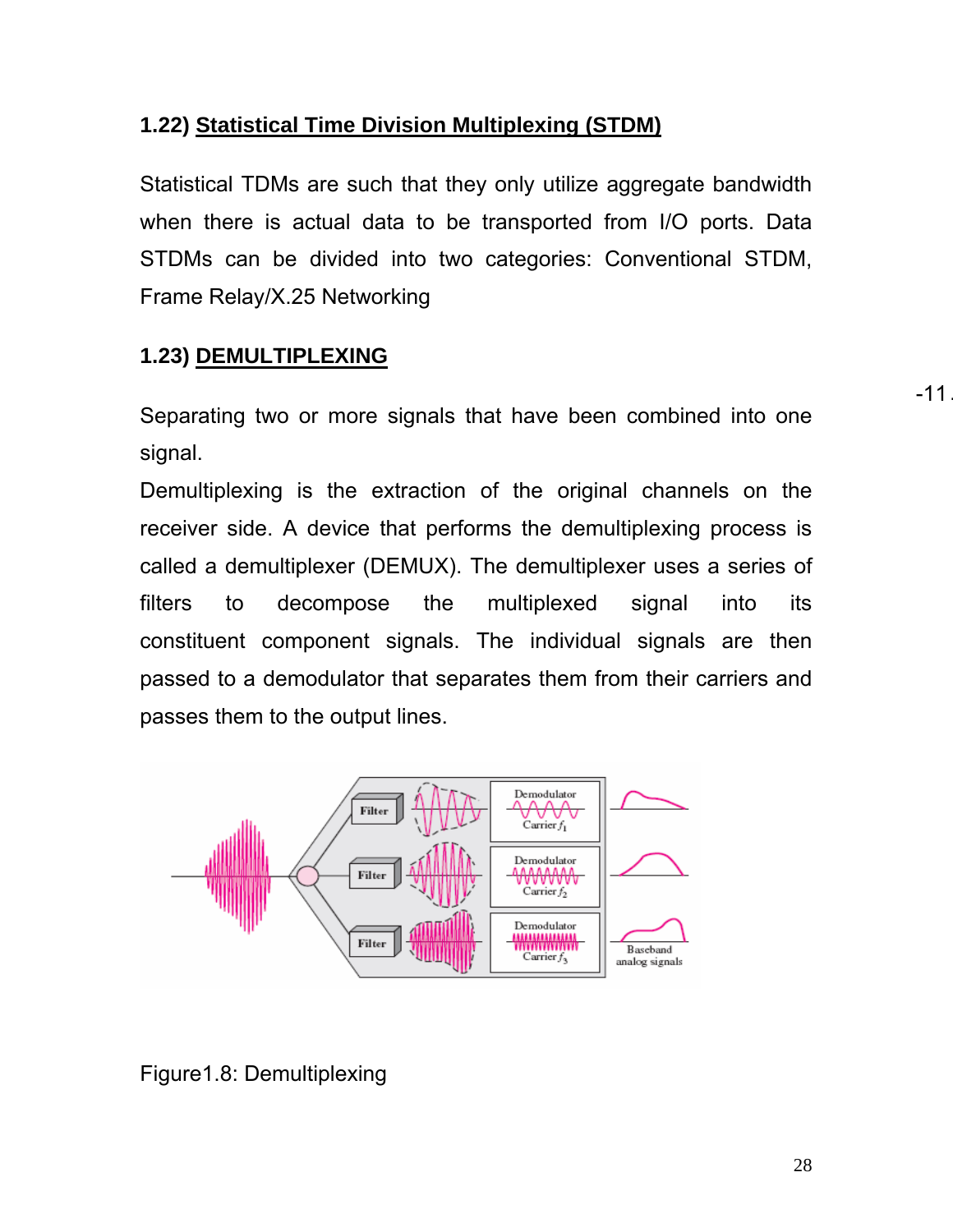### 1.22) Statistical Time Division Multiplexing (STDM)

Statistical TDMs are such that they only utilize aggregate bandwidth when there is actual data to be transported from I/O ports. Data STDMs can be divided into two categories: Conventional STDM, Frame Relay/X.25 Networking

### 1.23) DEMULTIPLEXING

Separating two or more signals that have been combined into one signal.

Demultiplexing is the extraction of the original channels on the receiver side. A device that performs the demultiplexing process is called a demultiplexer (DEMUX). The demultiplexer uses a series of filters to decompose the multiplexed signal into its constituent component signals. The individual signals are then passed to a demodulator that separates them from their carriers and passes them to the output lines.

Figure1.8: Demultiplexing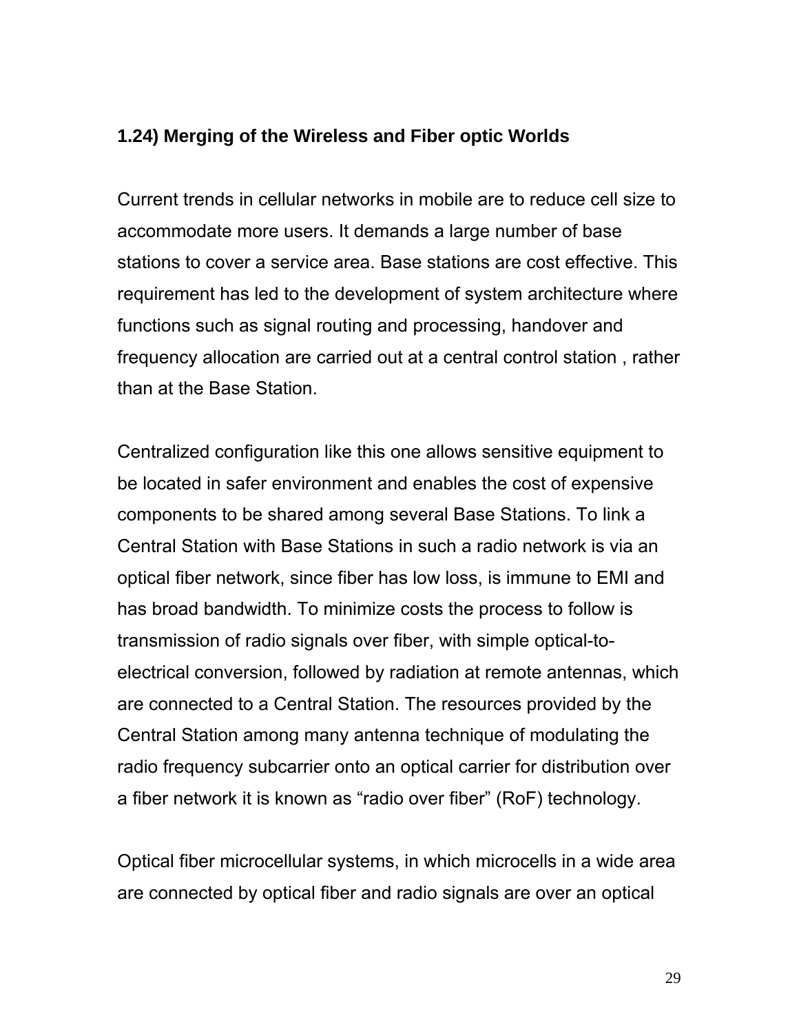## 1.24) Merging of the Wireless and Fiber optic Worlds

Current trends in cellular networks in mobile are to reduce cell size to accommodate more users. It demands a large number of base stations to cover a service area. Base stations are cost effective. This requirement has led to the development of system architecture where functions such as signal routing and processing, handover and frequency allocation are carried out at a central control station , rather than at the Base Station.

Centralized configuration like this one allows sensitive equipment to be located in safer environment and enables the cost of expensive components to be shared among several Base Stations. To link a Central Station with Base Stations in such a radio network is via an optical fiber network, since fiber has low loss, is immune to EMI and has broad bandwidth. To minimize costs the process to follow is transmission of radio signals over fiber, with simple optical-to-electrical conversion, followed by radiation at remote antennas, which are connected to a Central Station. The resources provided by the Central Station among many antenna technique of modulating the radio frequency subcarrier onto an optical carrier for distribution over a fiber network it is known as “radio over fiber” (RoF) technology.

Optical fiber microcellular systems, in which microcells in a wide area are connected by optical fiber and radio signals are over an optical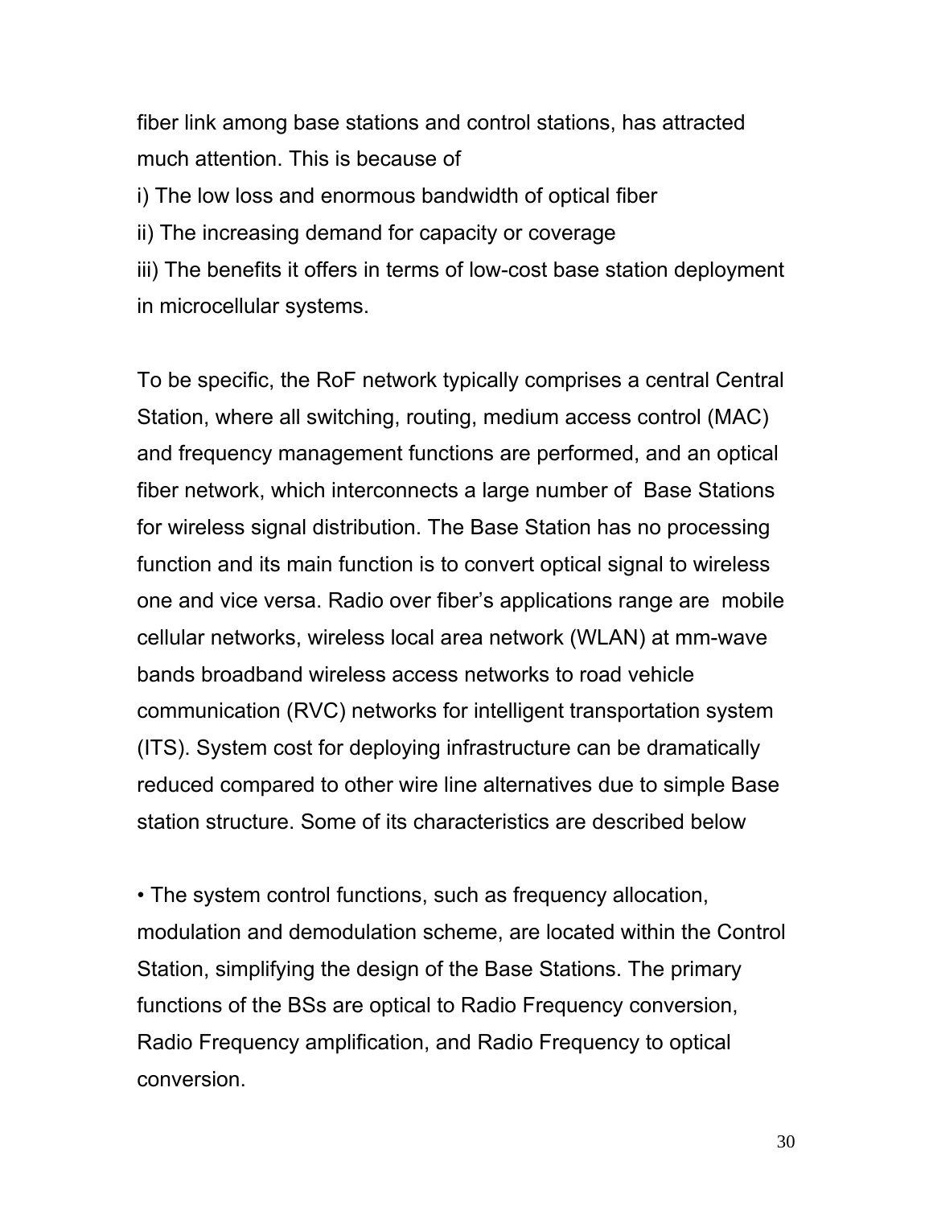fiber link among base stations and control stations, has attracted much attention. This is because of

i) The low loss and enormous bandwidth of optical fiber

ii) The increasing demand for capacity or coverage

iii) The benefits it offers in terms of low-cost base station deployment in microcellular systems.

To be specific, the RoF network typically comprises a central Central Station, where all switching, routing, medium access control (MAC) and frequency management functions are performed, and an optical fiber network, which interconnects a large number of Base Stations for wireless signal distribution. The Base Station has no processing function and its main function is to convert optical signal to wireless one and vice versa. Radio over fiber's applications range are mobile cellular networks, wireless local area network (WLAN) at mm-wave bands broadband wireless access networks to road vehicle communication (RVC) networks for intelligent transportation system (ITS). System cost for deploying infrastructure can be dramatically reduced compared to other wire line alternatives due to simple Base station structure. Some of its characteristics are described below

- The system control functions, such as frequency allocation, modulation and demodulation scheme, are located within the Control Station, simplifying the design of the Base Stations. The primary functions of the BSs are optical to Radio Frequency conversion, Radio Frequency amplification, and Radio Frequency to optical conversion.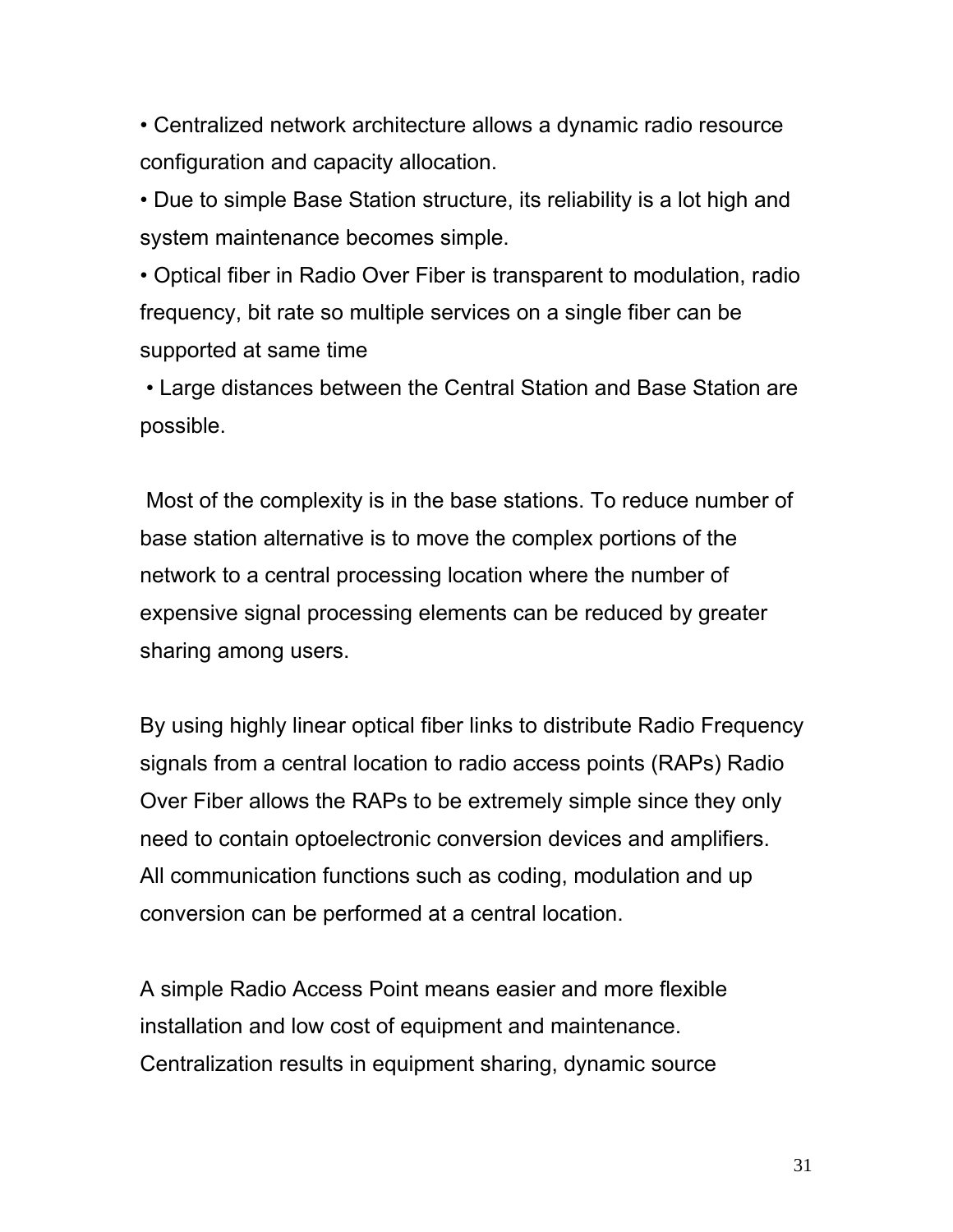- Centralized network architecture allows a dynamic radio resource configuration and capacity allocation.
- Due to simple Base Station structure, its reliability is a lot high and system maintenance becomes simple.
- Optical fiber in Radio Over Fiber is transparent to modulation, radio frequency, bit rate so multiple services on a single fiber can be supported at same time
- Large distances between the Central Station and Base Station are possible.

Most of the complexity is in the base stations. To reduce number of base station alternative is to move the complex portions of the network to a central processing location where the number of expensive signal processing elements can be reduced by greater sharing among users.

By using highly linear optical fiber links to distribute Radio Frequency signals from a central location to radio access points (RAPs) Radio Over Fiber allows the RAPs to be extremely simple since they only need to contain optoelectronic conversion devices and amplifiers. All communication functions such as coding, modulation and up conversion can be performed at a central location.

A simple Radio Access Point means easier and more flexible installation and low cost of equipment and maintenance. Centralization results in equipment sharing, dynamic source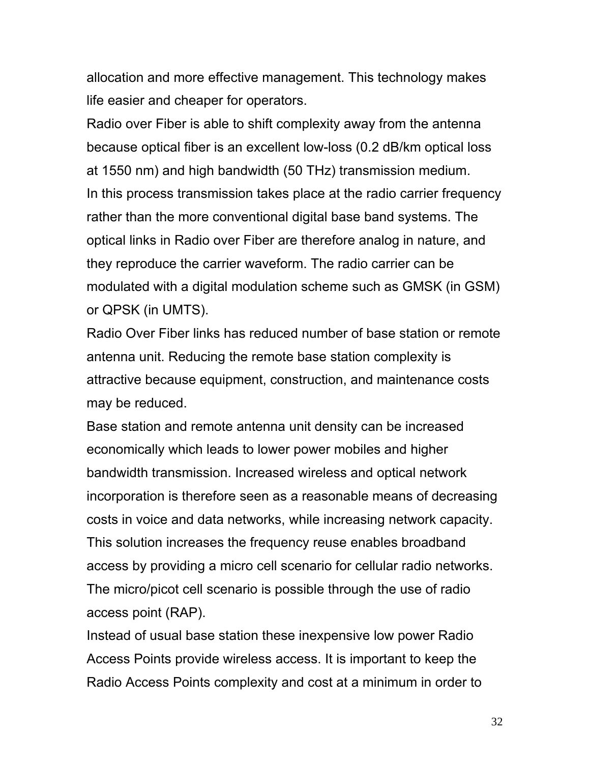allocation and more effective management. This technology makes life easier and cheaper for operators.

Radio over Fiber is able to shift complexity away from the antenna because optical fiber is an excellent low-loss (0.2 dB/km optical loss at 1550 nm) and high bandwidth (50 THz) transmission medium.

In this process transmission takes place at the radio carrier frequency rather than the more conventional digital base band systems. The optical links in Radio over Fiber are therefore analog in nature, and they reproduce the carrier waveform. The radio carrier can be modulated with a digital modulation scheme such as GMSK (in GSM) or QPSK (in UMTS).

Radio Over Fiber links has reduced number of base station or remote antenna unit. Reducing the remote base station complexity is attractive because equipment, construction, and maintenance costs may be reduced.

Base station and remote antenna unit density can be increased economically which leads to lower power mobiles and higher bandwidth transmission. Increased wireless and optical network incorporation is therefore seen as a reasonable means of decreasing costs in voice and data networks, while increasing network capacity. This solution increases the frequency reuse enables broadband access by providing a micro cell scenario for cellular radio networks. The micro/picot cell scenario is possible through the use of radio access point (RAP).

Instead of usual base station these inexpensive low power Radio Access Points provide wireless access. It is important to keep the Radio Access Points complexity and cost at a minimum in order to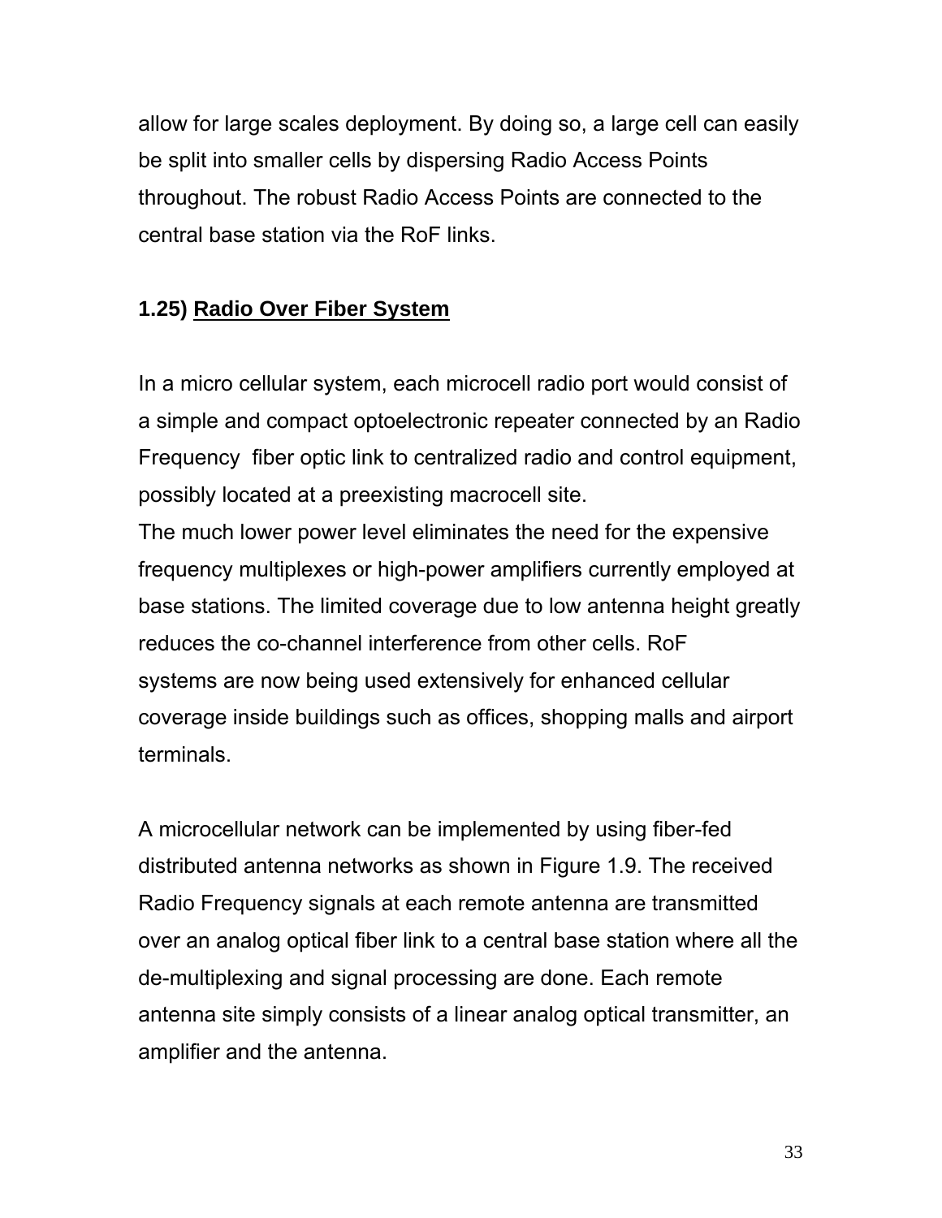allow for large scales deployment. By doing so, a large cell can easily be split into smaller cells by dispersing Radio Access Points throughout. The robust Radio Access Points are connected to the central base station via the RoF links.

### 1.25) Radio Over Fiber System

In a micro cellular system, each microcell radio port would consist of a simple and compact optoelectronic repeater connected by an Radio Frequency fiber optic link to centralized radio and control equipment, possibly located at a preexisting macrocell site.

The much lower power level eliminates the need for the expensive frequency multiplexes or high-power amplifiers currently employed at base stations. The limited coverage due to low antenna height greatly reduces the co-channel interference from other cells. RoF systems are now being used extensively for enhanced cellular coverage inside buildings such as offices, shopping malls and airport terminals.

A microcellular network can be implemented by using fiber-fed distributed antenna networks as shown in Figure 1.9. The received Radio Frequency signals at each remote antenna are transmitted over an analog optical fiber link to a central base station where all the de-multiplexing and signal processing are done. Each remote antenna site simply consists of a linear analog optical transmitter, an amplifier and the antenna.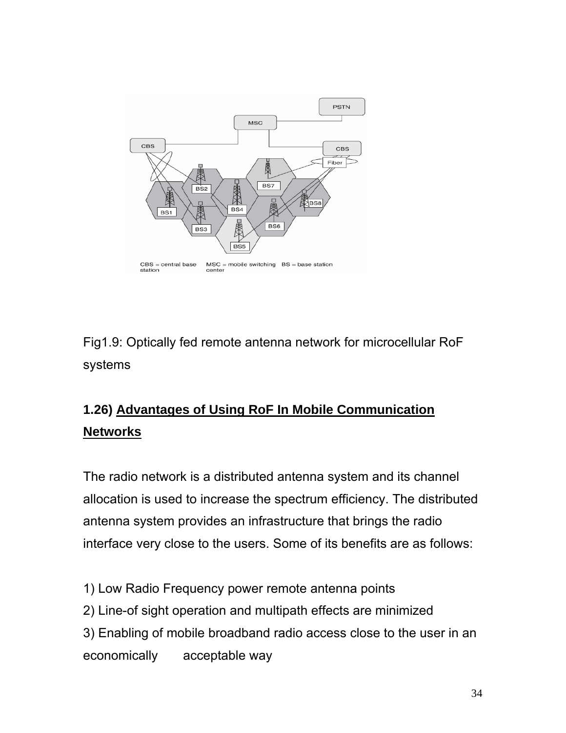Fig1.9: Optically fed remote antenna network for microcellular RoF systems

## 1.26) Advantages of Using RoF In Mobile Communication Networks

The radio network is a distributed antenna system and its channel allocation is used to increase the spectrum efficiency. The distributed antenna system provides an infrastructure that brings the radio interface very close to the users. Some of its benefits are as follows:

1) Low Radio Frequency power remote antenna points
2) Line-of sight operation and multipath effects are minimized
3) Enabling of mobile broadband radio access close to the user in an economically acceptable way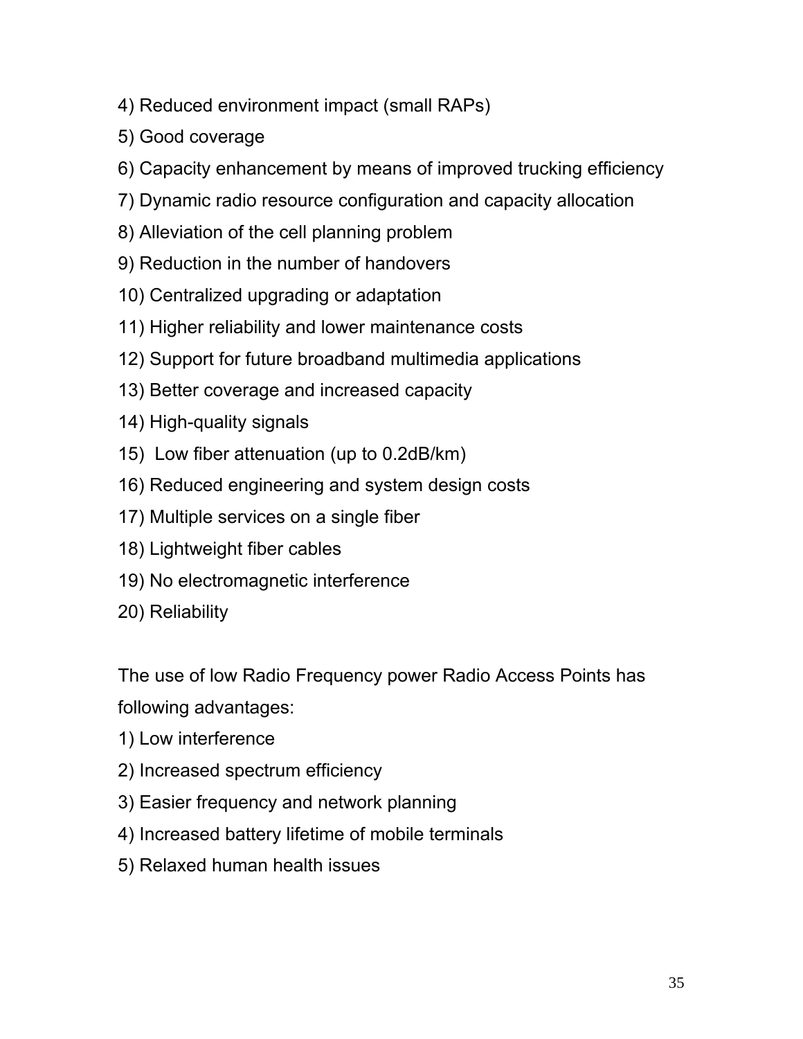4) Reduced environment impact (small RAPs)

5) Good coverage

6) Capacity enhancement by means of improved trucking efficiency

7) Dynamic radio resource configuration and capacity allocation

8) Alleviation of the cell planning problem

9) Reduction in the number of handovers

10) Centralized upgrading or adaptation

11) Higher reliability and lower maintenance costs

12) Support for future broadband multimedia applications

13) Better coverage and increased capacity

14) High-quality signals

15) Low fiber attenuation (up to 0.2dB/km)

16) Reduced engineering and system design costs

17) Multiple services on a single fiber

18) Lightweight fiber cables

19) No electromagnetic interference

20) Reliability

The use of low Radio Frequency power Radio Access Points has following advantages:

1) Low interference

2) Increased spectrum efficiency

3) Easier frequency and network planning

4) Increased battery lifetime of mobile terminals

5) Relaxed human health issues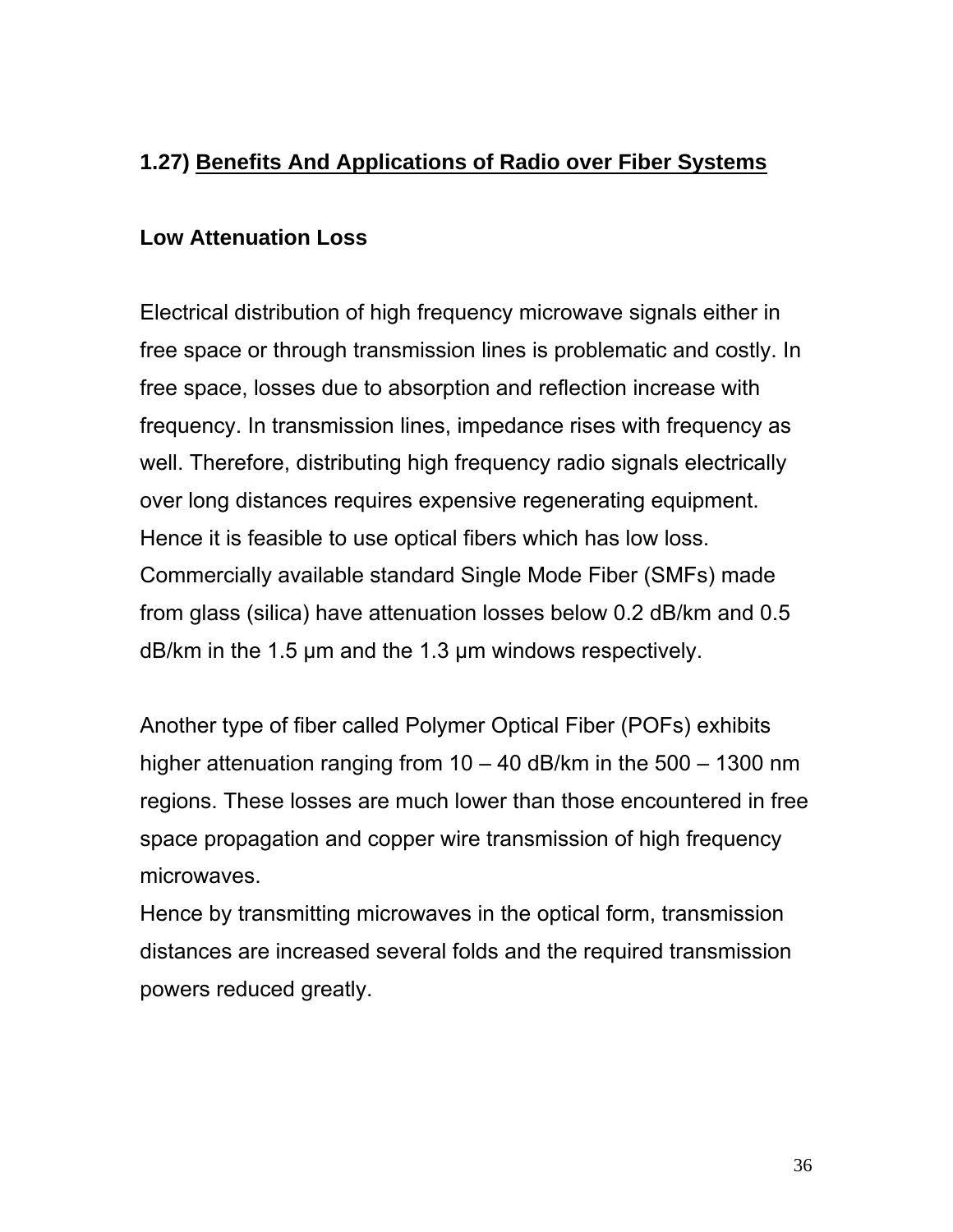## 1.27) Benefits And Applications of Radio over Fiber Systems

### Low Attenuation Loss

Electrical distribution of high frequency microwave signals either in free space or through transmission lines is problematic and costly. In free space, losses due to absorption and reflection increase with frequency. In transmission lines, impedance rises with frequency as well. Therefore, distributing high frequency radio signals electrically over long distances requires expensive regenerating equipment. Hence it is feasible to use optical fibers which has low loss. Commercially available standard Single Mode Fiber (SMFs) made from glass (silica) have attenuation losses below 0.2 dB/km and 0.5 dB/km in the 1.5 μm and the 1.3 μm windows respectively.

Another type of fiber called Polymer Optical Fiber (POFs) exhibits higher attenuation ranging from 10 – 40 dB/km in the 500 – 1300 nm regions. These losses are much lower than those encountered in free space propagation and copper wire transmission of high frequency microwaves.

Hence by transmitting microwaves in the optical form, transmission distances are increased several folds and the required transmission powers reduced greatly.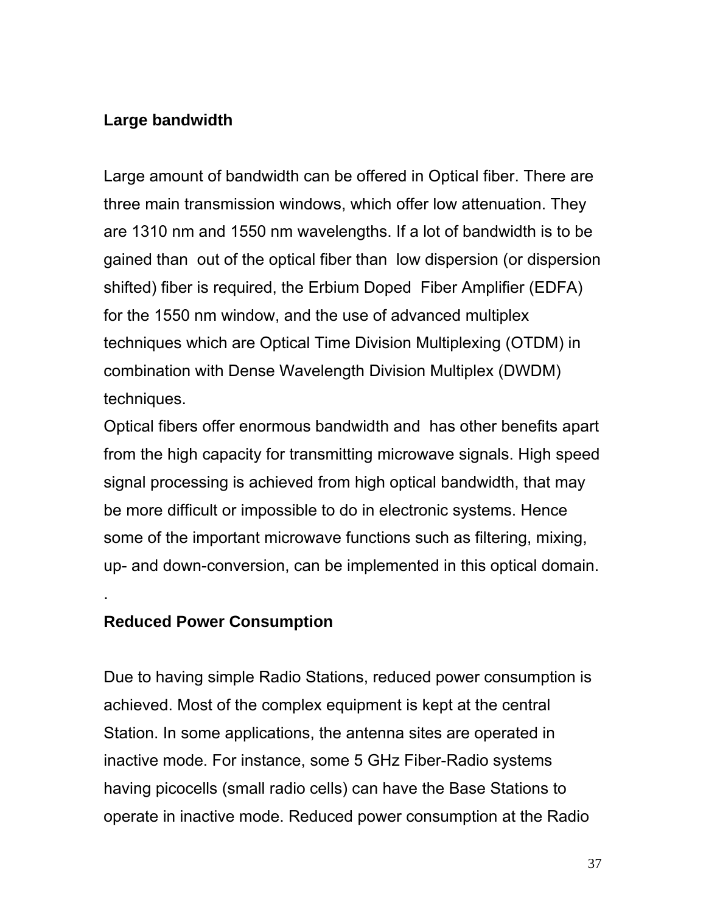**Large bandwidth**

Large amount of bandwidth can be offered in Optical fiber. There are three main transmission windows, which offer low attenuation. They are 1310 nm and 1550 nm wavelengths. If a lot of bandwidth is to be gained than out of the optical fiber than low dispersion (or dispersion shifted) fiber is required, the Erbium Doped Fiber Amplifier (EDFA) for the 1550 nm window, and the use of advanced multiplex techniques which are Optical Time Division Multiplexing (OTDM) in combination with Dense Wavelength Division Multiplex (DWDM) techniques.

Optical fibers offer enormous bandwidth and has other benefits apart from the high capacity for transmitting microwave signals. High speed signal processing is achieved from high optical bandwidth, that may be more difficult or impossible to do in electronic systems. Hence some of the important microwave functions such as filtering, mixing, up- and down-conversion, can be implemented in this optical domain.

.

**Reduced Power Consumption**

Due to having simple Radio Stations, reduced power consumption is achieved. Most of the complex equipment is kept at the central Station. In some applications, the antenna sites are operated in inactive mode. For instance, some 5 GHz Fiber-Radio systems having picocells (small radio cells) can have the Base Stations to operate in inactive mode. Reduced power consumption at the Radio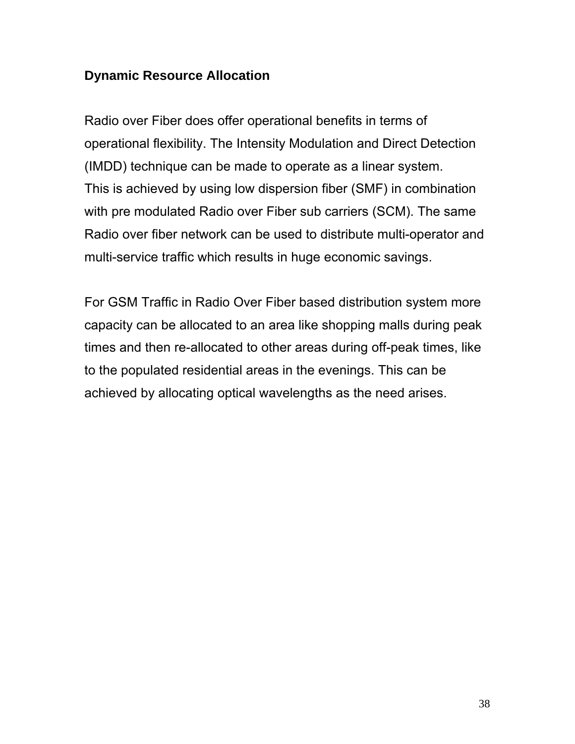### Dynamic Resource Allocation

Radio over Fiber does offer operational benefits in terms of operational flexibility. The Intensity Modulation and Direct Detection (IMDD) technique can be made to operate as a linear system. This is achieved by using low dispersion fiber (SMF) in combination with pre modulated Radio over Fiber sub carriers (SCM). The same Radio over fiber network can be used to distribute multi-operator and multi-service traffic which results in huge economic savings.

For GSM Traffic in Radio Over Fiber based distribution system more capacity can be allocated to an area like shopping malls during peak times and then re-allocated to other areas during off-peak times, like to the populated residential areas in the evenings. This can be achieved by allocating optical wavelengths as the need arises.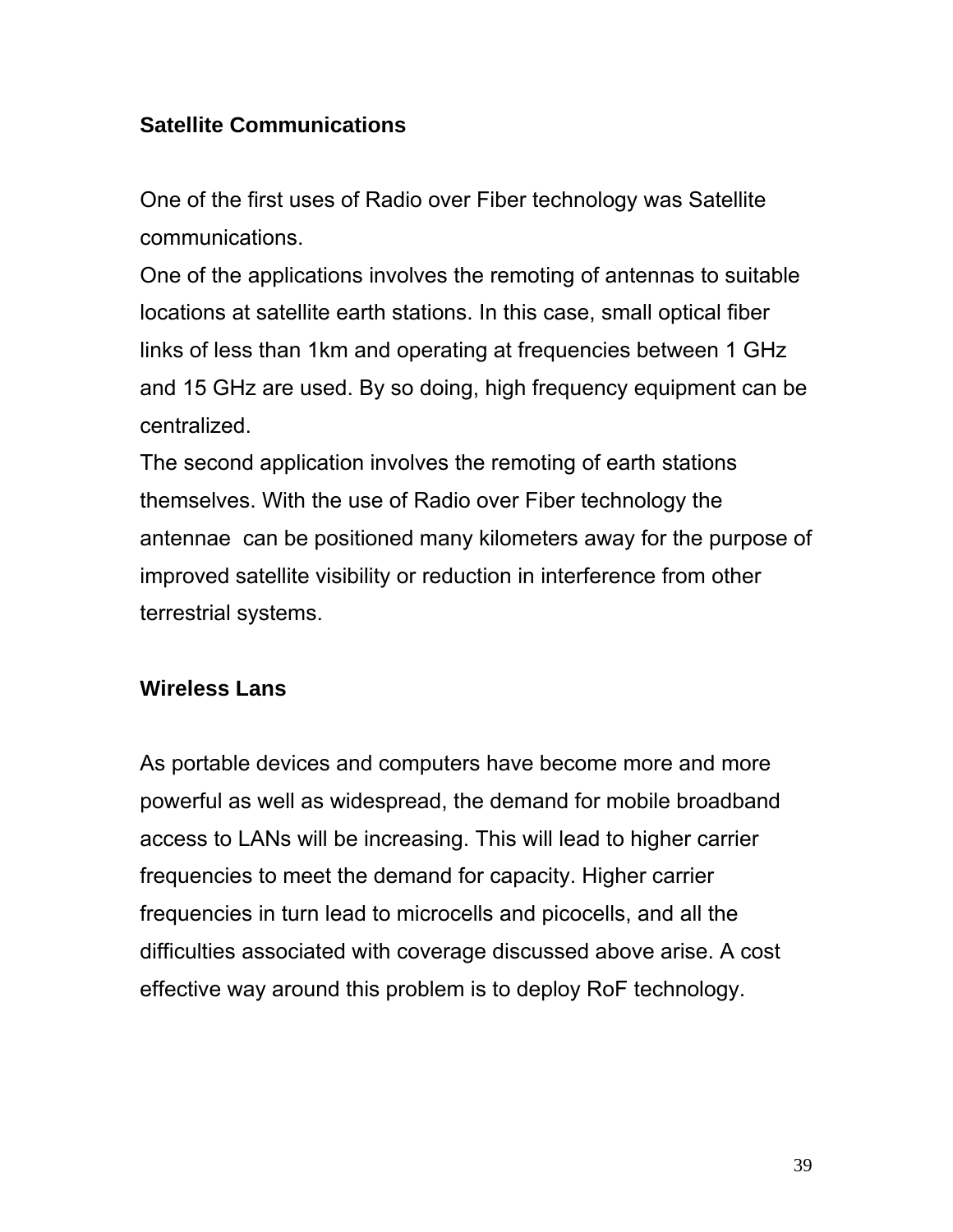### Satellite Communications

One of the first uses of Radio over Fiber technology was Satellite communications.
One of the applications involves the remoting of antennas to suitable locations at satellite earth stations. In this case, small optical fiber links of less than 1km and operating at frequencies between 1 GHz and 15 GHz are used. By so doing, high frequency equipment can be centralized.
The second application involves the remoting of earth stations themselves. With the use of Radio over Fiber technology the antennae can be positioned many kilometers away for the purpose of improved satellite visibility or reduction in interference from other terrestrial systems.

### Wireless Lans

As portable devices and computers have become more and more powerful as well as widespread, the demand for mobile broadband access to LANs will be increasing. This will lead to higher carrier frequencies to meet the demand for capacity. Higher carrier frequencies in turn lead to microcells and picocells, and all the difficulties associated with coverage discussed above arise. A cost effective way around this problem is to deploy RoF technology.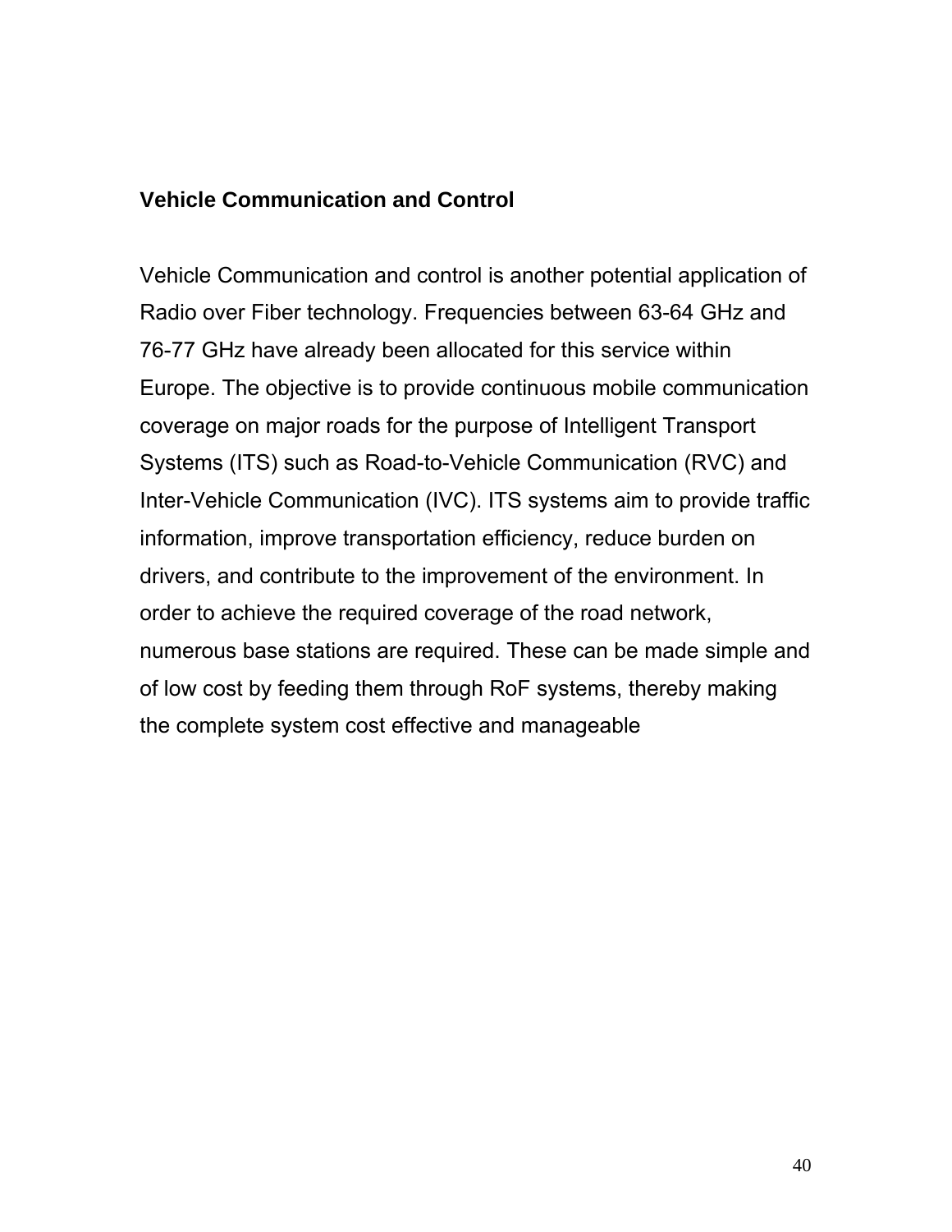### Vehicle Communication and Control

Vehicle Communication and control is another potential application of Radio over Fiber technology. Frequencies between 63-64 GHz and 76-77 GHz have already been allocated for this service within Europe. The objective is to provide continuous mobile communication coverage on major roads for the purpose of Intelligent Transport Systems (ITS) such as Road-to-Vehicle Communication (RVC) and Inter-Vehicle Communication (IVC). ITS systems aim to provide traffic information, improve transportation efficiency, reduce burden on drivers, and contribute to the improvement of the environment. In order to achieve the required coverage of the road network, numerous base stations are required. These can be made simple and of low cost by feeding them through RoF systems, thereby making the complete system cost effective and manageable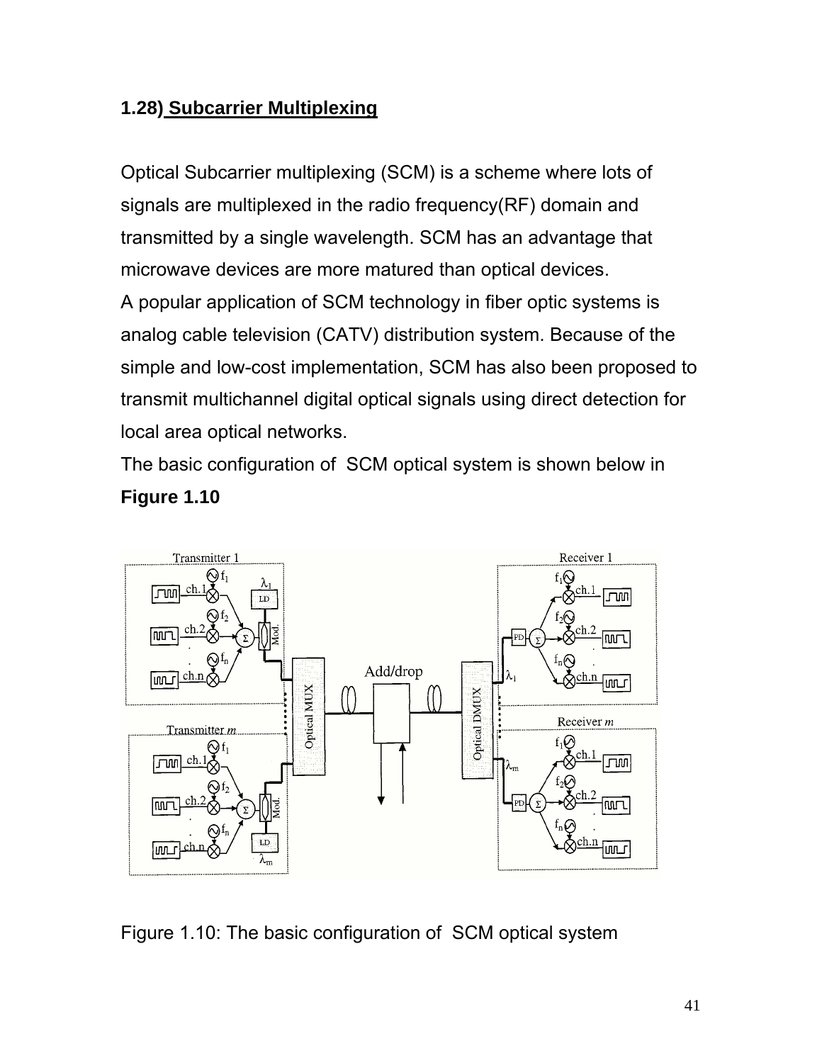## 1.28) Subcarrier Multiplexing

Optical Subcarrier multiplexing (SCM) is a scheme where lots of signals are multiplexed in the radio frequency(RF) domain and transmitted by a single wavelength. SCM has an advantage that microwave devices are more matured than optical devices.
A popular application of SCM technology in fiber optic systems is analog cable television (CATV) distribution system. Because of the simple and low-cost implementation, SCM has also been proposed to transmit multichannel digital optical signals using direct detection for local area optical networks.
The basic configuration of SCM optical system is shown below in **Figure 1.10**

Figure 1.10: The basic configuration of SCM optical system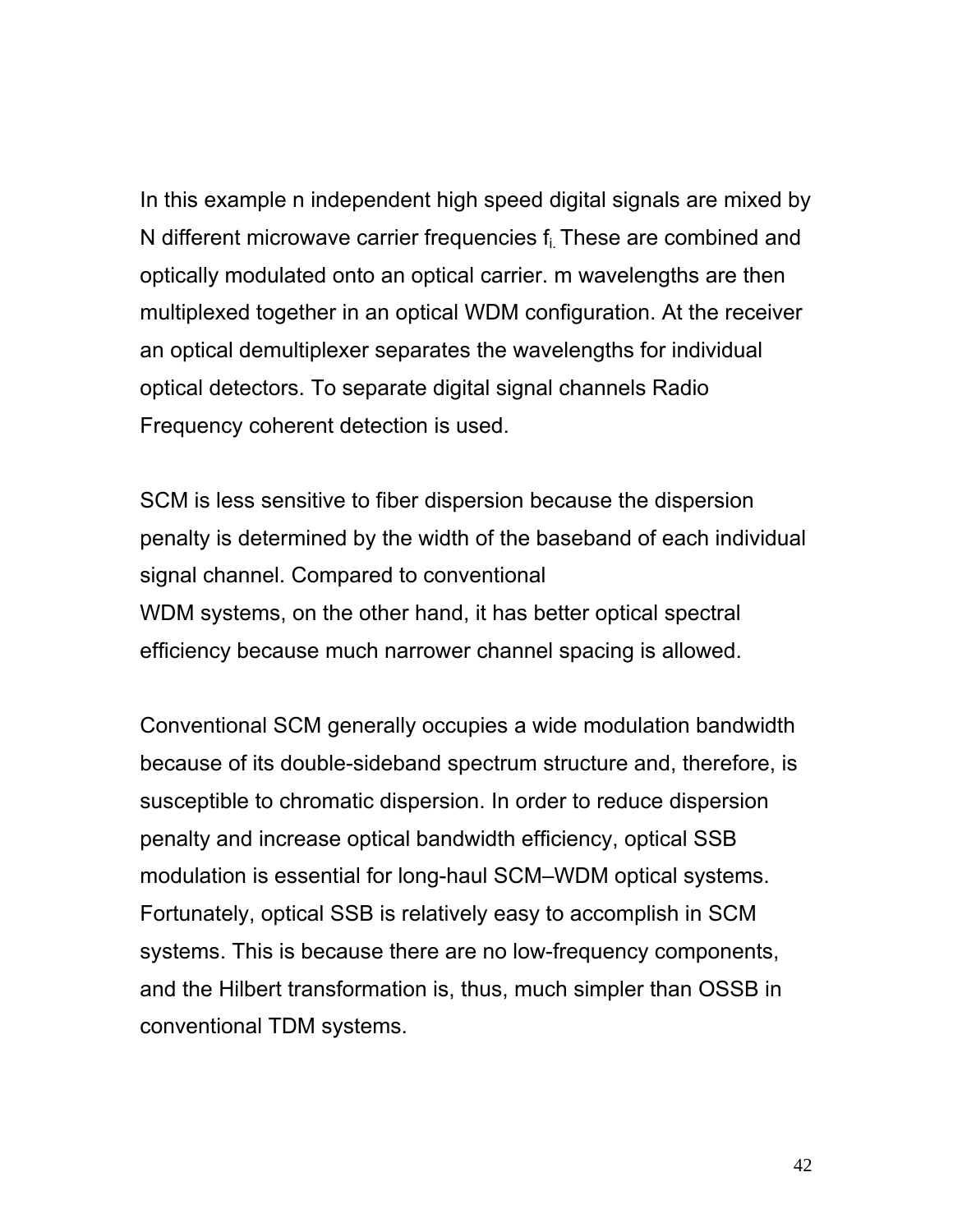In this example n independent high speed digital signals are mixed by N different microwave carrier frequencies $f_i$. These are combined and optically modulated onto an optical carrier. m wavelengths are then multiplexed together in an optical WDM configuration. At the receiver an optical demultiplexer separates the wavelengths for individual optical detectors. To separate digital signal channels Radio Frequency coherent detection is used.

SCM is less sensitive to fiber dispersion because the dispersion penalty is determined by the width of the baseband of each individual signal channel. Compared to conventional
WDM systems, on the other hand, it has better optical spectral efficiency because much narrower channel spacing is allowed.

Conventional SCM generally occupies a wide modulation bandwidth because of its double-sideband spectrum structure and, therefore, is susceptible to chromatic dispersion. In order to reduce dispersion penalty and increase optical bandwidth efficiency, optical SSB modulation is essential for long-haul SCM–WDM optical systems. Fortunately, optical SSB is relatively easy to accomplish in SCM systems. This is because there are no low-frequency components, and the Hilbert transformation is, thus, much simpler than OSSB in conventional TDM systems.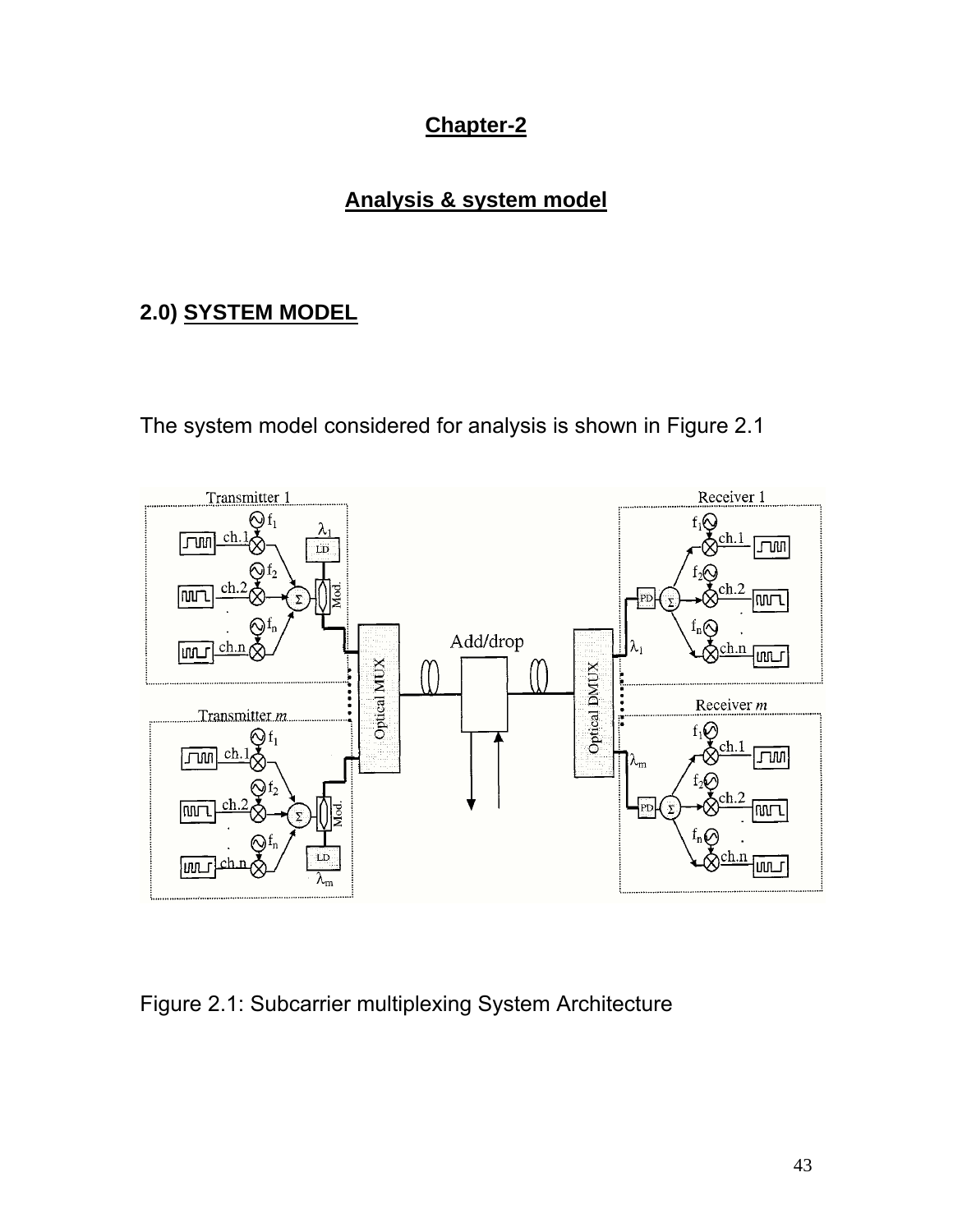# Chapter-2

## Analysis & system model

### 2.0) SYSTEM MODEL

The system model considered for analysis is shown in Figure 2.1

Figure 2.1: Subcarrier multiplexing System Architecture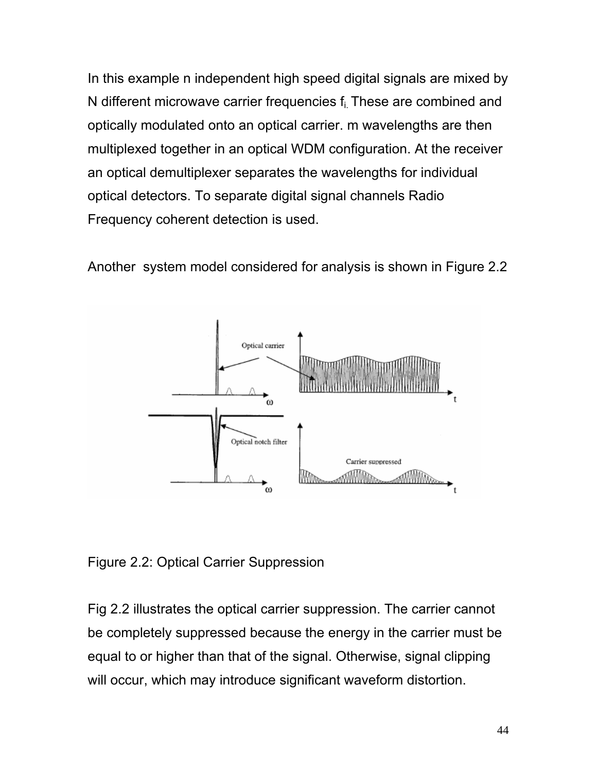In this example n independent high speed digital signals are mixed by N different microwave carrier frequencies $f_i$. These are combined and optically modulated onto an optical carrier. m wavelengths are then multiplexed together in an optical WDM configuration. At the receiver an optical demultiplexer separates the wavelengths for individual optical detectors. To separate digital signal channels Radio Frequency coherent detection is used.

Another system model considered for analysis is shown in Figure 2.2

Figure 2.2: Optical Carrier Suppression

Fig 2.2 illustrates the optical carrier suppression. The carrier cannot be completely suppressed because the energy in the carrier must be equal to or higher than that of the signal. Otherwise, signal clipping will occur, which may introduce significant waveform distortion.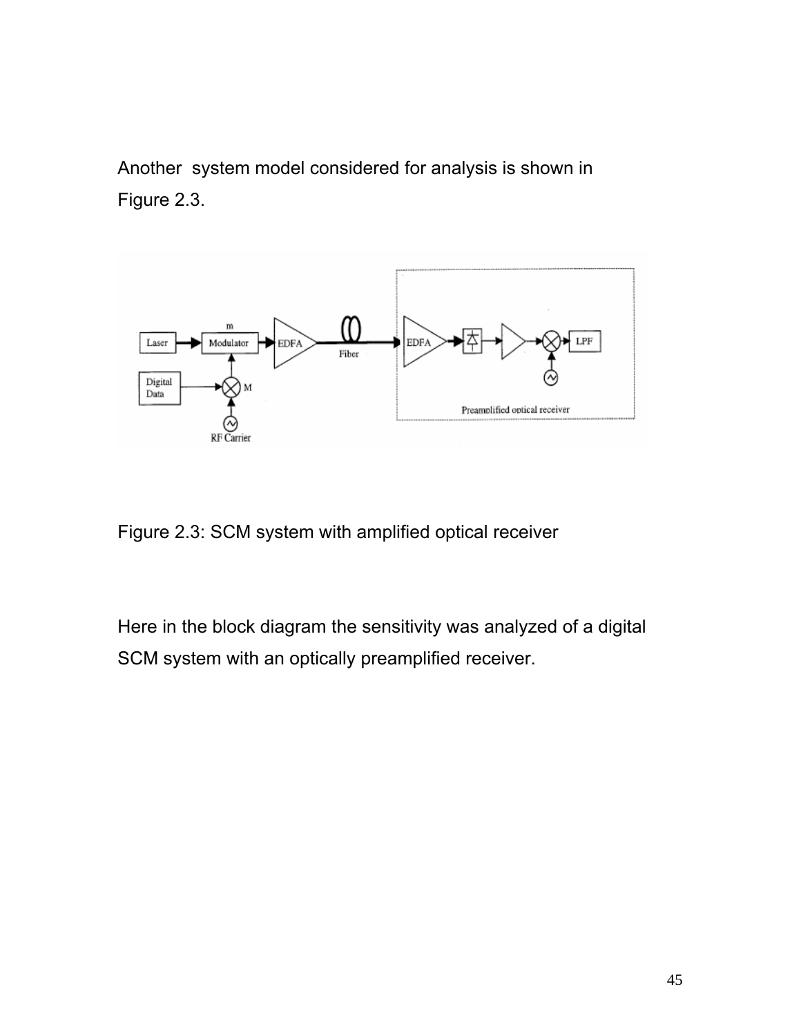Another system model considered for analysis is shown in Figure 2.3.

Figure 2.3: SCM system with amplified optical receiver

Here in the block diagram the sensitivity was analyzed of a digital SCM system with an optically preamplified receiver.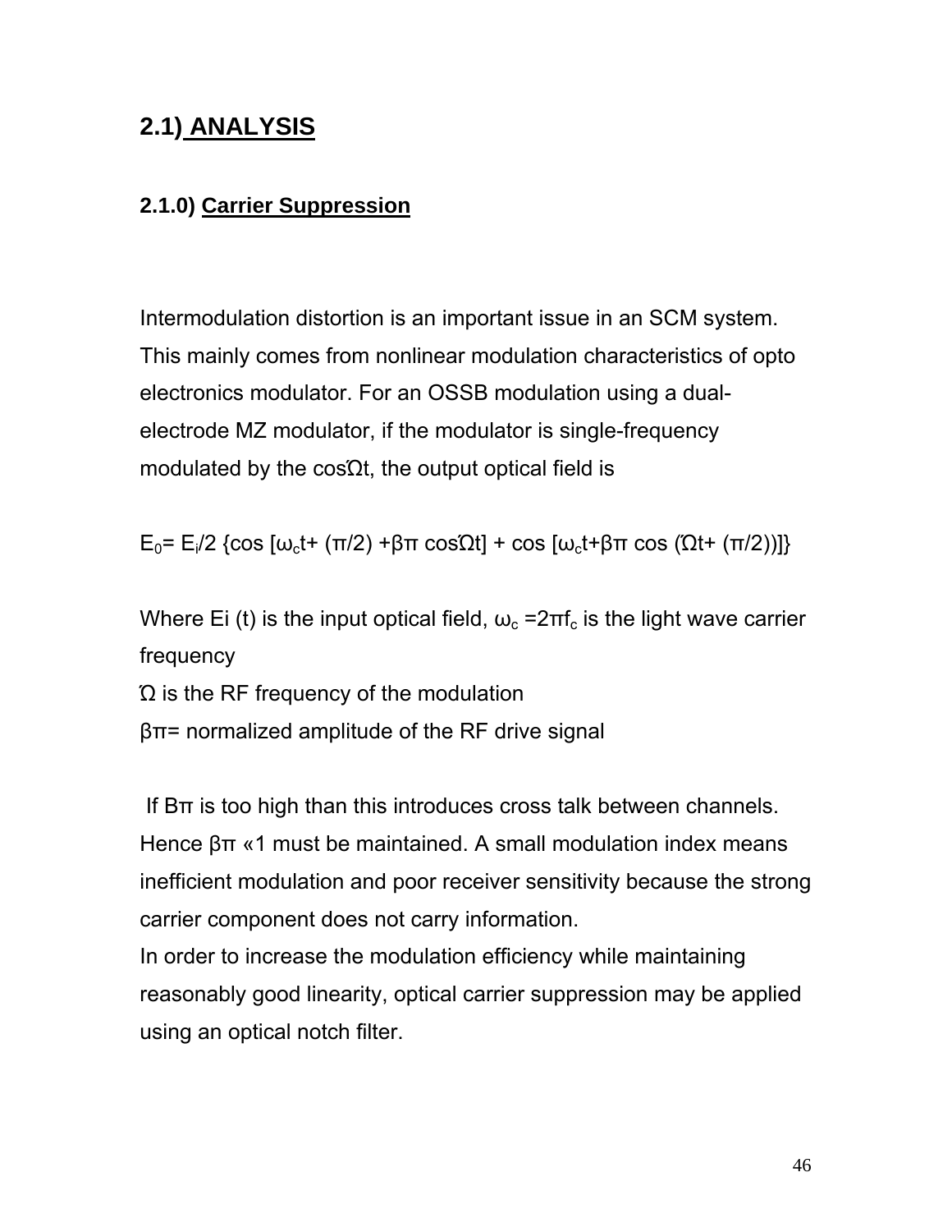## 2.1) ANALYSIS

### 2.1.0) Carrier Suppression

Intermodulation distortion is an important issue in an SCM system. This mainly comes from nonlinear modulation characteristics of opto electronics modulator. For an OSSB modulation using a dual-electrode MZ modulator, if the modulator is single-frequency modulated by the cosΏt, the output optical field is

$$E_0 = E_i/2 \{\cos [\omega_c t + (\pi/2) + \beta\pi \cos \Omega t] + \cos [\omega_c t + \beta\pi \cos (\Omega t + (\pi/2))]\}$$

Where Ei (t) is the input optical field, $\omega_c = 2\pi f_c$ is the light wave carrier frequency

Ώ is the RF frequency of the modulation

βπ= normalized amplitude of the RF drive signal

If Bπ is too high than this introduces cross talk between channels. Hence βπ «1 must be maintained. A small modulation index means inefficient modulation and poor receiver sensitivity because the strong carrier component does not carry information.

In order to increase the modulation efficiency while maintaining reasonably good linearity, optical carrier suppression may be applied using an optical notch filter.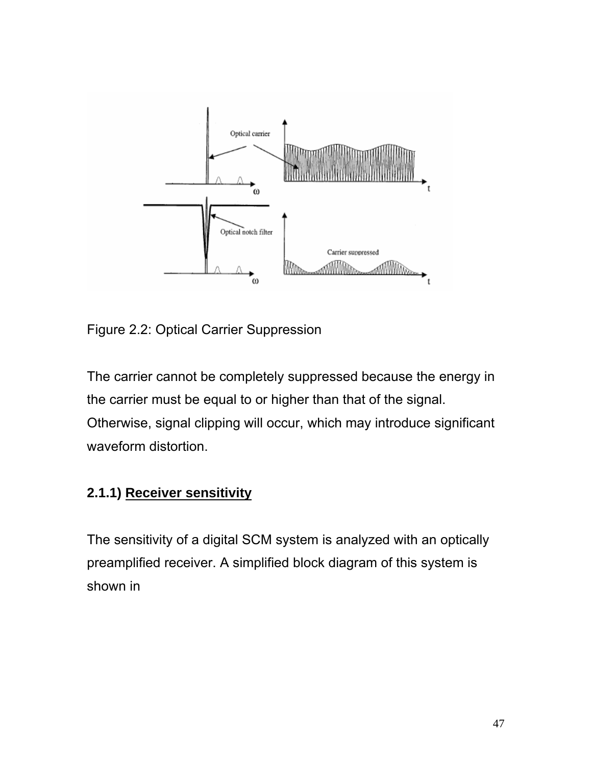Figure 2.2: Optical Carrier Suppression

The carrier cannot be completely suppressed because the energy in the carrier must be equal to or higher than that of the signal. Otherwise, signal clipping will occur, which may introduce significant waveform distortion.

### 2.1.1) Receiver sensitivity

The sensitivity of a digital SCM system is analyzed with an optically preamplified receiver. A simplified block diagram of this system is shown in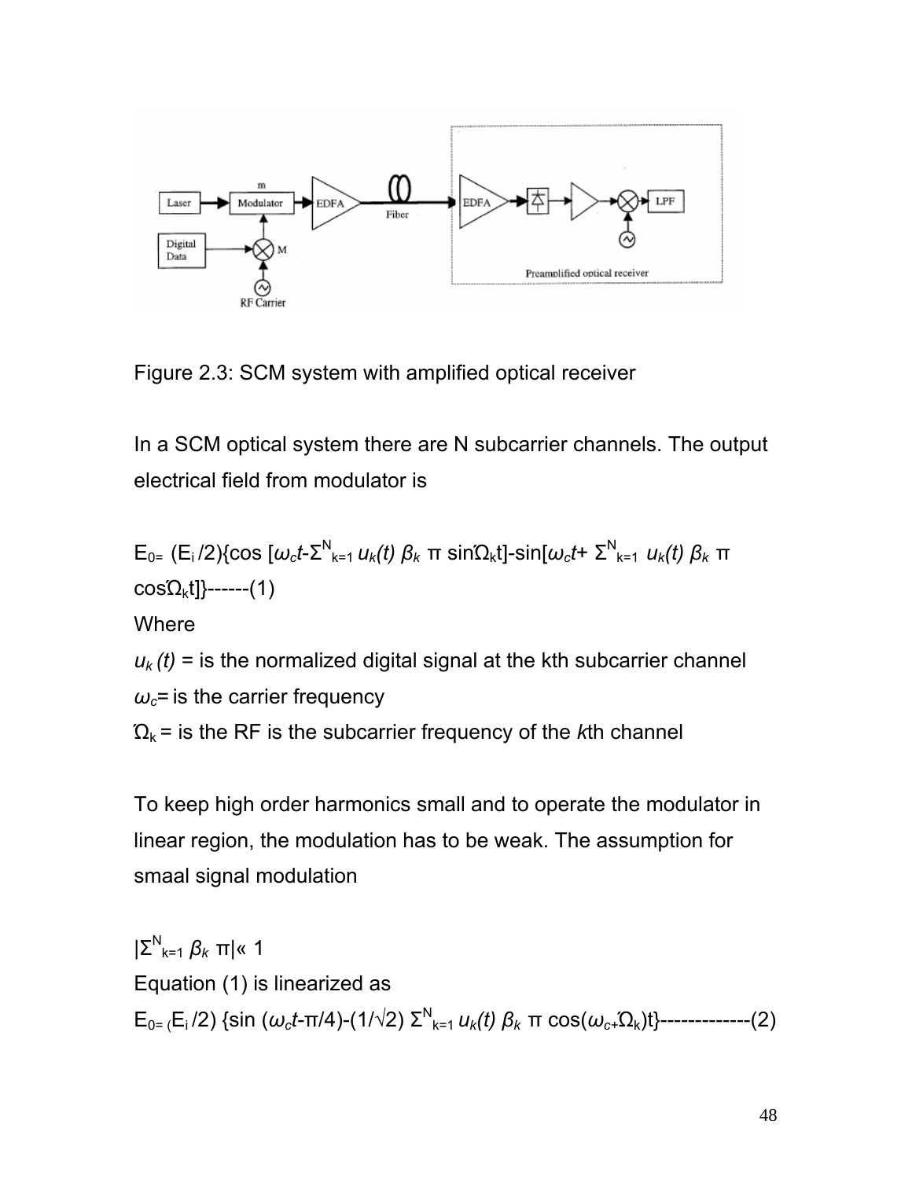Figure 2.3: SCM system with amplified optical receiver

In a SCM optical system there are N subcarrier channels. The output electrical field from modulator is

$$E_0 = (E_i/2)\{\cos[\omega_c t - \Sigma^N_{k=1} u_k(t)\, \beta_k\, \pi \sin\Omega_k t] - \sin[\omega_c t + \Sigma^N_{k=1} u_k(t)\, \beta_k\, \pi \cos\Omega_k t]\}\text{------}(1)$$

Where

$u_k(t)$ = is the normalized digital signal at the kth subcarrier channel

$\omega_c$= is the carrier frequency

$\Omega_k$ = is the RF is the subcarrier frequency of the *k*th channel

To keep high order harmonics small and to operate the modulator in linear region, the modulation has to be weak. The assumption for smaal signal modulation

$$|\Sigma^N_{k=1} \beta_k\, \pi| \ll 1$$

Equation (1) is linearized as

$$E_0 = (E_i/2)\{\sin(\omega_c t - \pi/4) - (1/\sqrt{2})\, \Sigma^N_{k=1} u_k(t)\, \beta_k\, \pi \cos(\omega_c + \Omega_k)t\}\text{-------------}(2)$$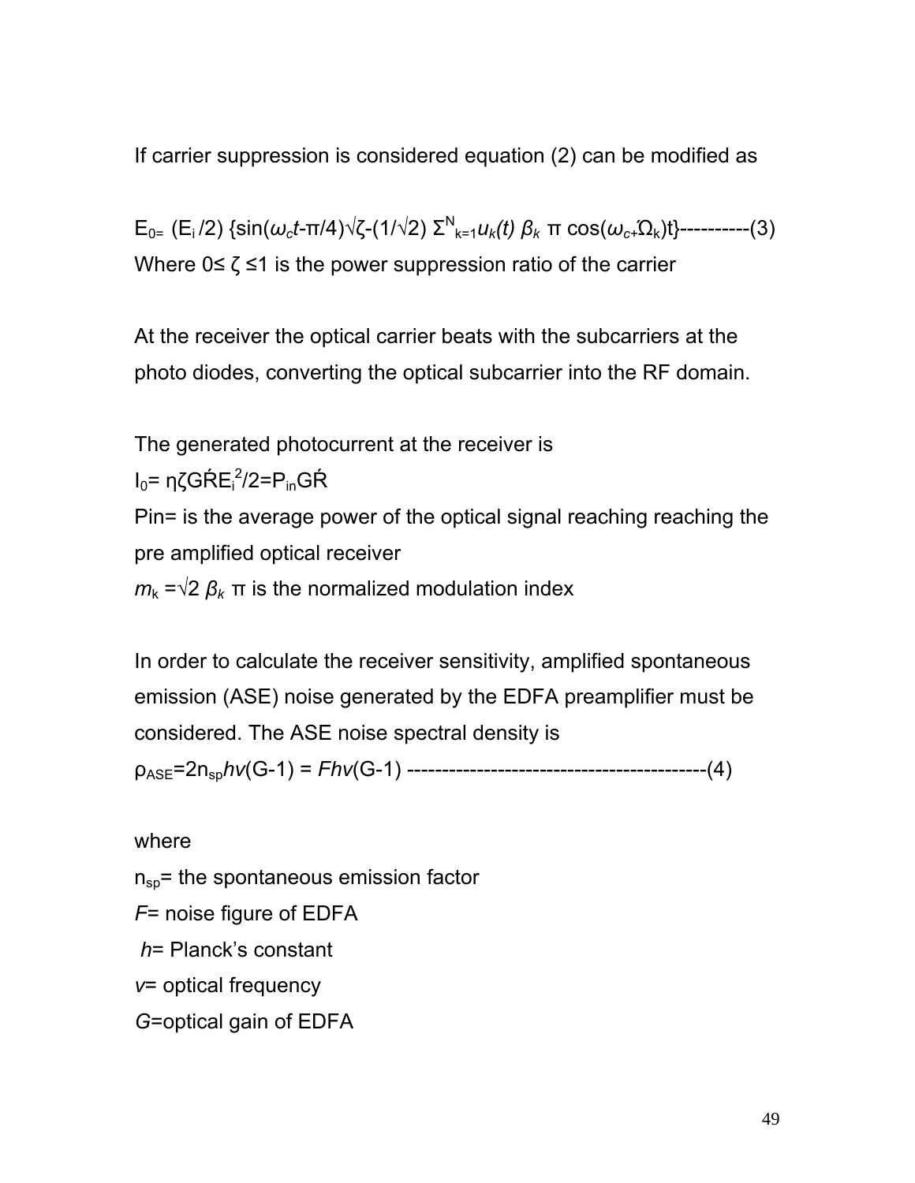If carrier suppression is considered equation (2) can be modified as

$E_0 = (E_i/2)\{\sin(\omega_c t - \pi/4)\sqrt{\zeta} - (1/\sqrt{2})\, \Sigma^{N}_{k=1} u_k(t)\, \beta_k\, \pi \cos(\omega_c + \acute{\Omega}_k)t\}$----------(3)

Where $0 \leq \zeta \leq 1$ is the power suppression ratio of the carrier

At the receiver the optical carrier beats with the subcarriers at the photo diodes, converting the optical subcarrier into the RF domain.

The generated photocurrent at the receiver is

$I_0 = \eta\zeta G\acute{R}E_i^2/2 = P_{in}G\acute{R}$

Pin= is the average power of the optical signal reaching reaching the pre amplified optical receiver

$m_k = \sqrt{2}\, \beta_k\, \pi$ is the normalized modulation index

In order to calculate the receiver sensitivity, amplified spontaneous emission (ASE) noise generated by the EDFA preamplifier must be considered. The ASE noise spectral density is

$\rho_{ASE} = 2n_{sp}hv(G-1) = Fhv(G-1)$ -------------------------------------------(4)

where

$n_{sp}$= the spontaneous emission factor

$F$= noise figure of EDFA

$h$= Planck's constant

$v$= optical frequency

$G$=optical gain of EDFA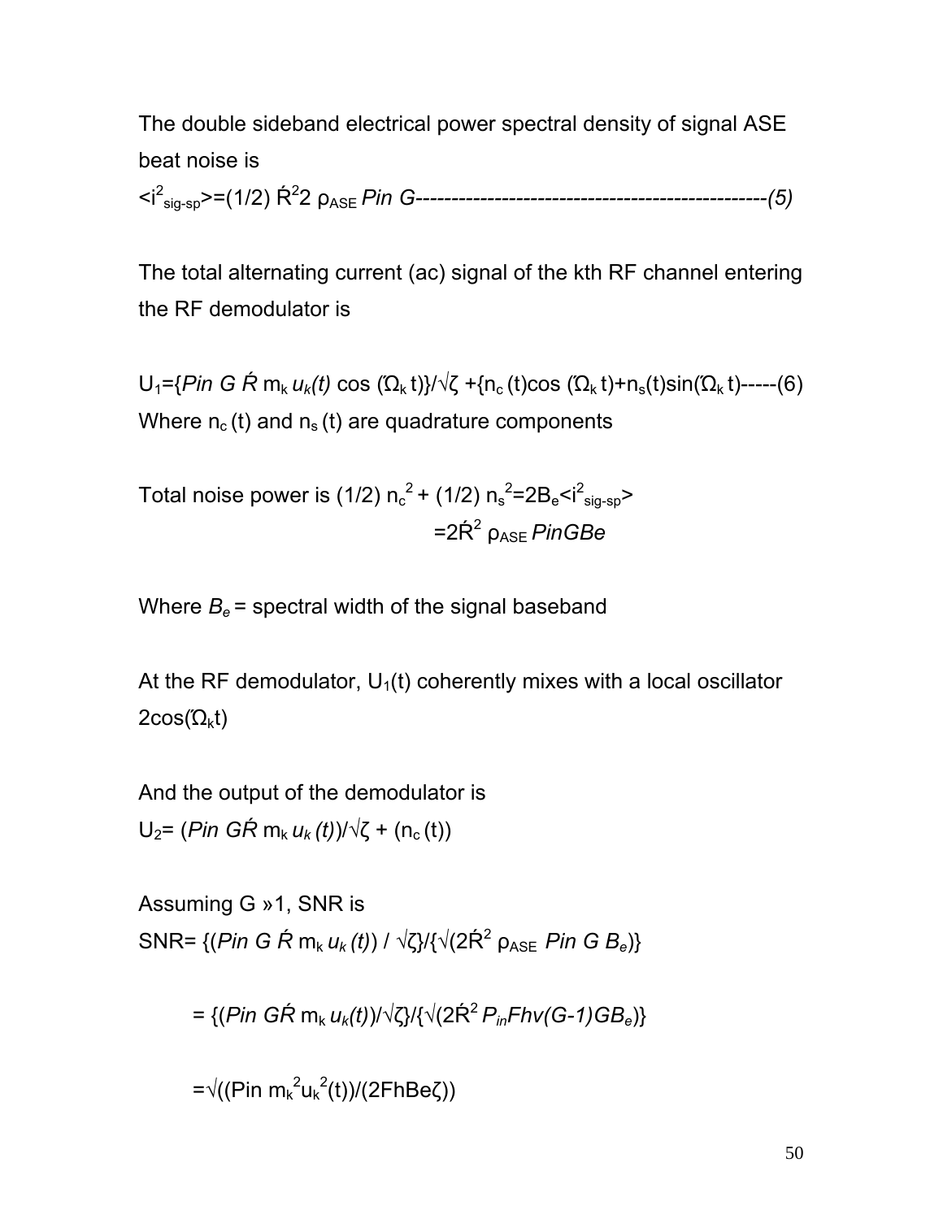The double sideband electrical power spectral density of signal ASE beat noise is

$<i^2_{sig\text{-}sp}>=(1/2)\ \acute{R}^2 2\ \rho_{ASE}\ Pin\ G$-------------------------------------------------*(5)*

The total alternating current (ac) signal of the kth RF channel entering the RF demodulator is

$U_1=\{Pin\ G\ \acute{R}\ m_k\ u_k(t)\ \cos(\acute{\Omega}_k t)\}/\sqrt{\zeta}+\{n_c(t)\cos(\acute{\Omega}_k t)+n_s(t)\sin(\acute{\Omega}_k t)$-----(6)

Where $n_c(t)$ and $n_s(t)$ are quadrature components

Total noise power is $(1/2)\ n_c^2+(1/2)\ n_s^2=2B_e<i^2_{sig\text{-}sp}>$

$=2\acute{R}^2\ \rho_{ASE}\ PinGBe$

Where $B_e$ = spectral width of the signal baseband

At the RF demodulator, $U_1(t)$ coherently mixes with a local oscillator $2\cos(\acute{\Omega}_k t)$

And the output of the demodulator is

$U_2=(Pin\ G\acute{R}\ m_k\ u_k(t))/\sqrt{\zeta}+(n_c(t))$

Assuming G »1, SNR is

$SNR=\{(Pin\ G\ \acute{R}\ m_k\ u_k(t))/\sqrt{\zeta}\}/\{\sqrt{(2\acute{R}^2\ \rho_{ASE}\ Pin\ G\ B_e)}\}$

$=\{(Pin\ G\acute{R}\ m_k\ u_k(t))/\sqrt{\zeta}\}/\{\sqrt{(2\acute{R}^2\ P_{in}Fhv(G-1)GB_e)}\}$

$=\sqrt{((Pin\ m_k^2 u_k^2(t))/(2FhBe\zeta))}$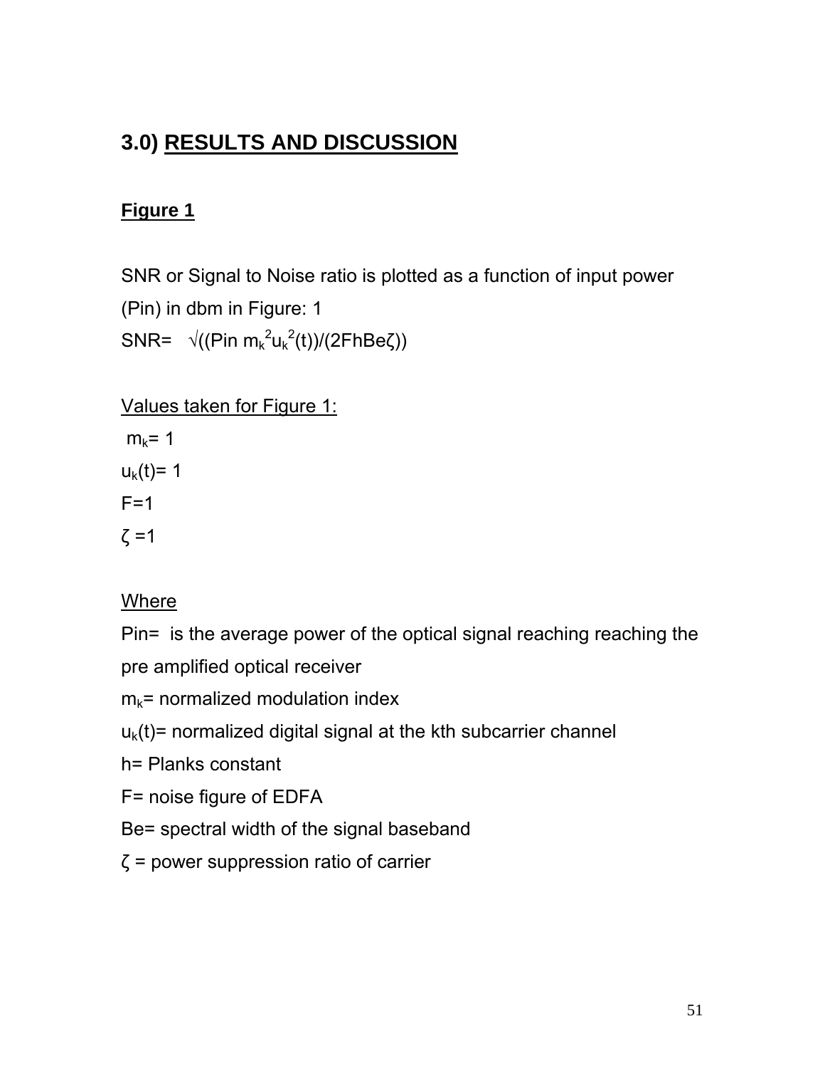# 3.0) RESULTS AND DISCUSSION

## Figure 1

SNR or Signal to Noise ratio is plotted as a function of input power (Pin) in dbm in Figure: 1

SNR= $\sqrt{((Pin\ m_k^2 u_k^2(t))/(2FhBe\zeta))}$

Values taken for Figure 1:

$m_k$= 1

$u_k(t)$= 1

F=1

ζ =1

Where

Pin= is the average power of the optical signal reaching reaching the pre amplified optical receiver

$m_k$= normalized modulation index

$u_k(t)$= normalized digital signal at the kth subcarrier channel

h= Planks constant

F= noise figure of EDFA

Be= spectral width of the signal baseband

ζ = power suppression ratio of carrier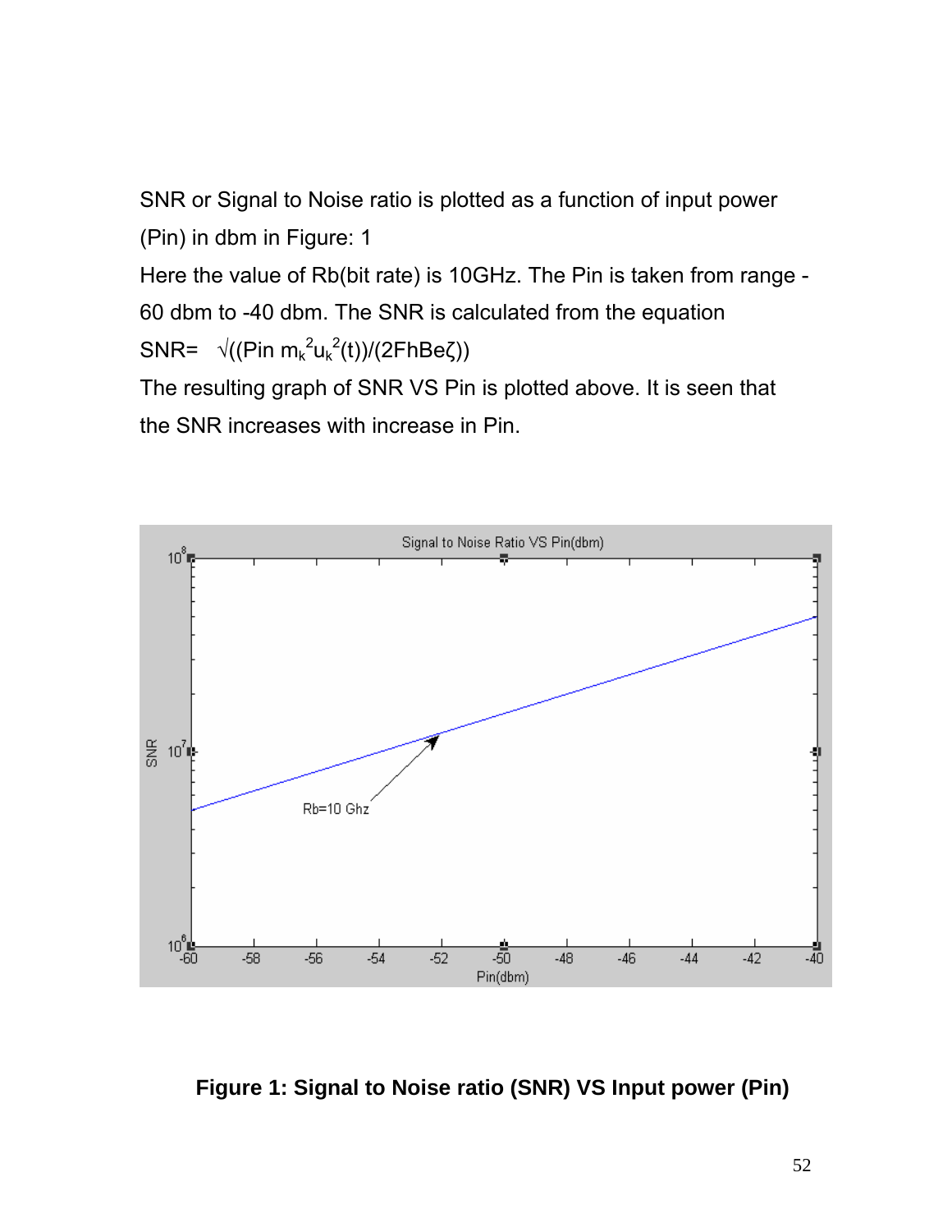SNR or Signal to Noise ratio is plotted as a function of input power (Pin) in dbm in Figure: 1

Here the value of Rb(bit rate) is 10GHz. The Pin is taken from range -60 dbm to -40 dbm. The SNR is calculated from the equation

$$SNR = \sqrt{(P_{in}\, m_k^2 u_k^2(t))/(2FhB_e\zeta)}$$

The resulting graph of SNR VS Pin is plotted above. It is seen that the SNR increases with increase in Pin.

**Figure 1: Signal to Noise ratio (SNR) VS Input power (Pin)**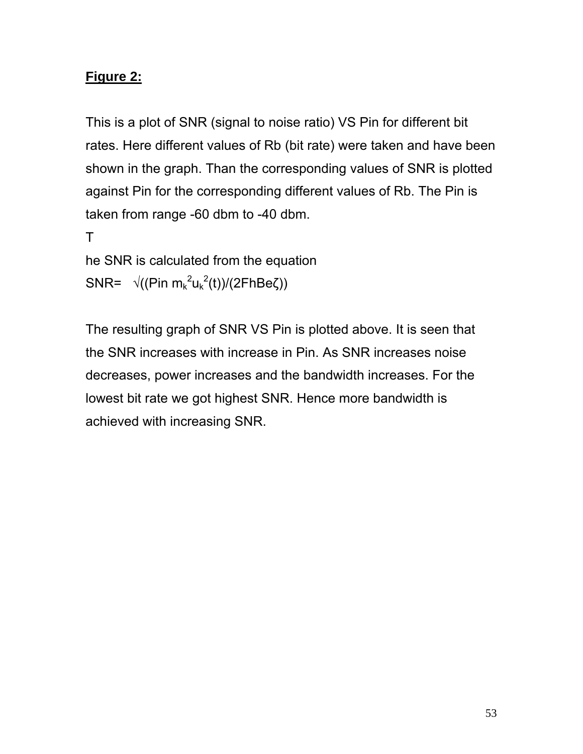**Figure 2:**

This is a plot of SNR (signal to noise ratio) VS Pin for different bit rates. Here different values of Rb (bit rate) were taken and have been shown in the graph. Than the corresponding values of SNR is plotted against Pin for the corresponding different values of Rb. The Pin is taken from range -60 dbm to -40 dbm.

T

he SNR is calculated from the equation

SNR= $\sqrt{((Pin\ m_k^2 u_k^2(t))/(2FhBe\zeta))}$

The resulting graph of SNR VS Pin is plotted above. It is seen that the SNR increases with increase in Pin. As SNR increases noise decreases, power increases and the bandwidth increases. For the lowest bit rate we got highest SNR. Hence more bandwidth is achieved with increasing SNR.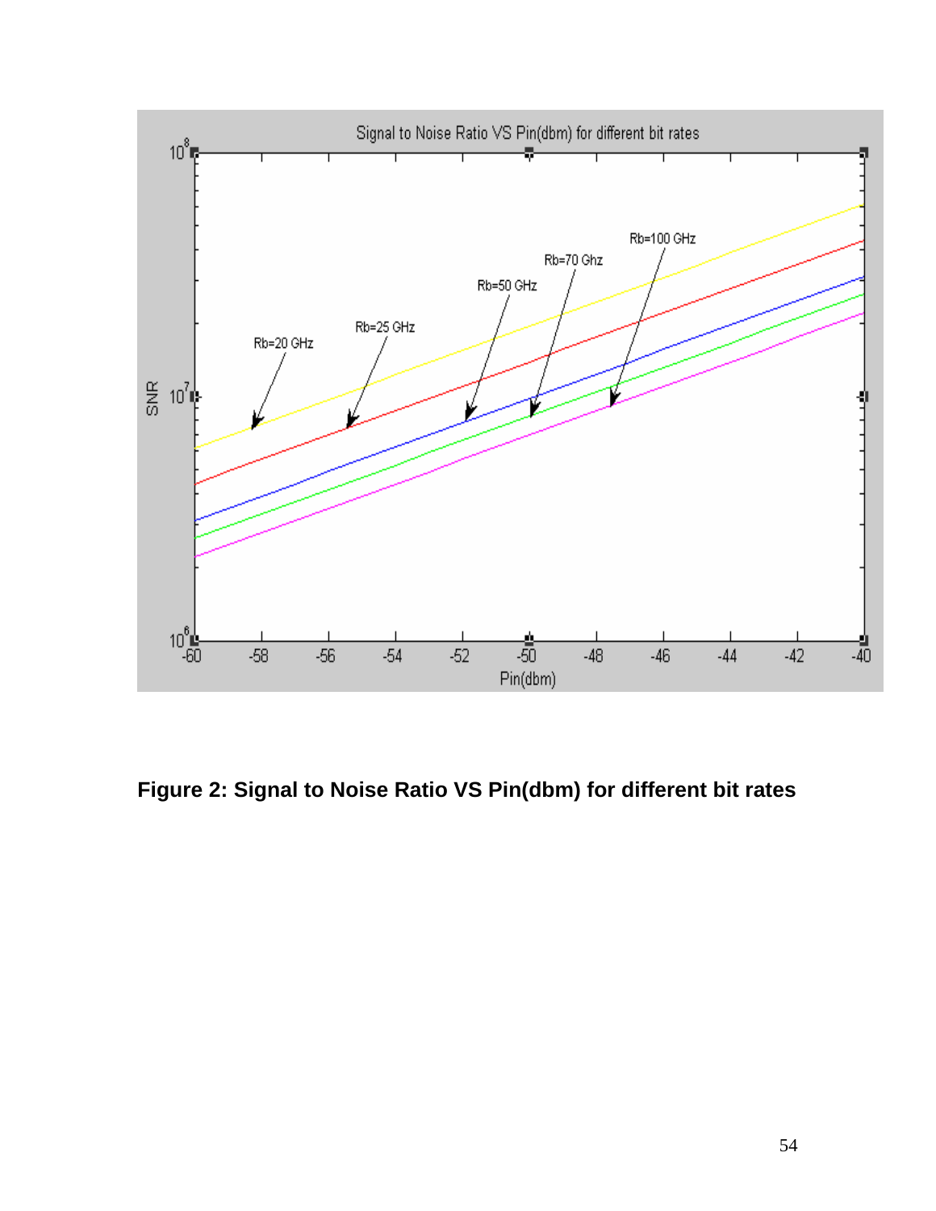**Figure 2: Signal to Noise Ratio VS Pin(dbm) for different bit rates**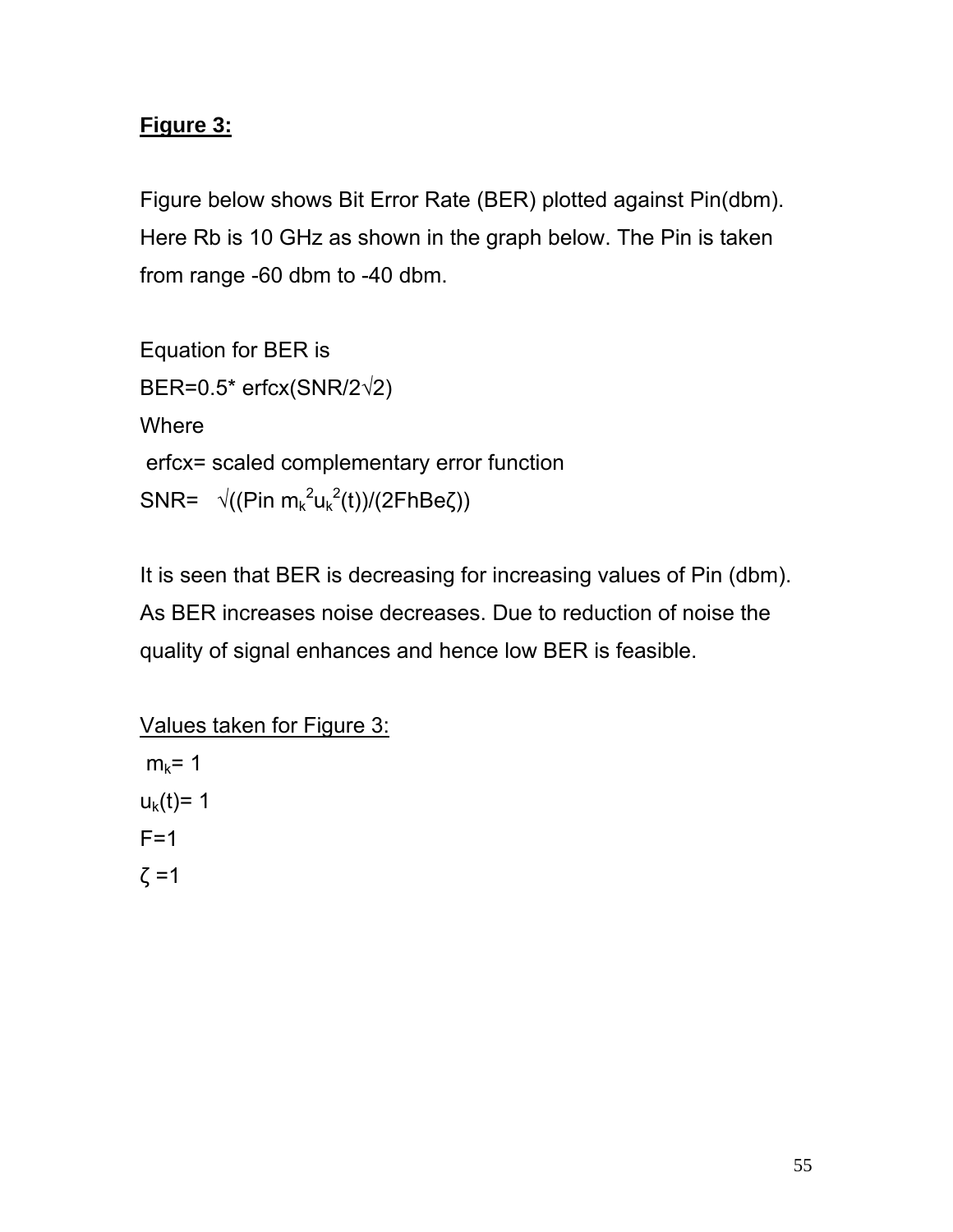**Figure 3:**

Figure below shows Bit Error Rate (BER) plotted against Pin(dbm). Here Rb is 10 GHz as shown in the graph below. The Pin is taken from range -60 dbm to -40 dbm.

Equation for BER is

BER=0.5* erfcx(SNR/2√2)

Where

erfcx= scaled complementary error function

SNR= $\sqrt{((P_{in}\, m_k^2 u_k^2(t))/(2FhBe\zeta))}$

It is seen that BER is decreasing for increasing values of Pin (dbm). As BER increases noise decreases. Due to reduction of noise the quality of signal enhances and hence low BER is feasible.

Values taken for Figure 3:

$m_k$= 1

$u_k(t)$= 1

F=1

$\zeta$ =1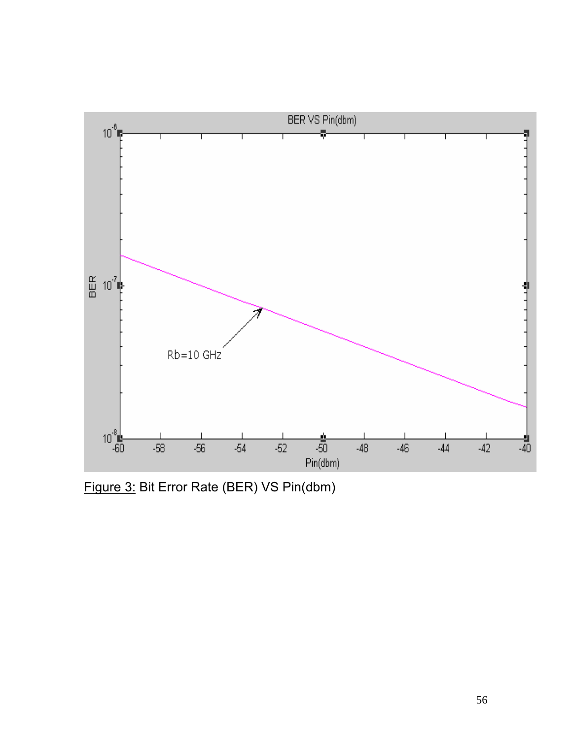Figure 3: Bit Error Rate (BER) VS Pin(dbm)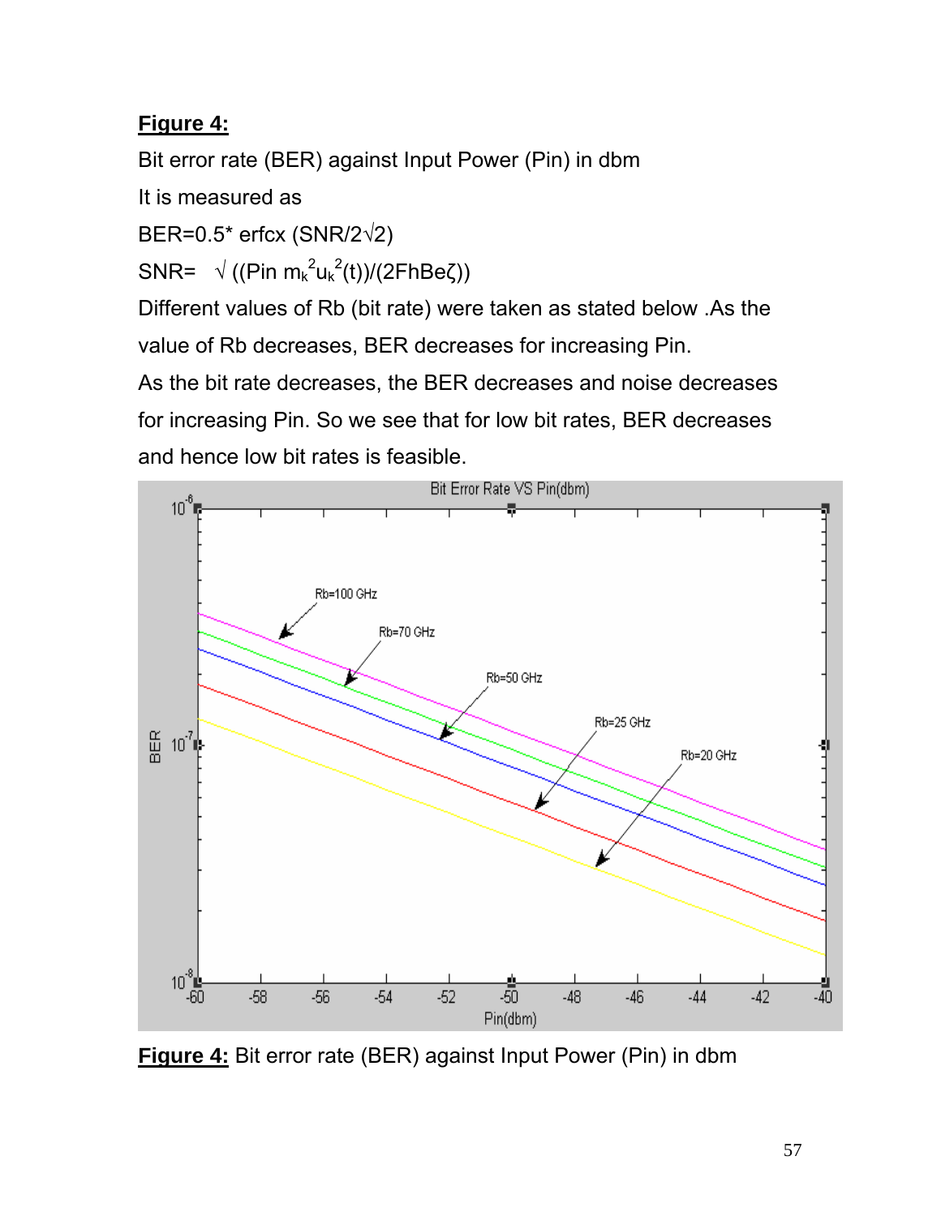**Figure 4:**

Bit error rate (BER) against Input Power (Pin) in dbm

It is measured as

BER=0.5* erfcx (SNR/2√2)

SNR= $\sqrt{((\text{Pin } m_k^2 u_k^2(t))/(2\text{FhBe}\zeta))}$

Different values of Rb (bit rate) were taken as stated below .As the value of Rb decreases, BER decreases for increasing Pin.

As the bit rate decreases, the BER decreases and noise decreases for increasing Pin. So we see that for low bit rates, BER decreases and hence low bit rates is feasible.

**Figure 4:** Bit error rate (BER) against Input Power (Pin) in dbm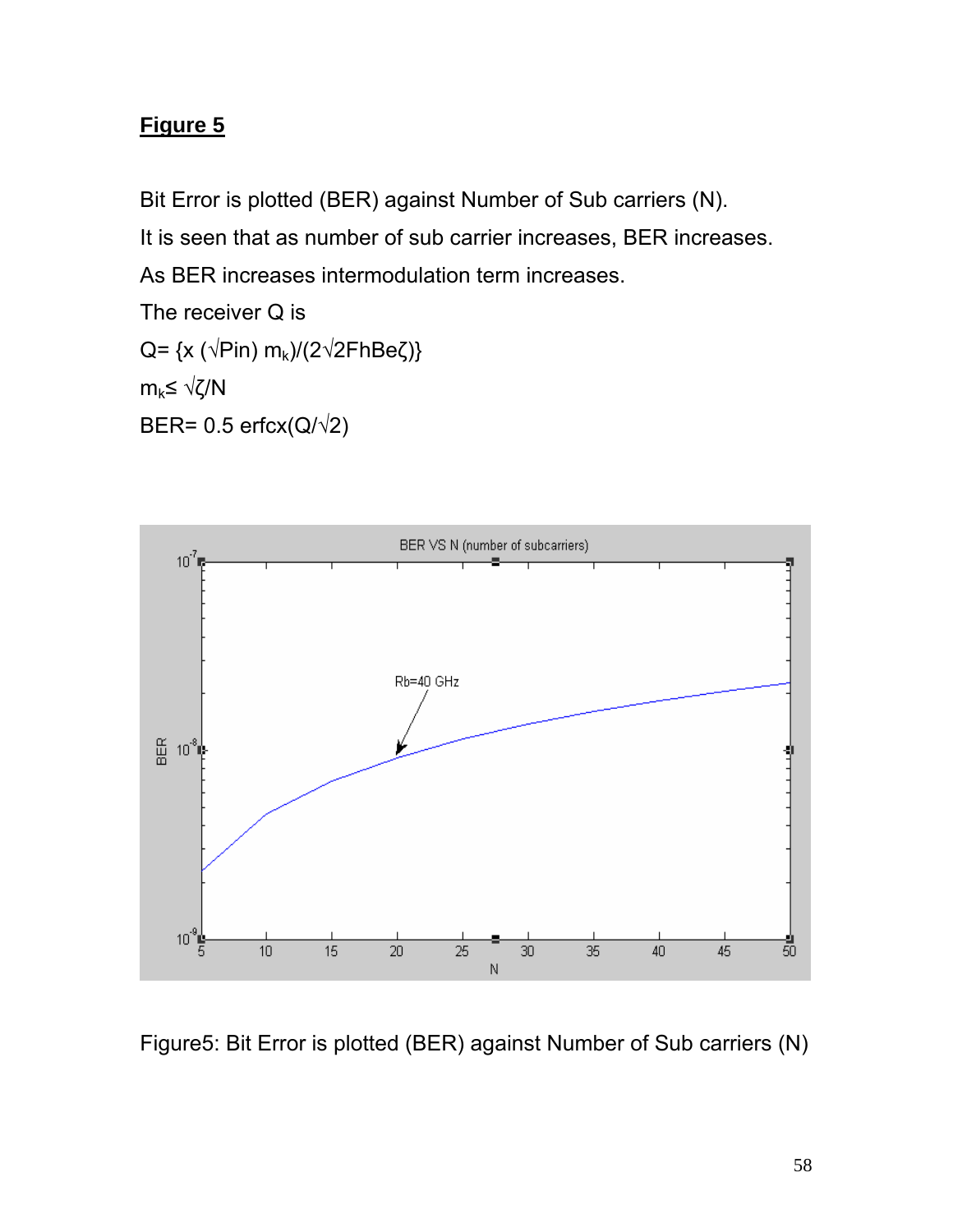## Figure 5

Bit Error is plotted (BER) against Number of Sub carriers (N).

It is seen that as number of sub carrier increases, BER increases.

As BER increases intermodulation term increases.

The receiver Q is

$Q= \{x (\sqrt{Pin})\, m_k)/(2\sqrt{2}FhBe\zeta)\}$

$m_k \leq \sqrt{\zeta}/N$

$BER= 0.5\ erfcx(Q/\sqrt{2})$

Figure5: Bit Error is plotted (BER) against Number of Sub carriers (N)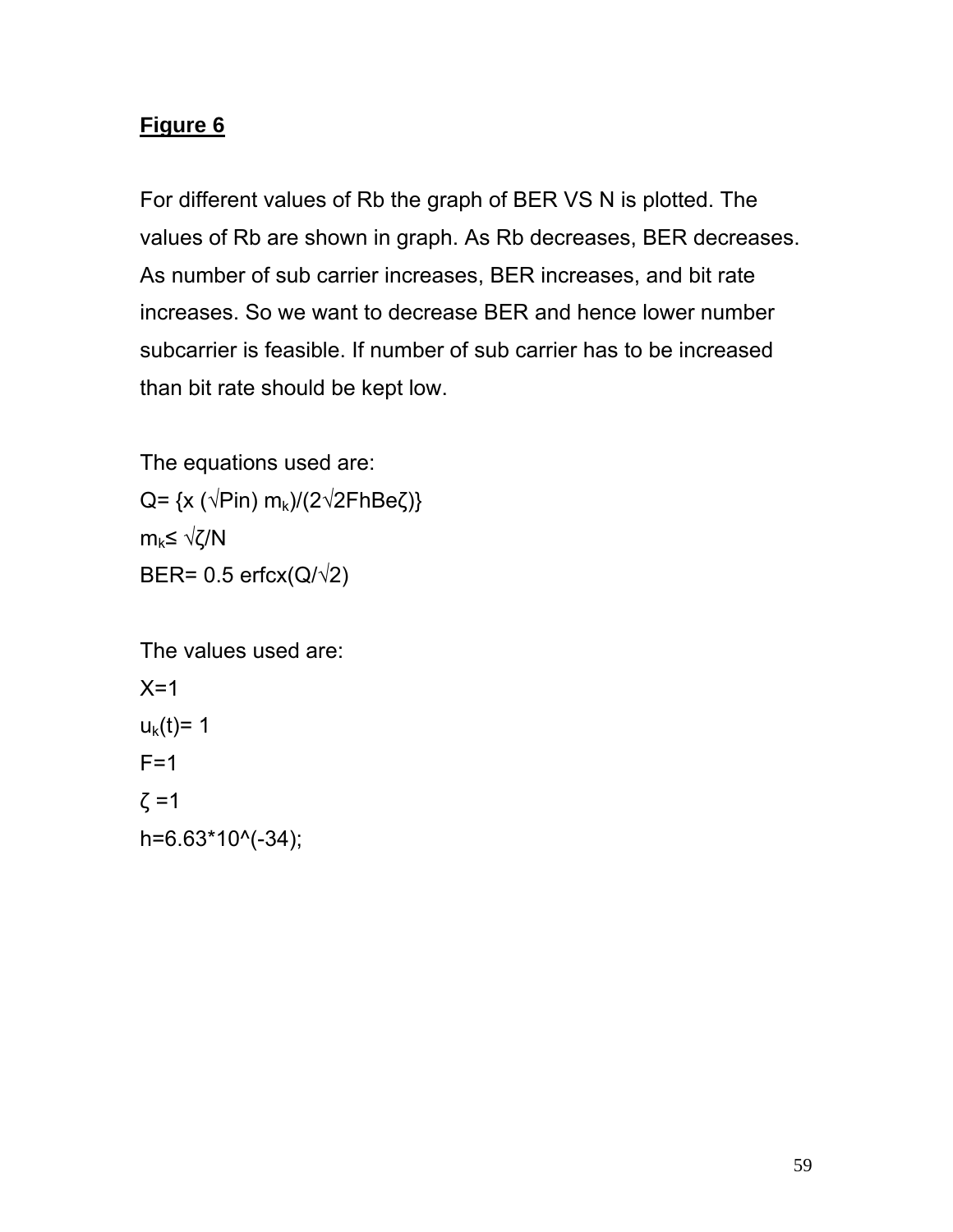**Figure 6**

For different values of Rb the graph of BER VS N is plotted. The values of Rb are shown in graph. As Rb decreases, BER decreases. As number of sub carrier increases, BER increases, and bit rate increases. So we want to decrease BER and hence lower number subcarrier is feasible. If number of sub carrier has to be increased than bit rate should be kept low.

The equations used are:

$Q= \{x\ (\sqrt{Pin})\ m_k)/(2\sqrt{2}FhBe\zeta)\}$

$m_k \leq \sqrt{\zeta}/N$

BER= 0.5 erfcx($Q/\sqrt{2}$)

The values used are:

X=1

$u_k(t)= 1$

F=1

$\zeta$ =1

h=6.63*10^(-34);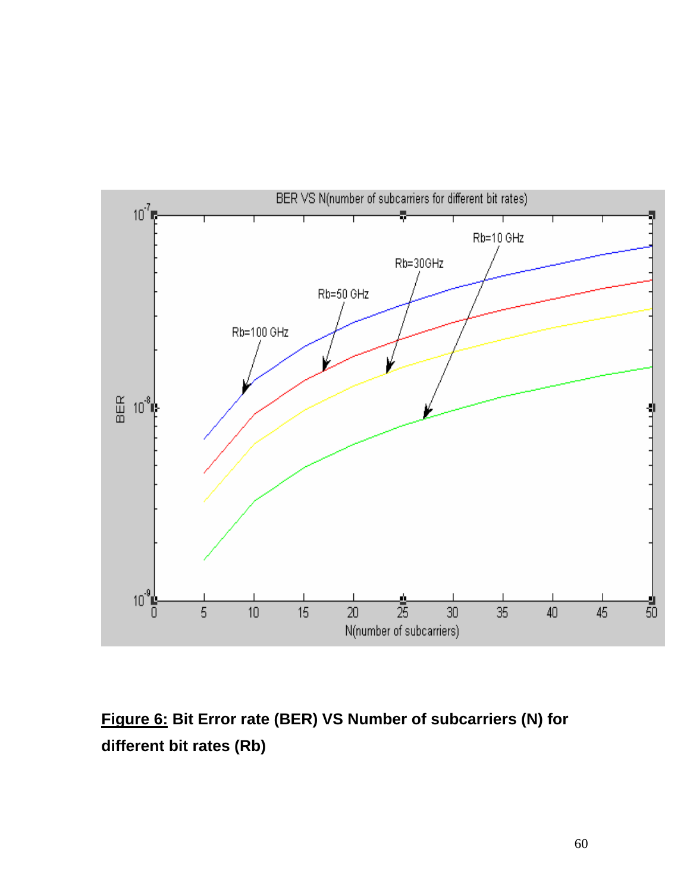**Figure 6:** Bit Error rate (BER) VS Number of subcarriers (N) for different bit rates (Rb)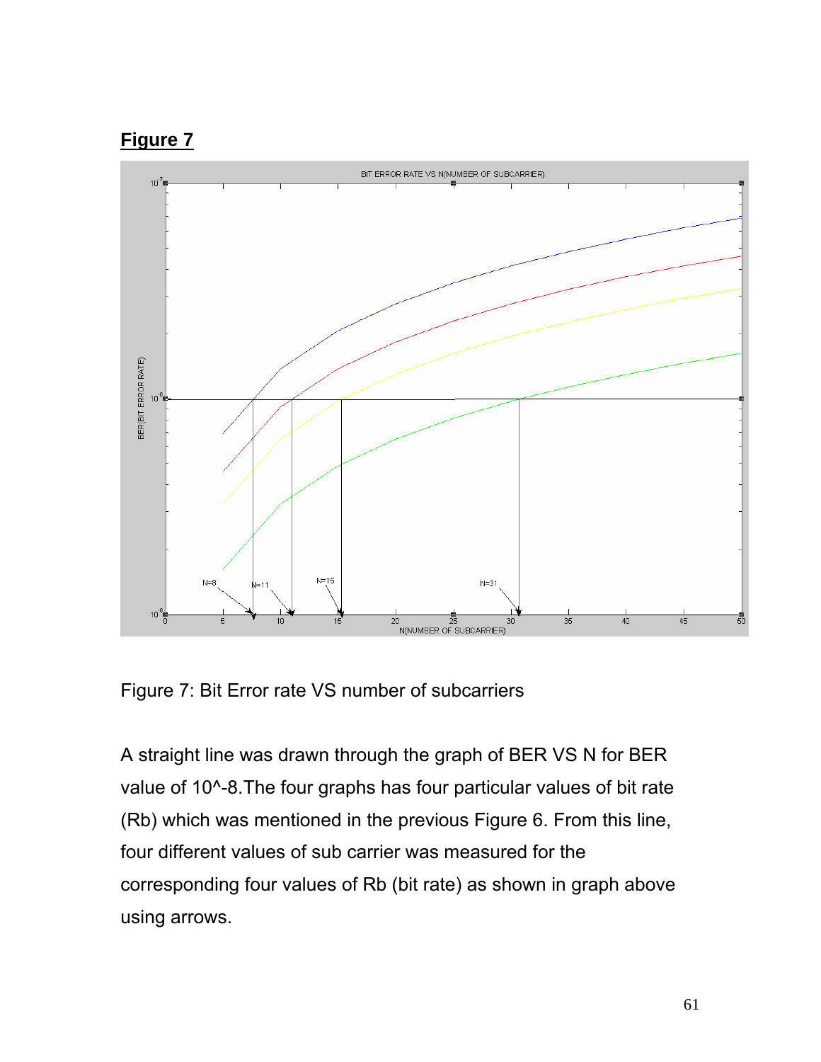## Figure 7

Figure 7: Bit Error rate VS number of subcarriers

A straight line was drawn through the graph of BER VS N for BER value of 10^-8.The four graphs has four particular values of bit rate (Rb) which was mentioned in the previous Figure 6. From this line, four different values of sub carrier was measured for the corresponding four values of Rb (bit rate) as shown in graph above using arrows.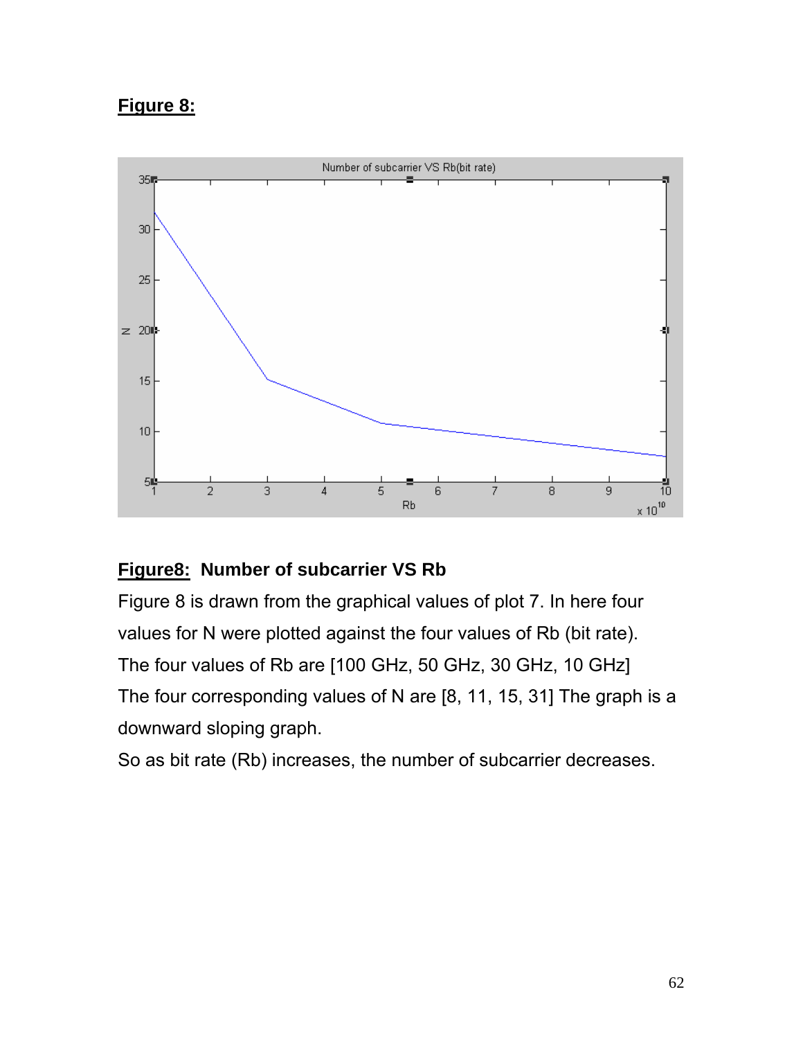**Figure 8:**

**Figure8: Number of subcarrier VS Rb**

Figure 8 is drawn from the graphical values of plot 7. In here four values for N were plotted against the four values of Rb (bit rate).

The four values of Rb are [100 GHz, 50 GHz, 30 GHz, 10 GHz]

The four corresponding values of N are [8, 11, 15, 31] The graph is a downward sloping graph.

So as bit rate (Rb) increases, the number of subcarrier decreases.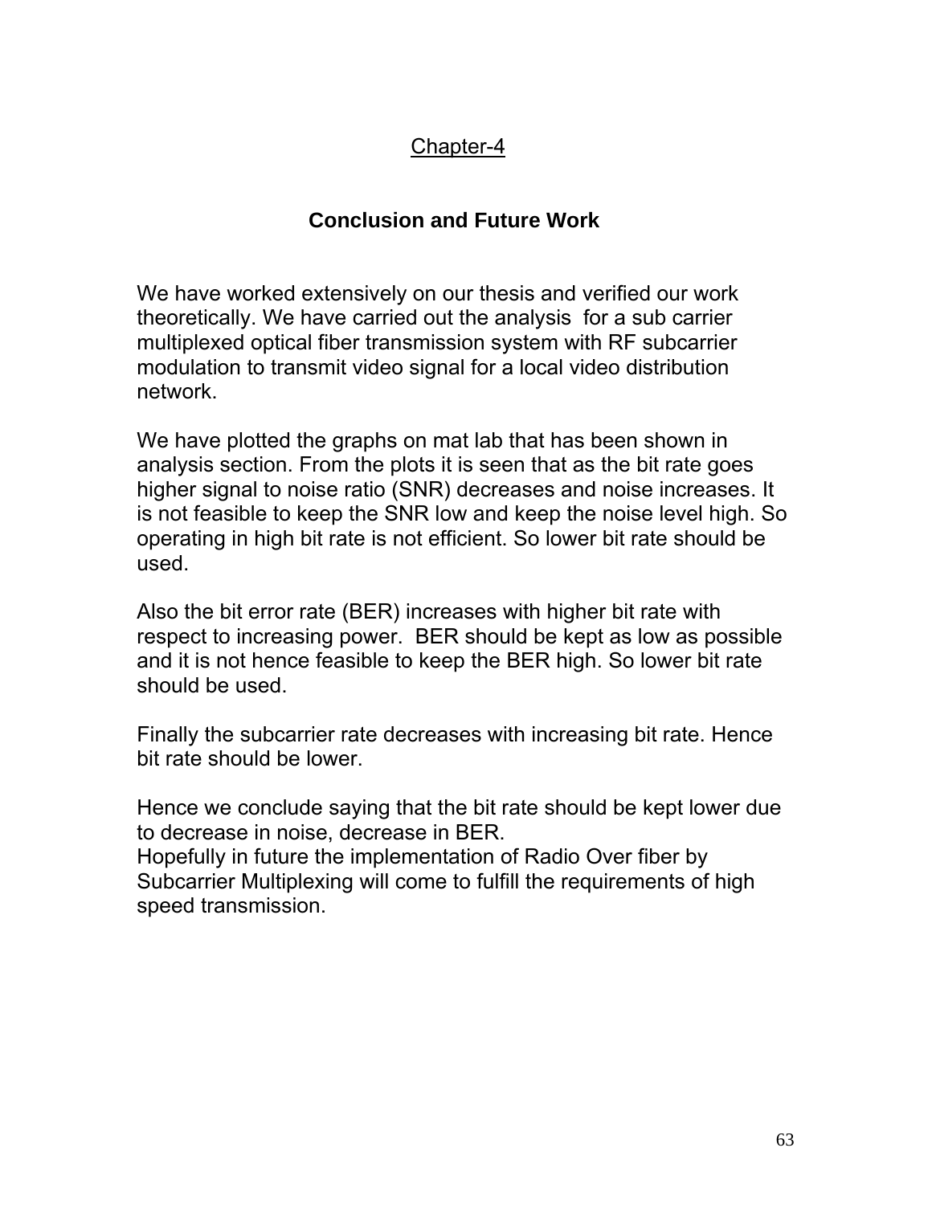## Chapter-4

### Conclusion and Future Work

We have worked extensively on our thesis and verified our work theoretically. We have carried out the analysis for a sub carrier multiplexed optical fiber transmission system with RF subcarrier modulation to transmit video signal for a local video distribution network.

We have plotted the graphs on mat lab that has been shown in analysis section. From the plots it is seen that as the bit rate goes higher signal to noise ratio (SNR) decreases and noise increases. It is not feasible to keep the SNR low and keep the noise level high. So operating in high bit rate is not efficient. So lower bit rate should be used.

Also the bit error rate (BER) increases with higher bit rate with respect to increasing power. BER should be kept as low as possible and it is not hence feasible to keep the BER high. So lower bit rate should be used.

Finally the subcarrier rate decreases with increasing bit rate. Hence bit rate should be lower.

Hence we conclude saying that the bit rate should be kept lower due to decrease in noise, decrease in BER.
Hopefully in future the implementation of Radio Over fiber by Subcarrier Multiplexing will come to fulfill the requirements of high speed transmission.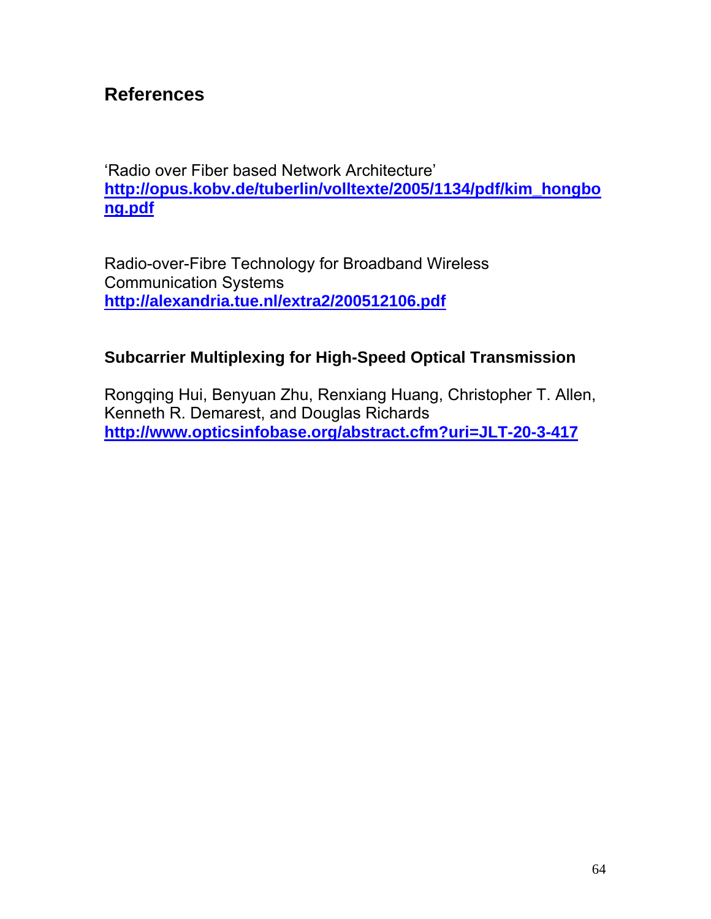## References

'Radio over Fiber based Network Architecture'
**http://opus.kobv.de/tuberlin/volltexte/2005/1134/pdf/kim_hongbong.pdf**

Radio-over-Fibre Technology for Broadband Wireless Communication Systems
**http://alexandria.tue.nl/extra2/200512106.pdf**

**Subcarrier Multiplexing for High-Speed Optical Transmission**

Rongqing Hui, Benyuan Zhu, Renxiang Huang, Christopher T. Allen, Kenneth R. Demarest, and Douglas Richards
**http://www.opticsinfobase.org/abstract.cfm?uri=JLT-20-3-417**